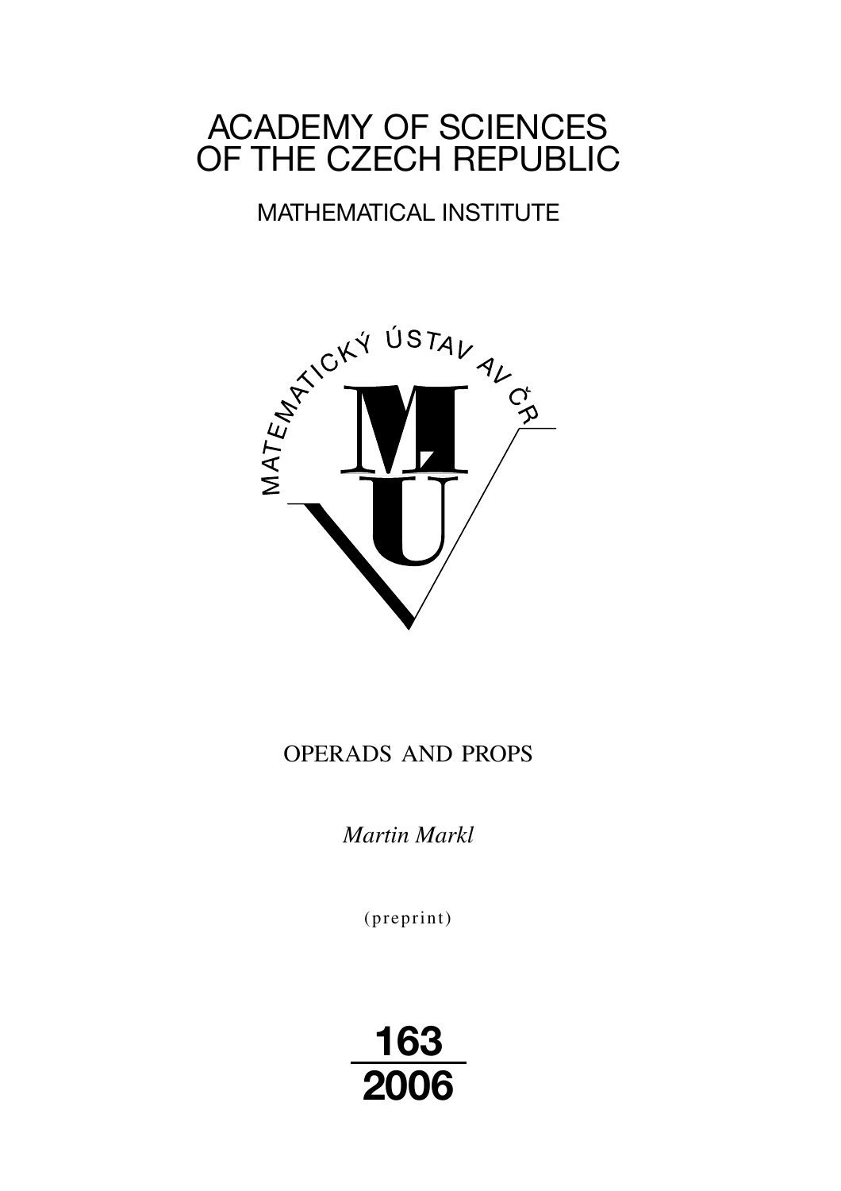# ACADEMY OF SCIENCES OF THE CZECH REPUBLIC

## MATHEMATICAL INSTITUTE

MATEMATICKÝ ÚSTAV AV ČR

OPERADS AND PROPS

*Martin Markl*

(preprint)

**163**

**2006**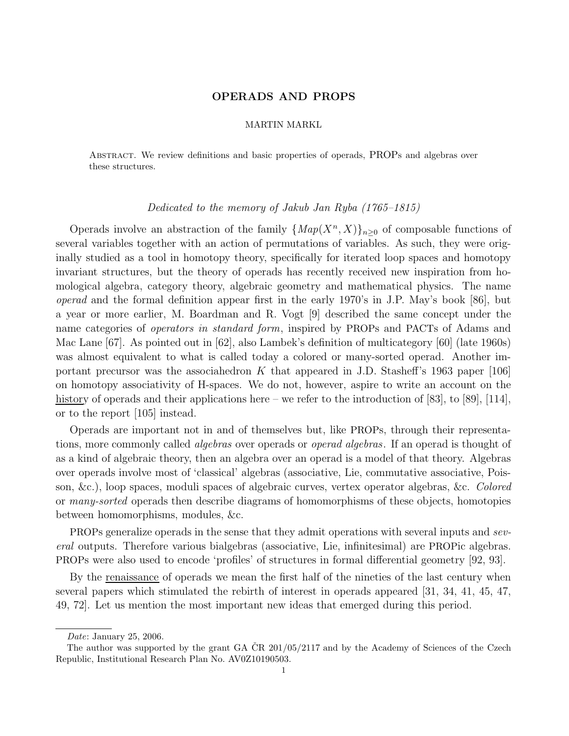# OPERADS AND PROPS

MARTIN MARKL

Abstract. We review definitions and basic properties of operads, PROPs and algebras over these structures.

*Dedicated to the memory of Jakub Jan Ryba (1765–1815)*

Operads involve an abstraction of the family $\{Map(X^n, X)\}_{n \geq 0}$ of composable functions of several variables together with an action of permutations of variables. As such, they were originally studied as a tool in homotopy theory, specifically for iterated loop spaces and homotopy invariant structures, but the theory of operads has recently received new inspiration from homological algebra, category theory, algebraic geometry and mathematical physics. The name *operad* and the formal definition appear first in the early 1970's in J.P. May's book [86], but a year or more earlier, M. Boardman and R. Vogt [9] described the same concept under the name categories of *operators in standard form*, inspired by PROPs and PACTs of Adams and Mac Lane [67]. As pointed out in [62], also Lambek's definition of multicategory [60] (late 1960s) was almost equivalent to what is called today a colored or many-sorted operad. Another important precursor was the associahedron $K$ that appeared in J.D. Stasheff's 1963 paper [106] on homotopy associativity of H-spaces. We do not, however, aspire to write an account on the history of operads and their applications here – we refer to the introduction of [83], to [89], [114], or to the report [105] instead.

Operads are important not in and of themselves but, like PROPs, through their representations, more commonly called *algebras* over operads or *operad algebras*. If an operad is thought of as a kind of algebraic theory, then an algebra over an operad is a model of that theory. Algebras over operads involve most of 'classical' algebras (associative, Lie, commutative associative, Poisson, &c.), loop spaces, moduli spaces of algebraic curves, vertex operator algebras, &c. *Colored* or *many-sorted* operads then describe diagrams of homomorphisms of these objects, homotopies between homomorphisms, modules, &c.

PROPs generalize operads in the sense that they admit operations with several inputs and *several* outputs. Therefore various bialgebras (associative, Lie, infinitesimal) are PROPic algebras. PROPs were also used to encode 'profiles' of structures in formal differential geometry [92, 93].

By the renaissance of operads we mean the first half of the nineties of the last century when several papers which stimulated the rebirth of interest in operads appeared [31, 34, 41, 45, 47, 49, 72]. Let us mention the most important new ideas that emerged during this period.

*Date*: January 25, 2006.

The author was supported by the grant GA ČR 201/05/2117 and by the Academy of Sciences of the Czech Republic, Institutional Research Plan No. AV0Z10190503.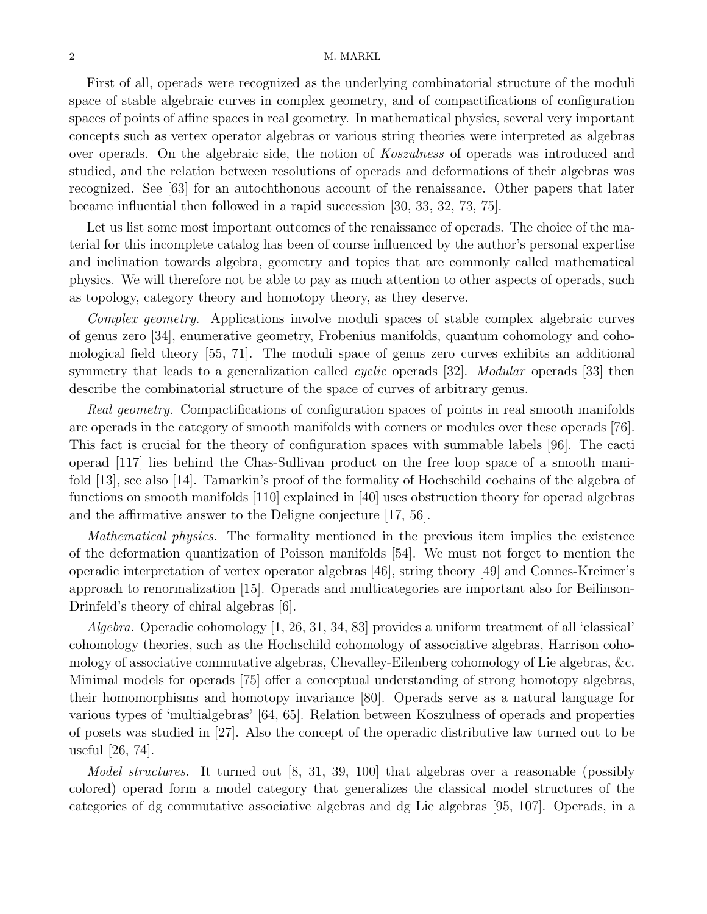First of all, operads were recognized as the underlying combinatorial structure of the moduli space of stable algebraic curves in complex geometry, and of compactifications of configuration spaces of points of affine spaces in real geometry. In mathematical physics, several very important concepts such as vertex operator algebras or various string theories were interpreted as algebras over operads. On the algebraic side, the notion of *Koszulness* of operads was introduced and studied, and the relation between resolutions of operads and deformations of their algebras was recognized. See [63] for an autochthonous account of the renaissance. Other papers that later became influential then followed in a rapid succession [30, 33, 32, 73, 75].

Let us list some most important outcomes of the renaissance of operads. The choice of the material for this incomplete catalog has been of course influenced by the author's personal expertise and inclination towards algebra, geometry and topics that are commonly called mathematical physics. We will therefore not be able to pay as much attention to other aspects of operads, such as topology, category theory and homotopy theory, as they deserve.

*Complex geometry.* Applications involve moduli spaces of stable complex algebraic curves of genus zero [34], enumerative geometry, Frobenius manifolds, quantum cohomology and cohomological field theory [55, 71]. The moduli space of genus zero curves exhibits an additional symmetry that leads to a generalization called *cyclic* operads [32]. *Modular* operads [33] then describe the combinatorial structure of the space of curves of arbitrary genus.

*Real geometry.* Compactifications of configuration spaces of points in real smooth manifolds are operads in the category of smooth manifolds with corners or modules over these operads [76]. This fact is crucial for the theory of configuration spaces with summable labels [96]. The cacti operad [117] lies behind the Chas-Sullivan product on the free loop space of a smooth manifold [13], see also [14]. Tamarkin's proof of the formality of Hochschild cochains of the algebra of functions on smooth manifolds [110] explained in [40] uses obstruction theory for operad algebras and the affirmative answer to the Deligne conjecture [17, 56].

*Mathematical physics.* The formality mentioned in the previous item implies the existence of the deformation quantization of Poisson manifolds [54]. We must not forget to mention the operadic interpretation of vertex operator algebras [46], string theory [49] and Connes-Kreimer's approach to renormalization [15]. Operads and multicategories are important also for Beilinson-Drinfeld's theory of chiral algebras [6].

*Algebra.* Operadic cohomology [1, 26, 31, 34, 83] provides a uniform treatment of all 'classical' cohomology theories, such as the Hochschild cohomology of associative algebras, Harrison cohomology of associative commutative algebras, Chevalley-Eilenberg cohomology of Lie algebras, &c. Minimal models for operads [75] offer a conceptual understanding of strong homotopy algebras, their homomorphisms and homotopy invariance [80]. Operads serve as a natural language for various types of 'multialgebras' [64, 65]. Relation between Koszulness of operads and properties of posets was studied in [27]. Also the concept of the operadic distributive law turned out to be useful [26, 74].

*Model structures.* It turned out [8, 31, 39, 100] that algebras over a reasonable (possibly colored) operad form a model category that generalizes the classical model structures of the categories of dg commutative associative algebras and dg Lie algebras [95, 107]. Operads, in a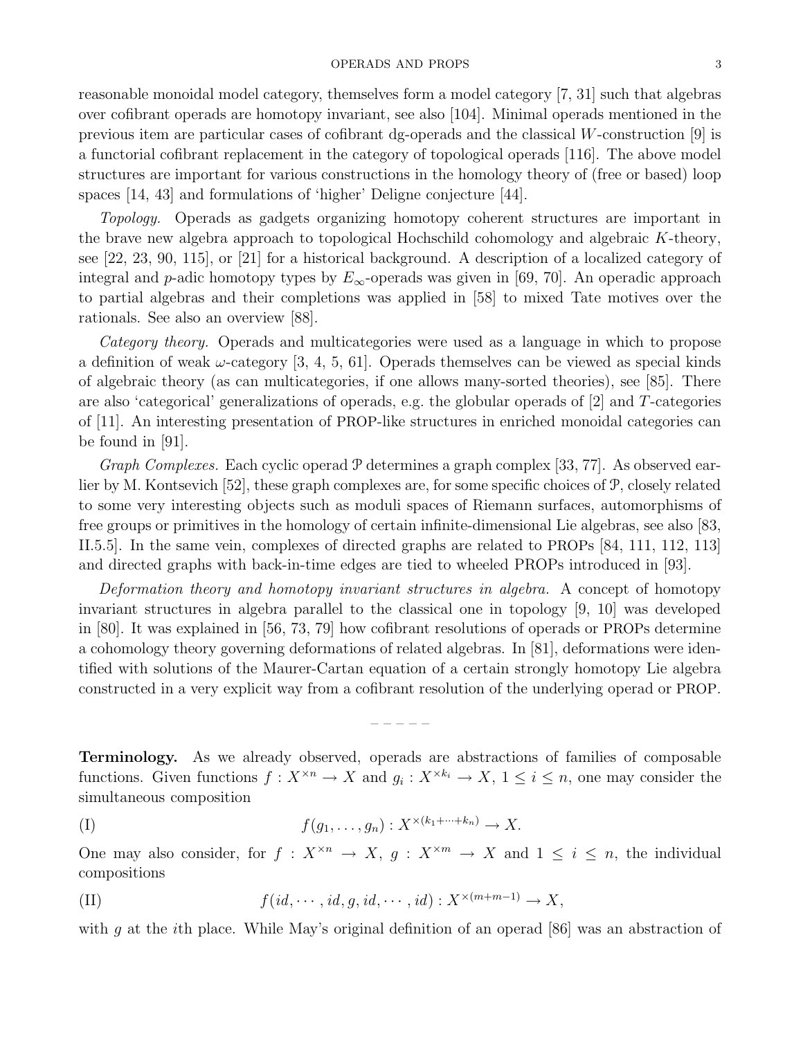reasonable monoidal model category, themselves form a model category [7, 31] such that algebras over cofibrant operads are homotopy invariant, see also [104]. Minimal operads mentioned in the previous item are particular cases of cofibrant dg-operads and the classical $W$-construction [9] is a functorial cofibrant replacement in the category of topological operads [116]. The above model structures are important for various constructions in the homology theory of (free or based) loop spaces [14, 43] and formulations of 'higher' Deligne conjecture [44].

*Topology.* Operads as gadgets organizing homotopy coherent structures are important in the brave new algebra approach to topological Hochschild cohomology and algebraic $K$-theory, see [22, 23, 90, 115], or [21] for a historical background. A description of a localized category of integral and $p$-adic homotopy types by $E_\infty$-operads was given in [69, 70]. An operadic approach to partial algebras and their completions was applied in [58] to mixed Tate motives over the rationals. See also an overview [88].

*Category theory.* Operads and multicategories were used as a language in which to propose a definition of weak $\omega$-category [3, 4, 5, 61]. Operads themselves can be viewed as special kinds of algebraic theory (as can multicategories, if one allows many-sorted theories), see [85]. There are also 'categorical' generalizations of operads, e.g. the globular operads of [2] and $T$-categories of [11]. An interesting presentation of PROP-like structures in enriched monoidal categories can be found in [91].

*Graph Complexes.* Each cyclic operad $\mathcal{P}$ determines a graph complex [33, 77]. As observed earlier by M. Kontsevich [52], these graph complexes are, for some specific choices of $\mathcal{P}$, closely related to some very interesting objects such as moduli spaces of Riemann surfaces, automorphisms of free groups or primitives in the homology of certain infinite-dimensional Lie algebras, see also [83, II.5.5]. In the same vein, complexes of directed graphs are related to PROPs [84, 111, 112, 113] and directed graphs with back-in-time edges are tied to wheeled PROPs introduced in [93].

*Deformation theory and homotopy invariant structures in algebra.* A concept of homotopy invariant structures in algebra parallel to the classical one in topology [9, 10] was developed in [80]. It was explained in [56, 73, 79] how cofibrant resolutions of operads or PROPs determine a cohomology theory governing deformations of related algebras. In [81], deformations were identified with solutions of the Maurer-Cartan equation of a certain strongly homotopy Lie algebra constructed in a very explicit way from a cofibrant resolution of the underlying operad or PROP.

– – – – –

**Terminology.** As we already observed, operads are abstractions of families of composable functions. Given functions $f : X^{\times n} \to X$ and $g_i : X^{\times k_i} \to X$, $1 \leq i \leq n$, one may consider the simultaneous composition

$$f(g_1, \ldots, g_n) : X^{\times(k_1+\cdots+k_n)} \to X. \tag{I}$$

One may also consider, for $f : X^{\times n} \to X$, $g : X^{\times m} \to X$ and $1 \leq i \leq n$, the individual compositions

$$f(id, \cdots, id, g, id, \cdots, id) : X^{\times(m+m-1)} \to X, \tag{II}$$

with $g$ at the $i$th place. While May's original definition of an operad [86] was an abstraction of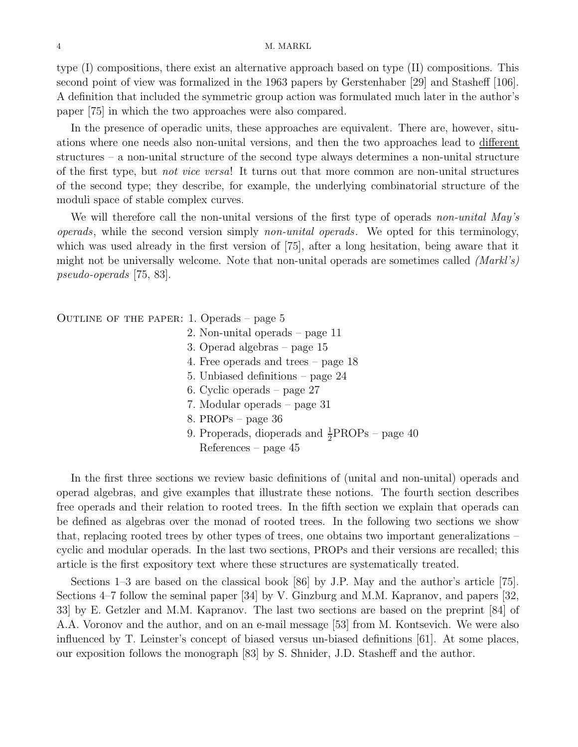type (I) compositions, there exist an alternative approach based on type (II) compositions. This second point of view was formalized in the 1963 papers by Gerstenhaber [29] and Stasheff [106]. A definition that included the symmetric group action was formulated much later in the author's paper [75] in which the two approaches were also compared.

In the presence of operadic units, these approaches are equivalent. There are, however, situations where one needs also non-unital versions, and then the two approaches lead to <u>different</u> structures – a non-unital structure of the second type always determines a non-unital structure of the first type, but *not vice versa*! It turns out that more common are non-unital structures of the second type; they describe, for example, the underlying combinatorial structure of the moduli space of stable complex curves.

We will therefore call the non-unital versions of the first type of operads *non-unital May's operads*, while the second version simply *non-unital operads*. We opted for this terminology, which was used already in the first version of [75], after a long hesitation, being aware that it might not be universally welcome. Note that non-unital operads are sometimes called *(Markl's) pseudo-operads* [75, 83].

Outline of the paper:
1. Operads – page 5
2. Non-unital operads – page 11
3. Operad algebras – page 15
4. Free operads and trees – page 18
5. Unbiased definitions – page 24
6. Cyclic operads – page 27
7. Modular operads – page 31
8. PROPs – page 36
9. Properads, dioperads and $\frac{1}{2}$PROPs – page 40

References – page 45

In the first three sections we review basic definitions of (unital and non-unital) operads and operad algebras, and give examples that illustrate these notions. The fourth section describes free operads and their relation to rooted trees. In the fifth section we explain that operads can be defined as algebras over the monad of rooted trees. In the following two sections we show that, replacing rooted trees by other types of trees, one obtains two important generalizations – cyclic and modular operads. In the last two sections, PROPs and their versions are recalled; this article is the first expository text where these structures are systematically treated.

Sections 1–3 are based on the classical book [86] by J.P. May and the author's article [75]. Sections 4–7 follow the seminal paper [34] by V. Ginzburg and M.M. Kapranov, and papers [32, 33] by E. Getzler and M.M. Kapranov. The last two sections are based on the preprint [84] of A.A. Voronov and the author, and on an e-mail message [53] from M. Kontsevich. We were also influenced by T. Leinster's concept of biased versus un-biased definitions [61]. At some places, our exposition follows the monograph [83] by S. Shnider, J.D. Stasheff and the author.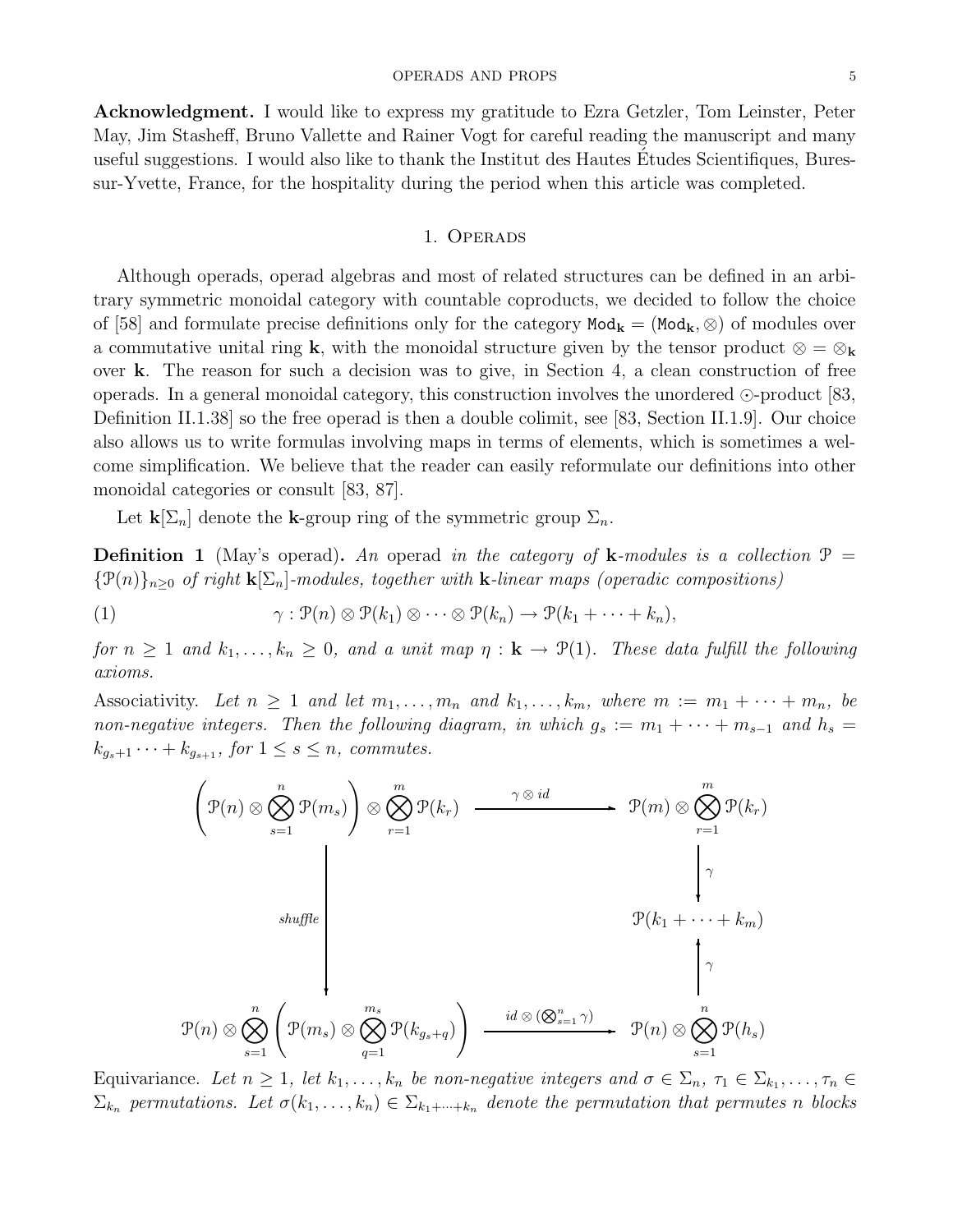**Acknowledgment.** I would like to express my gratitude to Ezra Getzler, Tom Leinster, Peter May, Jim Stasheff, Bruno Vallette and Rainer Vogt for careful reading the manuscript and many useful suggestions. I would also like to thank the Institut des Hautes Études Scientifiques, Bures-sur-Yvette, France, for the hospitality during the period when this article was completed.

## 1. Operads

Although operads, operad algebras and most of related structures can be defined in an arbitrary symmetric monoidal category with countable coproducts, we decided to follow the choice of [58] and formulate precise definitions only for the category $\mathtt{Mod}_{\mathbf{k}} = (\mathtt{Mod}_{\mathbf{k}}, \otimes)$ of modules over a commutative unital ring $\mathbf{k}$, with the monoidal structure given by the tensor product $\otimes = \otimes_{\mathbf{k}}$ over $\mathbf{k}$. The reason for such a decision was to give, in Section 4, a clean construction of free operads. In a general monoidal category, this construction involves the unordered $\odot$-product [83, Definition II.1.38] so the free operad is then a double colimit, see [83, Section II.1.9]. Our choice also allows us to write formulas involving maps in terms of elements, which is sometimes a welcome simplification. We believe that the reader can easily reformulate our definitions into other monoidal categories or consult [83, 87].

Let $\mathbf{k}[\Sigma_n]$ denote the $\mathbf{k}$-group ring of the symmetric group $\Sigma_n$.

**Definition 1** (May's operad)**.** *An* operad *in the category of* $\mathbf{k}$*-modules is a collection* $\mathcal{P} = \{\mathcal{P}(n)\}_{n\geq 0}$ *of right* $\mathbf{k}[\Sigma_n]$*-modules, together with* $\mathbf{k}$*-linear maps (operadic compositions)*

$$\gamma : \mathcal{P}(n) \otimes \mathcal{P}(k_1) \otimes \cdots \otimes \mathcal{P}(k_n) \to \mathcal{P}(k_1 + \cdots + k_n), \tag{1}$$

*for* $n \geq 1$ *and* $k_1, \ldots, k_n \geq 0$*, and a unit map* $\eta : \mathbf{k} \to \mathcal{P}(1)$*. These data fulfill the following axioms.*

Associativity. *Let* $n \geq 1$ *and let* $m_1, \ldots, m_n$ *and* $k_1, \ldots, k_m$*, where* $m := m_1 + \cdots + m_n$*, be non-negative integers. Then the following diagram, in which* $g_s := m_1 + \cdots + m_{s-1}$ *and* $h_s = k_{g_s+1} \cdots + k_{g_{s+1}}$*, for* $1 \leq s \leq n$*, commutes.*

$$\begin{array}{ccc}
\left(\mathcal{P}(n) \otimes \bigotimes_{s=1}^{n} \mathcal{P}(m_s)\right) \otimes \bigotimes_{r=1}^{m} \mathcal{P}(k_r) & \xrightarrow{\ \gamma \otimes id\ } & \mathcal{P}(m) \otimes \bigotimes_{r=1}^{m} \mathcal{P}(k_r) \\
 & & \big\downarrow \gamma \\
\big\downarrow \text{shuffle} & & \mathcal{P}(k_1 + \cdots + k_m) \\
 & & \big\uparrow \gamma \\
\mathcal{P}(n) \otimes \bigotimes_{s=1}^{n} \left(\mathcal{P}(m_s) \otimes \bigotimes_{q=1}^{m_s} \mathcal{P}(k_{g_s+q})\right) & \xrightarrow{\ id \otimes (\bigotimes_{s=1}^{n} \gamma)\ } & \mathcal{P}(n) \otimes \bigotimes_{s=1}^{n} \mathcal{P}(h_s)
\end{array}$$

Equivariance. *Let* $n \geq 1$*, let* $k_1, \ldots, k_n$ *be non-negative integers and* $\sigma \in \Sigma_n$*,* $\tau_1 \in \Sigma_{k_1}, \ldots, \tau_n \in \Sigma_{k_n}$ *permutations. Let* $\sigma(k_1, \ldots, k_n) \in \Sigma_{k_1+\cdots+k_n}$ *denote the permutation that permutes* $n$ *blocks*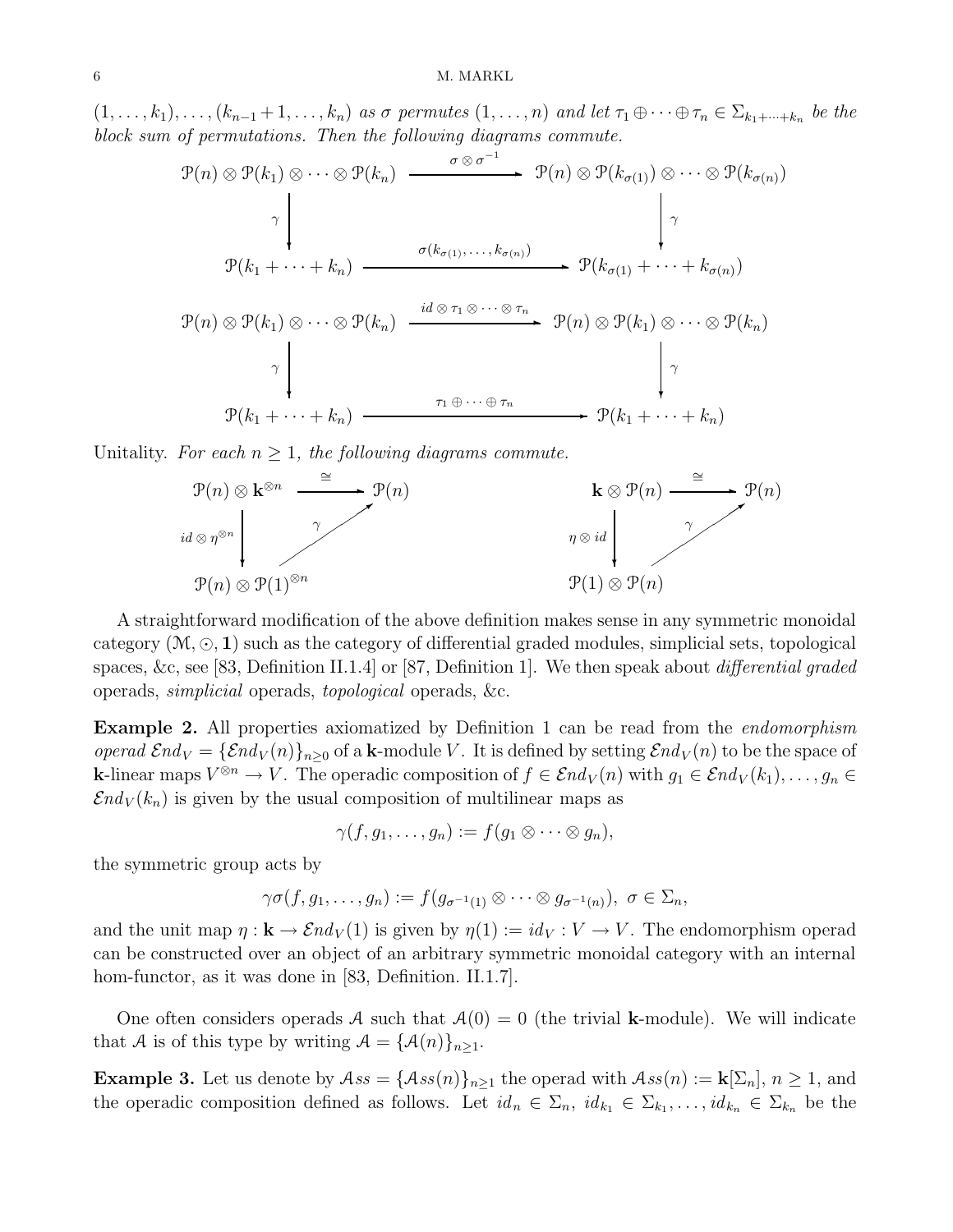$(1, \ldots, k_1), \ldots, (k_{n-1}+1, \ldots, k_n)$ *as $\sigma$ permutes $(1, \ldots, n)$ and let $\tau_1 \oplus \cdots \oplus \tau_n \in \Sigma_{k_1+\cdots+k_n}$ be the block sum of permutations. Then the following diagrams commute.*

$$
\begin{array}{ccc}
\mathcal{P}(n) \otimes \mathcal{P}(k_1) \otimes \cdots \otimes \mathcal{P}(k_n) & \xrightarrow{\ \sigma \otimes \sigma^{-1}\ } & \mathcal{P}(n) \otimes \mathcal{P}(k_{\sigma(1)}) \otimes \cdots \otimes \mathcal{P}(k_{\sigma(n)}) \\
\Big\downarrow \gamma & & \Big\downarrow \gamma \\
\mathcal{P}(k_1 + \cdots + k_n) & \xrightarrow{\ \sigma(k_{\sigma(1)}, \ldots, k_{\sigma(n)})\ } & \mathcal{P}(k_{\sigma(1)} + \cdots + k_{\sigma(n)})
\end{array}
$$

$$
\begin{array}{ccc}
\mathcal{P}(n) \otimes \mathcal{P}(k_1) \otimes \cdots \otimes \mathcal{P}(k_n) & \xrightarrow{\ id \otimes \tau_1 \otimes \cdots \otimes \tau_n\ } & \mathcal{P}(n) \otimes \mathcal{P}(k_1) \otimes \cdots \otimes \mathcal{P}(k_n) \\
\Big\downarrow \gamma & & \Big\downarrow \gamma \\
\mathcal{P}(k_1 + \cdots + k_n) & \xrightarrow{\ \tau_1 \oplus \cdots \oplus \tau_n\ } & \mathcal{P}(k_1 + \cdots + k_n)
\end{array}
$$

Unitality. *For each $n \geq 1$, the following diagrams commute.*

$$
\begin{array}{ccc}
\mathcal{P}(n) \otimes \mathbf{k}^{\otimes n} & \xrightarrow{\ \cong\ } & \mathcal{P}(n) \\
\Big\downarrow id \otimes \eta^{\otimes n} & \nearrow \gamma & \\
\mathcal{P}(n) \otimes \mathcal{P}(1)^{\otimes n} & &
\end{array}
\qquad\qquad
\begin{array}{ccc}
\mathbf{k} \otimes \mathcal{P}(n) & \xrightarrow{\ \cong\ } & \mathcal{P}(n) \\
\Big\downarrow \eta \otimes id & \nearrow \gamma & \\
\mathcal{P}(1) \otimes \mathcal{P}(n) & &
\end{array}
$$

A straightforward modification of the above definition makes sense in any symmetric monoidal category $(\mathcal{M}, \odot, \mathbf{1})$ such as the category of differential graded modules, simplicial sets, topological spaces, &c, see [83, Definition II.1.4] or [87, Definition 1]. We then speak about *differential graded* operads, *simplicial* operads, *topological* operads, &c.

**Example 2.** All properties axiomatized by Definition 1 can be read from the *endomorphism operad* $\mathcal{E}nd_V = \{\mathcal{E}nd_V(n)\}_{n\geq 0}$ of a $\mathbf{k}$-module $V$. It is defined by setting $\mathcal{E}nd_V(n)$ to be the space of $\mathbf{k}$-linear maps $V^{\otimes n} \to V$. The operadic composition of $f \in \mathcal{E}nd_V(n)$ with $g_1 \in \mathcal{E}nd_V(k_1), \ldots, g_n \in \mathcal{E}nd_V(k_n)$ is given by the usual composition of multilinear maps as

$$\gamma(f, g_1, \ldots, g_n) := f(g_1 \otimes \cdots \otimes g_n),$$

the symmetric group acts by

$$\gamma\sigma(f, g_1, \ldots, g_n) := f(g_{\sigma^{-1}(1)} \otimes \cdots \otimes g_{\sigma^{-1}(n)}),\ \sigma \in \Sigma_n,$$

and the unit map $\eta : \mathbf{k} \to \mathcal{E}nd_V(1)$ is given by $\eta(1) := id_V : V \to V$. The endomorphism operad can be constructed over an object of an arbitrary symmetric monoidal category with an internal hom-functor, as it was done in [83, Definition. II.1.7].

One often considers operads $\mathcal{A}$ such that $\mathcal{A}(0) = 0$ (the trivial $\mathbf{k}$-module). We will indicate that $\mathcal{A}$ is of this type by writing $\mathcal{A} = \{\mathcal{A}(n)\}_{n\geq 1}$.

**Example 3.** Let us denote by $\mathcal{A}ss = \{\mathcal{A}ss(n)\}_{n\geq 1}$ the operad with $\mathcal{A}ss(n) := \mathbf{k}[\Sigma_n]$, $n \geq 1$, and the operadic composition defined as follows. Let $id_n \in \Sigma_n$, $id_{k_1} \in \Sigma_{k_1}, \ldots, id_{k_n} \in \Sigma_{k_n}$ be the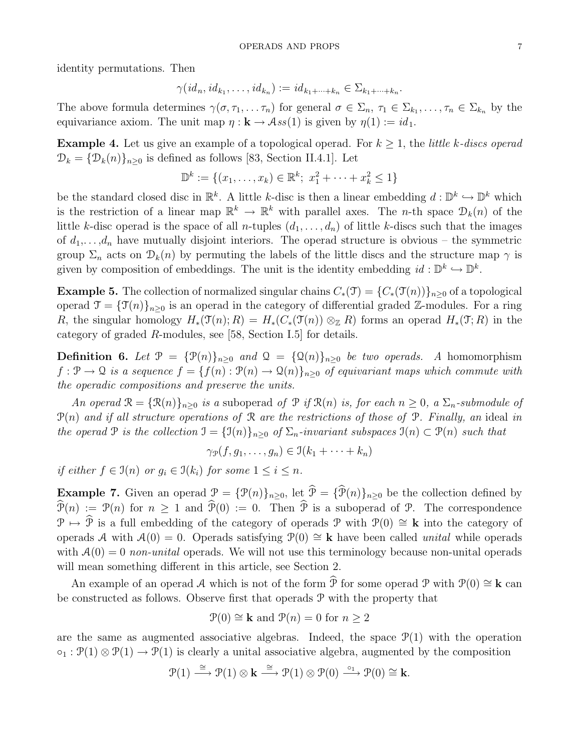identity permutations. Then

$$\gamma(id_n, id_{k_1}, \ldots, id_{k_n}) := id_{k_1+\cdots+k_n} \in \Sigma_{k_1+\cdots+k_n}.$$

The above formula determines $\gamma(\sigma, \tau_1, \ldots \tau_n)$ for general $\sigma \in \Sigma_n$, $\tau_1 \in \Sigma_{k_1}, \ldots, \tau_n \in \Sigma_{k_n}$ by the equivariance axiom. The unit map $\eta : \mathbf{k} \to \mathcal{A}ss(1)$ is given by $\eta(1) := id_1$.

**Example 4.** Let us give an example of a topological operad. For $k \geq 1$, the *little k-discs operad* $\mathcal{D}_k = \{\mathcal{D}_k(n)\}_{n\geq 0}$ is defined as follows [83, Section II.4.1]. Let

$$\mathbb{D}^k := \{(x_1, \ldots, x_k) \in \mathbb{R}^k;\ x_1^2 + \cdots + x_k^2 \leq 1\}$$

be the standard closed disc in $\mathbb{R}^k$. A little $k$-disc is then a linear embedding $d : \mathbb{D}^k \hookrightarrow \mathbb{D}^k$ which is the restriction of a linear map $\mathbb{R}^k \to \mathbb{R}^k$ with parallel axes. The $n$-th space $\mathcal{D}_k(n)$ of the little $k$-disc operad is the space of all $n$-tuples $(d_1, \ldots, d_n)$ of little $k$-discs such that the images of $d_1, \ldots, d_n$ have mutually disjoint interiors. The operad structure is obvious – the symmetric group $\Sigma_n$ acts on $\mathcal{D}_k(n)$ by permuting the labels of the little discs and the structure map $\gamma$ is given by composition of embeddings. The unit is the identity embedding $id : \mathbb{D}^k \hookrightarrow \mathbb{D}^k$.

**Example 5.** The collection of normalized singular chains $C_*(\mathcal{T}) = \{C_*(\mathcal{T}(n))\}_{n\geq 0}$ of a topological operad $\mathcal{T} = \{\mathcal{T}(n)\}_{n\geq 0}$ is an operad in the category of differential graded $\mathbb{Z}$-modules. For a ring $R$, the singular homology $H_*(\mathcal{T}(n); R) = H_*(C_*(\mathcal{T}(n)) \otimes_{\mathbb{Z}} R)$ forms an operad $H_*(\mathcal{T}; R)$ in the category of graded $R$-modules, see [58, Section I.5] for details.

**Definition 6.** *Let $\mathcal{P} = \{\mathcal{P}(n)\}_{n\geq 0}$ and $\mathcal{Q} = \{\mathcal{Q}(n)\}_{n\geq 0}$ be two operads. A* homomorphism *$f : \mathcal{P} \to \mathcal{Q}$ is a sequence $f = \{f(n) : \mathcal{P}(n) \to \mathcal{Q}(n)\}_{n\geq 0}$ of equivariant maps which commute with the operadic compositions and preserve the units.*

*An operad $\mathcal{R} = \{\mathcal{R}(n)\}_{n\geq 0}$ is a* suboperad *of $\mathcal{P}$ if $\mathcal{R}(n)$ is, for each $n \geq 0$, a $\Sigma_n$-submodule of $\mathcal{P}(n)$ and if all structure operations of $\mathcal{R}$ are the restrictions of those of $\mathcal{P}$. Finally, an* ideal *in the operad $\mathcal{P}$ is the collection $\mathcal{I} = \{\mathcal{I}(n)\}_{n\geq 0}$ of $\Sigma_n$-invariant subspaces $\mathcal{I}(n) \subset \mathcal{P}(n)$ such that*

$$\gamma_{\mathcal{P}}(f, g_1, \ldots, g_n) \in \mathcal{I}(k_1 + \cdots + k_n)$$

*if either $f \in \mathcal{I}(n)$ or $g_i \in \mathcal{I}(k_i)$ for some $1 \leq i \leq n$.*

**Example 7.** Given an operad $\mathcal{P} = \{\mathcal{P}(n)\}_{n\geq 0}$, let $\widehat{\mathcal{P}} = \{\widehat{\mathcal{P}}(n)\}_{n\geq 0}$ be the collection defined by $\widehat{\mathcal{P}}(n) := \mathcal{P}(n)$ for $n \geq 1$ and $\widehat{\mathcal{P}}(0) := 0$. Then $\widehat{\mathcal{P}}$ is a suboperad of $\mathcal{P}$. The correspondence $\mathcal{P} \mapsto \widehat{\mathcal{P}}$ is a full embedding of the category of operads $\mathcal{P}$ with $\mathcal{P}(0) \cong \mathbf{k}$ into the category of operads $\mathcal{A}$ with $\mathcal{A}(0) = 0$. Operads satisfying $\mathcal{P}(0) \cong \mathbf{k}$ have been called *unital* while operads with $\mathcal{A}(0) = 0$ *non-unital* operads. We will not use this terminology because non-unital operads will mean something different in this article, see Section 2.

An example of an operad $\mathcal{A}$ which is not of the form $\widehat{\mathcal{P}}$ for some operad $\mathcal{P}$ with $\mathcal{P}(0) \cong \mathbf{k}$ can be constructed as follows. Observe first that operads $\mathcal{P}$ with the property that

$$\mathcal{P}(0) \cong \mathbf{k} \text{ and } \mathcal{P}(n) = 0 \text{ for } n \geq 2$$

are the same as augmented associative algebras. Indeed, the space $\mathcal{P}(1)$ with the operation $\circ_1 : \mathcal{P}(1) \otimes \mathcal{P}(1) \to \mathcal{P}(1)$ is clearly a unital associative algebra, augmented by the composition

$$\mathcal{P}(1) \xrightarrow{\cong} \mathcal{P}(1) \otimes \mathbf{k} \xrightarrow{\cong} \mathcal{P}(1) \otimes \mathcal{P}(0) \xrightarrow{\circ_1} \mathcal{P}(0) \cong \mathbf{k}.$$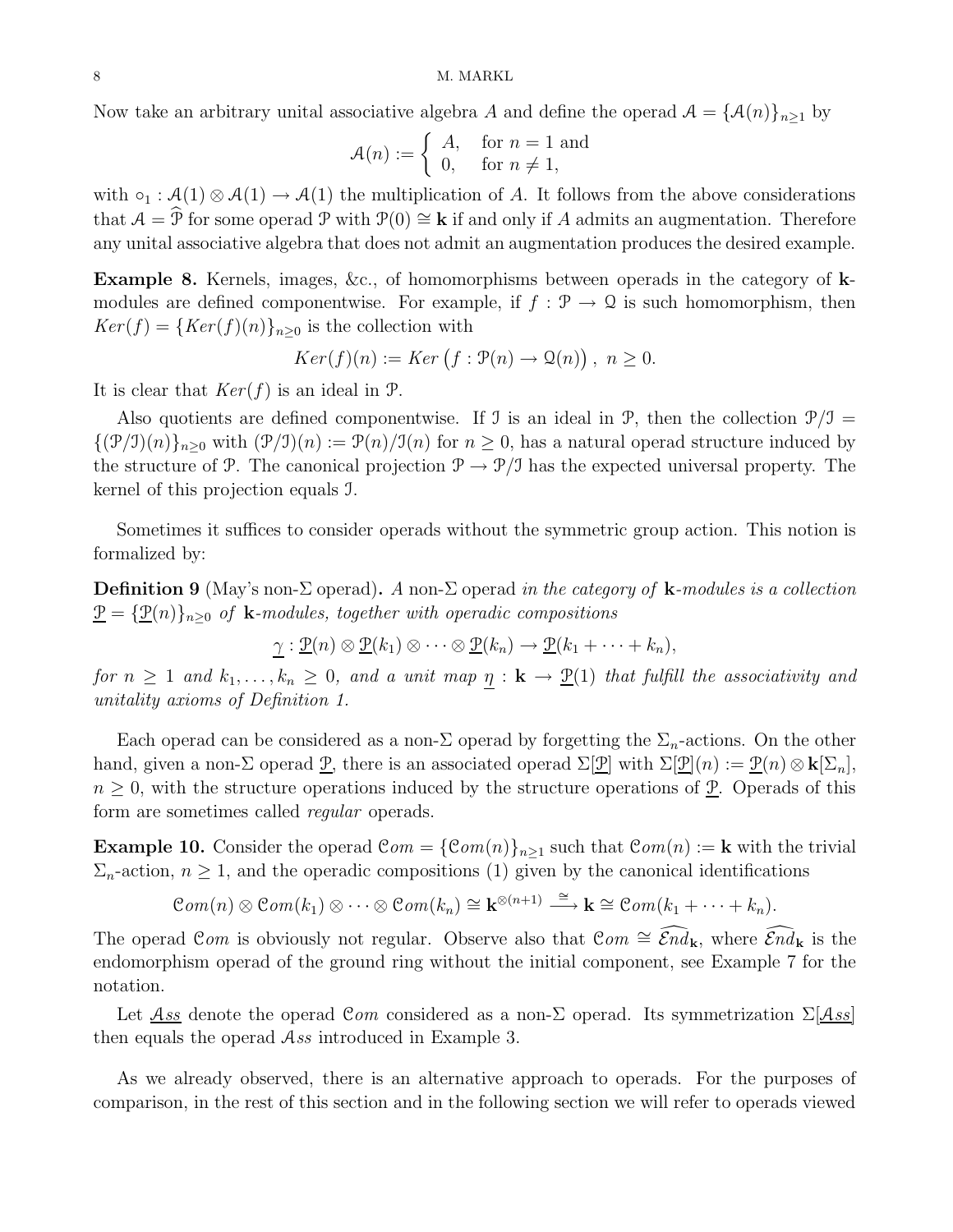Now take an arbitrary unital associative algebra $A$ and define the operad $\mathcal{A} = \{\mathcal{A}(n)\}_{n\geq 1}$ by

$$\mathcal{A}(n) := \begin{cases} A, & \text{for } n = 1 \text{ and} \\ 0, & \text{for } n \neq 1, \end{cases}$$

with $\circ_1 : \mathcal{A}(1) \otimes \mathcal{A}(1) \to \mathcal{A}(1)$ the multiplication of $A$. It follows from the above considerations that $\mathcal{A} = \widehat{\mathcal{P}}$ for some operad $\mathcal{P}$ with $\mathcal{P}(0) \cong \mathbf{k}$ if and only if $A$ admits an augmentation. Therefore any unital associative algebra that does not admit an augmentation produces the desired example.

**Example 8.** Kernels, images, &c., of homomorphisms between operads in the category of $\mathbf{k}$-modules are defined componentwise. For example, if $f : \mathcal{P} \to \mathcal{Q}$ is such homomorphism, then $Ker(f) = \{Ker(f)(n)\}_{n\geq 0}$ is the collection with

$$Ker(f)(n) := Ker\left(f : \mathcal{P}(n) \to \mathcal{Q}(n)\right),\ n \geq 0.$$

It is clear that $Ker(f)$ is an ideal in $\mathcal{P}$.

Also quotients are defined componentwise. If $\mathcal{I}$ is an ideal in $\mathcal{P}$, then the collection $\mathcal{P}/\mathcal{I} = \{(\mathcal{P}/\mathcal{I})(n)\}_{n\geq 0}$ with $(\mathcal{P}/\mathcal{I})(n) := \mathcal{P}(n)/\mathcal{I}(n)$ for $n \geq 0$, has a natural operad structure induced by the structure of $\mathcal{P}$. The canonical projection $\mathcal{P} \to \mathcal{P}/\mathcal{I}$ has the expected universal property. The kernel of this projection equals $\mathcal{I}$.

Sometimes it suffices to consider operads without the symmetric group action. This notion is formalized by:

**Definition 9** (May's non-$\Sigma$ operad)**.** *A* non-$\Sigma$ operad *in the category of* $\mathbf{k}$*-modules is a collection* $\underline{\mathcal{P}} = \{\underline{\mathcal{P}}(n)\}_{n\geq 0}$ *of* $\mathbf{k}$*-modules, together with operadic compositions*

$$\underline{\gamma} : \underline{\mathcal{P}}(n) \otimes \underline{\mathcal{P}}(k_1) \otimes \cdots \otimes \underline{\mathcal{P}}(k_n) \to \underline{\mathcal{P}}(k_1 + \cdots + k_n),$$

*for* $n \geq 1$ *and* $k_1, \ldots, k_n \geq 0$*, and a unit map* $\underline{\eta} : \mathbf{k} \to \underline{\mathcal{P}}(1)$ *that fulfill the associativity and unitality axioms of Definition 1.*

Each operad can be considered as a non-$\Sigma$ operad by forgetting the $\Sigma_n$-actions. On the other hand, given a non-$\Sigma$ operad $\underline{\mathcal{P}}$, there is an associated operad $\Sigma[\underline{\mathcal{P}}]$ with $\Sigma[\underline{\mathcal{P}}](n) := \underline{\mathcal{P}}(n) \otimes \mathbf{k}[\Sigma_n]$, $n \geq 0$, with the structure operations induced by the structure operations of $\underline{\mathcal{P}}$. Operads of this form are sometimes called *regular* operads.

**Example 10.** Consider the operad $\mathcal{C}om = \{\mathcal{C}om(n)\}_{n\geq 1}$ such that $\mathcal{C}om(n) := \mathbf{k}$ with the trivial $\Sigma_n$-action, $n \geq 1$, and the operadic compositions (1) given by the canonical identifications

$$\mathcal{C}om(n) \otimes \mathcal{C}om(k_1) \otimes \cdots \otimes \mathcal{C}om(k_n) \cong \mathbf{k}^{\otimes(n+1)} \xrightarrow{\cong} \mathbf{k} \cong \mathcal{C}om(k_1 + \cdots + k_n).$$

The operad $\mathcal{C}om$ is obviously not regular. Observe also that $\mathcal{C}om \cong \widehat{\mathcal{E}nd}_{\mathbf{k}}$, where $\widehat{\mathcal{E}nd}_{\mathbf{k}}$ is the endomorphism operad of the ground ring without the initial component, see Example 7 for the notation.

Let $\underline{\mathcal{A}ss}$ denote the operad $\mathcal{C}om$ considered as a non-$\Sigma$ operad. Its symmetrization $\Sigma[\underline{\mathcal{A}ss}]$ then equals the operad $\mathcal{A}ss$ introduced in Example 3.

As we already observed, there is an alternative approach to operads. For the purposes of comparison, in the rest of this section and in the following section we will refer to operads viewed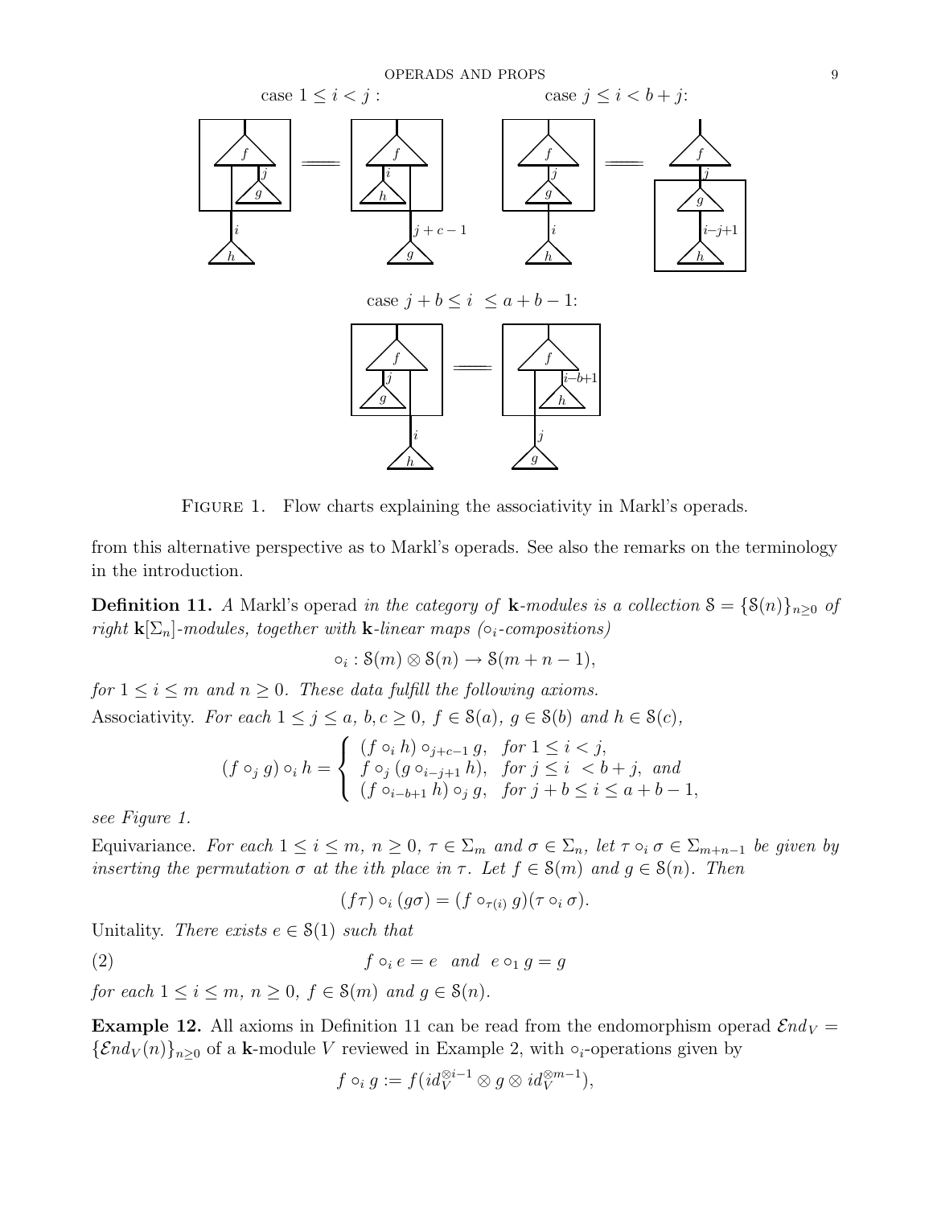case $1 \le i < j$ :

case $j \le i < b + j$:

case $j + b \le i \le a + b - 1$:

Figure 1. Flow charts explaining the associativity in Markl's operads.

from this alternative perspective as to Markl's operads. See also the remarks on the terminology in the introduction.

**Definition 11.** *A* Markl's operad *in the category of* **k***-modules is a collection* $\mathcal{S} = \{\mathcal{S}(n)\}_{n \ge 0}$ *of right* $\mathbf{k}[\Sigma_n]$*-modules, together with* **k***-linear maps ($\circ_i$-compositions)*

$$\circ_i : \mathcal{S}(m) \otimes \mathcal{S}(n) \to \mathcal{S}(m + n - 1),$$

*for* $1 \le i \le m$ *and* $n \ge 0$*. These data fulfill the following axioms.*

Associativity. *For each* $1 \le j \le a$, $b, c \ge 0$, $f \in \mathcal{S}(a)$, $g \in \mathcal{S}(b)$ *and* $h \in \mathcal{S}(c)$,

$$(f \circ_j g) \circ_i h = \begin{cases} (f \circ_i h) \circ_{j+c-1} g, & \text{for } 1 \le i < j, \\ f \circ_j (g \circ_{i-j+1} h), & \text{for } j \le i < b + j, \text{ and} \\ (f \circ_{i-b+1} h) \circ_j g, & \text{for } j + b \le i \le a + b - 1, \end{cases}$$

*see Figure 1.*

Equivariance. *For each* $1 \le i \le m$, $n \ge 0$, $\tau \in \Sigma_m$ *and* $\sigma \in \Sigma_n$*, let* $\tau \circ_i \sigma \in \Sigma_{m+n-1}$ *be given by inserting the permutation* $\sigma$ *at the ith place in* $\tau$*. Let* $f \in \mathcal{S}(m)$ *and* $g \in \mathcal{S}(n)$*. Then*

$$(f\tau) \circ_i (g\sigma) = (f \circ_{\tau(i)} g)(\tau \circ_i \sigma).$$

Unitality. *There exists* $e \in \mathcal{S}(1)$ *such that*

$$f \circ_i e = e \quad \text{and} \quad e \circ_1 g = g \tag{2}$$

*for each* $1 \le i \le m$, $n \ge 0$, $f \in \mathcal{S}(m)$ *and* $g \in \mathcal{S}(n)$.

**Example 12.** All axioms in Definition 11 can be read from the endomorphism operad $\mathcal{E}nd_V = \{\mathcal{E}nd_V(n)\}_{n \ge 0}$ of a **k**-module $V$ reviewed in Example 2, with $\circ_i$-operations given by

$$f \circ_i g := f(id_V^{\otimes i-1} \otimes g \otimes id_V^{\otimes m-1}),$$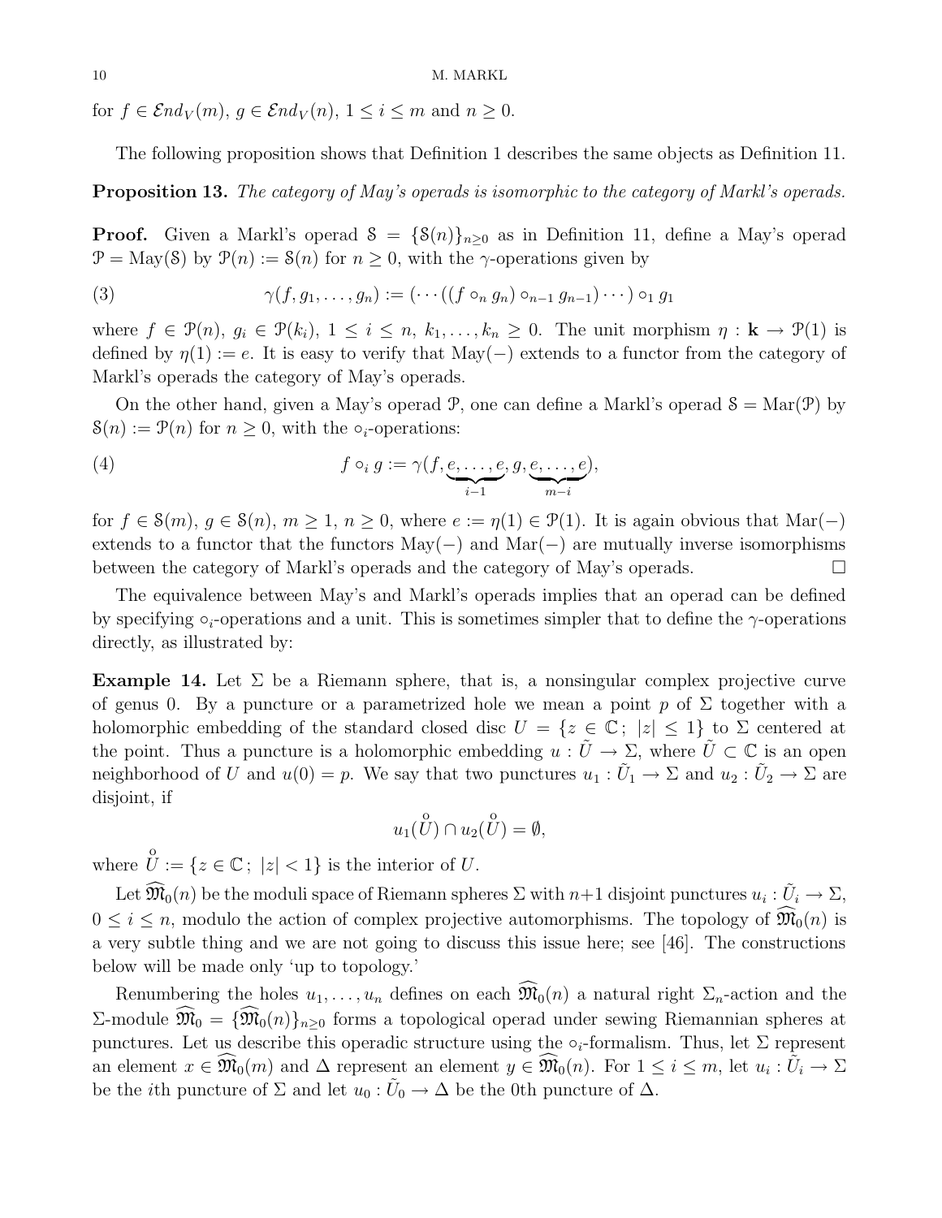for $f \in \mathcal{E}nd_V(m)$, $g \in \mathcal{E}nd_V(n)$, $1 \leq i \leq m$ and $n \geq 0$.

The following proposition shows that Definition 1 describes the same objects as Definition 11.

**Proposition 13.** *The category of May's operads is isomorphic to the category of Markl's operads.*

**Proof.** Given a Markl's operad $\mathcal{S} = \{\mathcal{S}(n)\}_{n\geq 0}$ as in Definition 11, define a May's operad $\mathcal{P} = \mathrm{May}(\mathcal{S})$ by $\mathcal{P}(n) := \mathcal{S}(n)$ for $n \geq 0$, with the $\gamma$-operations given by

$$\gamma(f, g_1, \ldots, g_n) := (\cdots((f \circ_n g_n) \circ_{n-1} g_{n-1}) \cdots) \circ_1 g_1 \tag{3}$$

where $f \in \mathcal{P}(n)$, $g_i \in \mathcal{P}(k_i)$, $1 \leq i \leq n$, $k_1, \ldots, k_n \geq 0$. The unit morphism $\eta : \mathbf{k} \to \mathcal{P}(1)$ is defined by $\eta(1) := e$. It is easy to verify that $\mathrm{May}(-)$ extends to a functor from the category of Markl's operads the category of May's operads.

On the other hand, given a May's operad $\mathcal{P}$, one can define a Markl's operad $\mathcal{S} = \mathrm{Mar}(\mathcal{P})$ by $\mathcal{S}(n) := \mathcal{P}(n)$ for $n \geq 0$, with the $\circ_i$-operations:

$$f \circ_i g := \gamma(f, \underbrace{e, \ldots, e}_{i-1}, g, \underbrace{e, \ldots, e}_{m-i}), \tag{4}$$

for $f \in \mathcal{S}(m)$, $g \in \mathcal{S}(n)$, $m \geq 1$, $n \geq 0$, where $e := \eta(1) \in \mathcal{P}(1)$. It is again obvious that $\mathrm{Mar}(-)$ extends to a functor that the functors $\mathrm{May}(-)$ and $\mathrm{Mar}(-)$ are mutually inverse isomorphisms between the category of Markl's operads and the category of May's operads. $\square$

The equivalence between May's and Markl's operads implies that an operad can be defined by specifying $\circ_i$-operations and a unit. This is sometimes simpler that to define the $\gamma$-operations directly, as illustrated by:

**Example 14.** Let $\Sigma$ be a Riemann sphere, that is, a nonsingular complex projective curve of genus 0. By a puncture or a parametrized hole we mean a point $p$ of $\Sigma$ together with a holomorphic embedding of the standard closed disc $U = \{z \in \mathbb{C};\ |z| \leq 1\}$ to $\Sigma$ centered at the point. Thus a puncture is a holomorphic embedding $u : \tilde{U} \to \Sigma$, where $\tilde{U} \subset \mathbb{C}$ is an open neighborhood of $U$ and $u(0) = p$. We say that two punctures $u_1 : \tilde{U}_1 \to \Sigma$ and $u_2 : \tilde{U}_2 \to \Sigma$ are disjoint, if

$$u_1(\overset{\circ}{U}) \cap u_2(\overset{\circ}{U}) = \emptyset,$$

where $\overset{\circ}{U} := \{z \in \mathbb{C};\ |z| < 1\}$ is the interior of $U$.

Let $\widehat{\mathfrak{M}}_0(n)$ be the moduli space of Riemann spheres $\Sigma$ with $n+1$ disjoint punctures $u_i : \tilde{U}_i \to \Sigma$, $0 \leq i \leq n$, modulo the action of complex projective automorphisms. The topology of $\widehat{\mathfrak{M}}_0(n)$ is a very subtle thing and we are not going to discuss this issue here; see [46]. The constructions below will be made only 'up to topology.'

Renumbering the holes $u_1, \ldots, u_n$ defines on each $\widehat{\mathfrak{M}}_0(n)$ a natural right $\Sigma_n$-action and the $\Sigma$-module $\widehat{\mathfrak{M}}_0 = \{\widehat{\mathfrak{M}}_0(n)\}_{n\geq 0}$ forms a topological operad under sewing Riemannian spheres at punctures. Let us describe this operadic structure using the $\circ_i$-formalism. Thus, let $\Sigma$ represent an element $x \in \widehat{\mathfrak{M}}_0(m)$ and $\Delta$ represent an element $y \in \widehat{\mathfrak{M}}_0(n)$. For $1 \leq i \leq m$, let $u_i : \tilde{U}_i \to \Sigma$ be the $i$th puncture of $\Sigma$ and let $u_0 : \tilde{U}_0 \to \Delta$ be the 0th puncture of $\Delta$.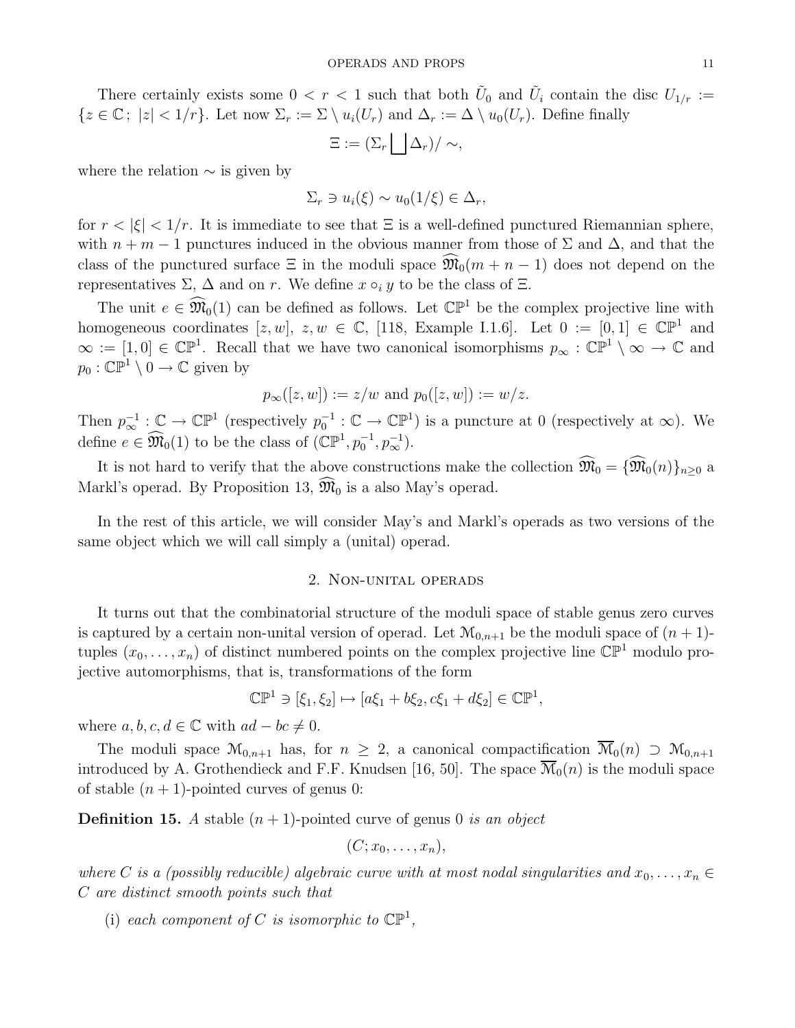There certainly exists some $0 < r < 1$ such that both $\tilde{U}_0$ and $\tilde{U}_i$ contain the disc $U_{1/r} := \{z \in \mathbb{C}\, ;\ |z| < 1/r\}$. Let now $\Sigma_r := \Sigma \setminus u_i(U_r)$ and $\Delta_r := \Delta \setminus u_0(U_r)$. Define finally

$$\Xi := (\Sigma_r \bigsqcup \Delta_r)/\sim,$$

where the relation $\sim$ is given by

$$\Sigma_r \ni u_i(\xi) \sim u_0(1/\xi) \in \Delta_r,$$

for $r < |\xi| < 1/r$. It is immediate to see that $\Xi$ is a well-defined punctured Riemannian sphere, with $n + m - 1$ punctures induced in the obvious manner from those of $\Sigma$ and $\Delta$, and that the class of the punctured surface $\Xi$ in the moduli space $\widehat{\mathfrak{M}}_0(m + n - 1)$ does not depend on the representatives $\Sigma$, $\Delta$ and on $r$. We define $x \circ_i y$ to be the class of $\Xi$.

The unit $e \in \widehat{\mathfrak{M}}_0(1)$ can be defined as follows. Let $\mathbb{CP}^1$ be the complex projective line with homogeneous coordinates $[z, w]$, $z, w \in \mathbb{C}$, [118, Example I.1.6]. Let $0 := [0, 1] \in \mathbb{CP}^1$ and $\infty := [1, 0] \in \mathbb{CP}^1$. Recall that we have two canonical isomorphisms $p_\infty : \mathbb{CP}^1 \setminus \infty \to \mathbb{C}$ and $p_0 : \mathbb{CP}^1 \setminus 0 \to \mathbb{C}$ given by

$$p_\infty([z, w]) := z/w \text{ and } p_0([z, w]) := w/z.$$

Then $p_\infty^{-1} : \mathbb{C} \to \mathbb{CP}^1$ (respectively $p_0^{-1} : \mathbb{C} \to \mathbb{CP}^1$) is a puncture at 0 (respectively at $\infty$). We define $e \in \widehat{\mathfrak{M}}_0(1)$ to be the class of $(\mathbb{CP}^1, p_0^{-1}, p_\infty^{-1})$.

It is not hard to verify that the above constructions make the collection $\widehat{\mathfrak{M}}_0 = \{\widehat{\mathfrak{M}}_0(n)\}_{n \geq 0}$ a Markl's operad. By Proposition 13, $\widehat{\mathfrak{M}}_0$ is a also May's operad.

In the rest of this article, we will consider May's and Markl's operads as two versions of the same object which we will call simply a (unital) operad.

## 2. Non-unital operads

It turns out that the combinatorial structure of the moduli space of stable genus zero curves is captured by a certain non-unital version of operad. Let $\mathcal{M}_{0,n+1}$ be the moduli space of $(n+1)$-tuples $(x_0, \ldots, x_n)$ of distinct numbered points on the complex projective line $\mathbb{CP}^1$ modulo projective automorphisms, that is, transformations of the form

$$\mathbb{CP}^1 \ni [\xi_1, \xi_2] \mapsto [a\xi_1 + b\xi_2, c\xi_1 + d\xi_2] \in \mathbb{CP}^1,$$

where $a, b, c, d \in \mathbb{C}$ with $ad - bc \neq 0$.

The moduli space $\mathcal{M}_{0,n+1}$ has, for $n \geq 2$, a canonical compactification $\overline{\mathcal{M}}_0(n) \supset \mathcal{M}_{0,n+1}$ introduced by A. Grothendieck and F.F. Knudsen [16, 50]. The space $\overline{\mathcal{M}}_0(n)$ is the moduli space of stable $(n+1)$-pointed curves of genus 0:

**Definition 15.** *A* stable $(n+1)$-pointed curve of genus 0 *is an object*

$$(C; x_0, \ldots, x_n),$$

*where $C$ is a (possibly reducible) algebraic curve with at most nodal singularities and $x_0, \ldots, x_n \in C$ are distinct smooth points such that*

(i) *each component of $C$ is isomorphic to $\mathbb{CP}^1$,*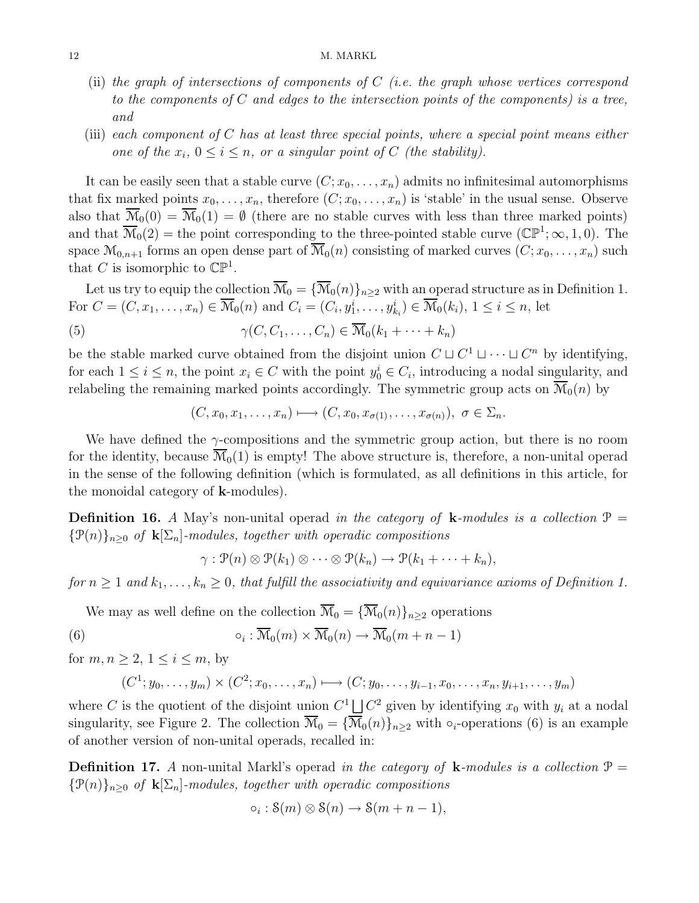(ii) *the graph of intersections of components of $C$ (i.e. the graph whose vertices correspond to the components of $C$ and edges to the intersection points of the components) is a tree, and*

(iii) *each component of $C$ has at least three special points, where a special point means either one of the $x_i$, $0 \leq i \leq n$, or a singular point of $C$ (the stability).*

It can be easily seen that a stable curve $(C; x_0, \ldots, x_n)$ admits no infinitesimal automorphisms that fix marked points $x_0, \ldots, x_n$, therefore $(C; x_0, \ldots, x_n)$ is 'stable' in the usual sense. Observe also that $\overline{\mathcal{M}}_0(0) = \overline{\mathcal{M}}_0(1) = \emptyset$ (there are no stable curves with less than three marked points) and that $\overline{\mathcal{M}}_0(2) =$ the point corresponding to the three-pointed stable curve $(\mathbb{CP}^1; \infty, 1, 0)$. The space $\mathcal{M}_{0,n+1}$ forms an open dense part of $\overline{\mathcal{M}}_0(n)$ consisting of marked curves $(C; x_0, \ldots, x_n)$ such that $C$ is isomorphic to $\mathbb{CP}^1$.

Let us try to equip the collection $\overline{\mathcal{M}}_0 = \{\overline{\mathcal{M}}_0(n)\}_{n \geq 2}$ with an operad structure as in Definition 1. For $C = (C, x_1, \ldots, x_n) \in \overline{\mathcal{M}}_0(n)$ and $C_i = (C_i, y_1^i, \ldots, y_{k_i}^i) \in \overline{\mathcal{M}}_0(k_i)$, $1 \leq i \leq n$, let

$$\gamma(C, C_1, \ldots, C_n) \in \overline{\mathcal{M}}_0(k_1 + \cdots + k_n) \tag{5}$$

be the stable marked curve obtained from the disjoint union $C \sqcup C^1 \sqcup \cdots \sqcup C^n$ by identifying, for each $1 \leq i \leq n$, the point $x_i \in C$ with the point $y_0^i \in C_i$, introducing a nodal singularity, and relabeling the remaining marked points accordingly. The symmetric group acts on $\overline{\mathcal{M}}_0(n)$ by

$$(C, x_0, x_1, \ldots, x_n) \longmapsto (C, x_0, x_{\sigma(1)}, \ldots, x_{\sigma(n)}), \ \sigma \in \Sigma_n.$$

We have defined the $\gamma$-compositions and the symmetric group action, but there is no room for the identity, because $\overline{\mathcal{M}}_0(1)$ is empty! The above structure is, therefore, a non-unital operad in the sense of the following definition (which is formulated, as all definitions in this article, for the monoidal category of $\mathbf{k}$-modules).

**Definition 16.** *A* May's non-unital operad *in the category of* $\mathbf{k}$*-modules is a collection* $\mathcal{P} = \{\mathcal{P}(n)\}_{n \geq 0}$ *of* $\mathbf{k}[\Sigma_n]$*-modules, together with operadic compositions*

$$\gamma : \mathcal{P}(n) \otimes \mathcal{P}(k_1) \otimes \cdots \otimes \mathcal{P}(k_n) \to \mathcal{P}(k_1 + \cdots + k_n),$$

*for* $n \geq 1$ *and* $k_1, \ldots, k_n \geq 0$*, that fulfill the associativity and equivariance axioms of Definition 1.*

We may as well define on the collection $\overline{\mathcal{M}}_0 = \{\overline{\mathcal{M}}_0(n)\}_{n \geq 2}$ operations

$$\circ_i : \overline{\mathcal{M}}_0(m) \times \overline{\mathcal{M}}_0(n) \to \overline{\mathcal{M}}_0(m + n - 1) \tag{6}$$

for $m, n \geq 2$, $1 \leq i \leq m$, by

$$(C^1; y_0, \ldots, y_m) \times (C^2; x_0, \ldots, x_n) \longmapsto (C; y_0, \ldots, y_{i-1}, x_0, \ldots, x_n, y_{i+1}, \ldots, y_m)$$

where $C$ is the quotient of the disjoint union $C^1 \bigsqcup C^2$ given by identifying $x_0$ with $y_i$ at a nodal singularity, see Figure 2. The collection $\overline{\mathcal{M}}_0 = \{\overline{\mathcal{M}}_0(n)\}_{n \geq 2}$ with $\circ_i$-operations (6) is an example of another version of non-unital operads, recalled in:

**Definition 17.** *A* non-unital Markl's operad *in the category of* $\mathbf{k}$*-modules is a collection* $\mathcal{P} = \{\mathcal{P}(n)\}_{n \geq 0}$ *of* $\mathbf{k}[\Sigma_n]$*-modules, together with operadic compositions*

$$\circ_i : \mathcal{S}(m) \otimes \mathcal{S}(n) \to \mathcal{S}(m + n - 1),$$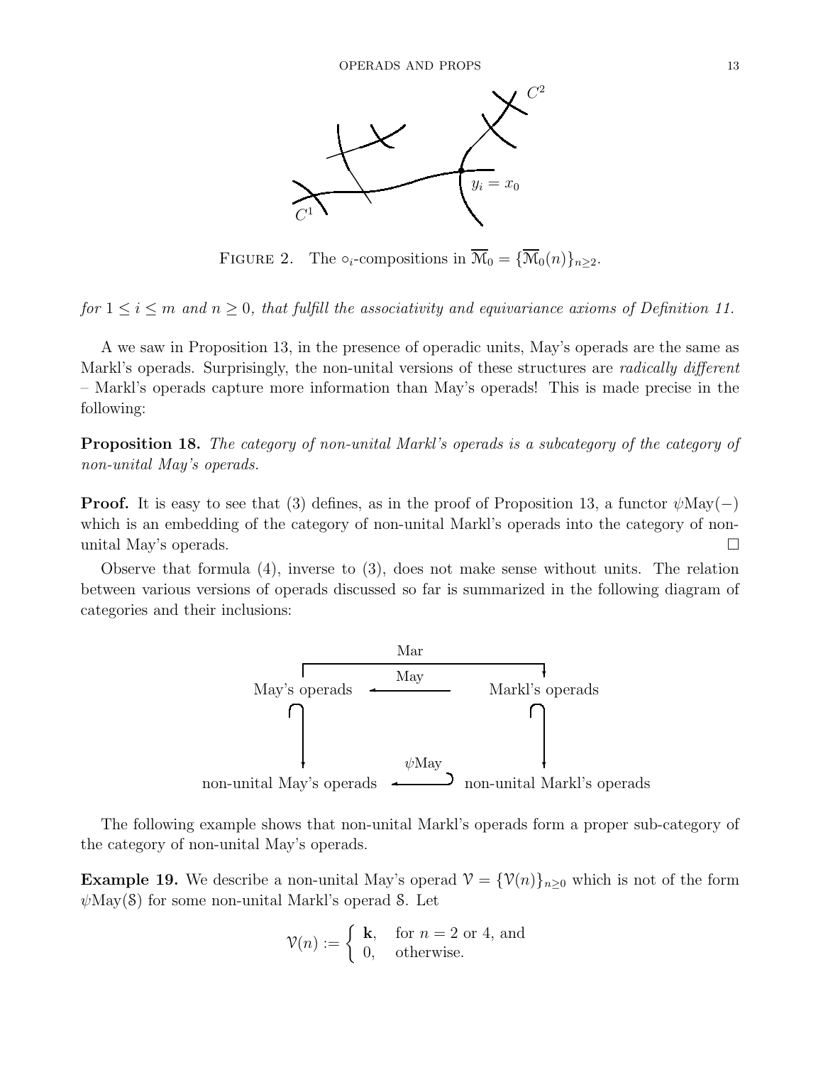FIGURE 2. The $\circ_i$-compositions in $\overline{\mathcal{M}}_0 = \{\overline{\mathcal{M}}_0(n)\}_{n \geq 2}$.

*for $1 \leq i \leq m$ and $n \geq 0$, that fulfill the associativity and equivariance axioms of Definition 11.*

A we saw in Proposition 13, in the presence of operadic units, May's operads are the same as Markl's operads. Surprisingly, the non-unital versions of these structures are *radically different* – Markl's operads capture more information than May's operads! This is made precise in the following:

**Proposition 18.** *The category of non-unital Markl's operads is a subcategory of the category of non-unital May's operads.*

**Proof.** It is easy to see that (3) defines, as in the proof of Proposition 13, a functor $\psi\mathrm{May}(-)$ which is an embedding of the category of non-unital Markl's operads into the category of non-unital May's operads. $\square$

Observe that formula (4), inverse to (3), does not make sense without units. The relation between various versions of operads discussed so far is summarized in the following diagram of categories and their inclusions:

$$\begin{array}{ccc} & \xrightarrow{\mathrm{Mar}} & \\ \text{May's operads} & \xleftarrow{\mathrm{May}} & \text{Markl's operads} \\ \cap \downarrow & & \cap \downarrow \\ \text{non-unital May's operads} & \xleftarrow{\psi\mathrm{May}} & \text{non-unital Markl's operads} \end{array}$$

The following example shows that non-unital Markl's operads form a proper sub-category of the category of non-unital May's operads.

**Example 19.** We describe a non-unital May's operad $\mathcal{V} = \{\mathcal{V}(n)\}_{n \geq 0}$ which is not of the form $\psi\mathrm{May}(\mathcal{S})$ for some non-unital Markl's operad $\mathcal{S}$. Let

$$\mathcal{V}(n) := \begin{cases} \mathbf{k}, & \text{for } n = 2 \text{ or } 4, \text{ and} \\ 0, & \text{otherwise.} \end{cases}$$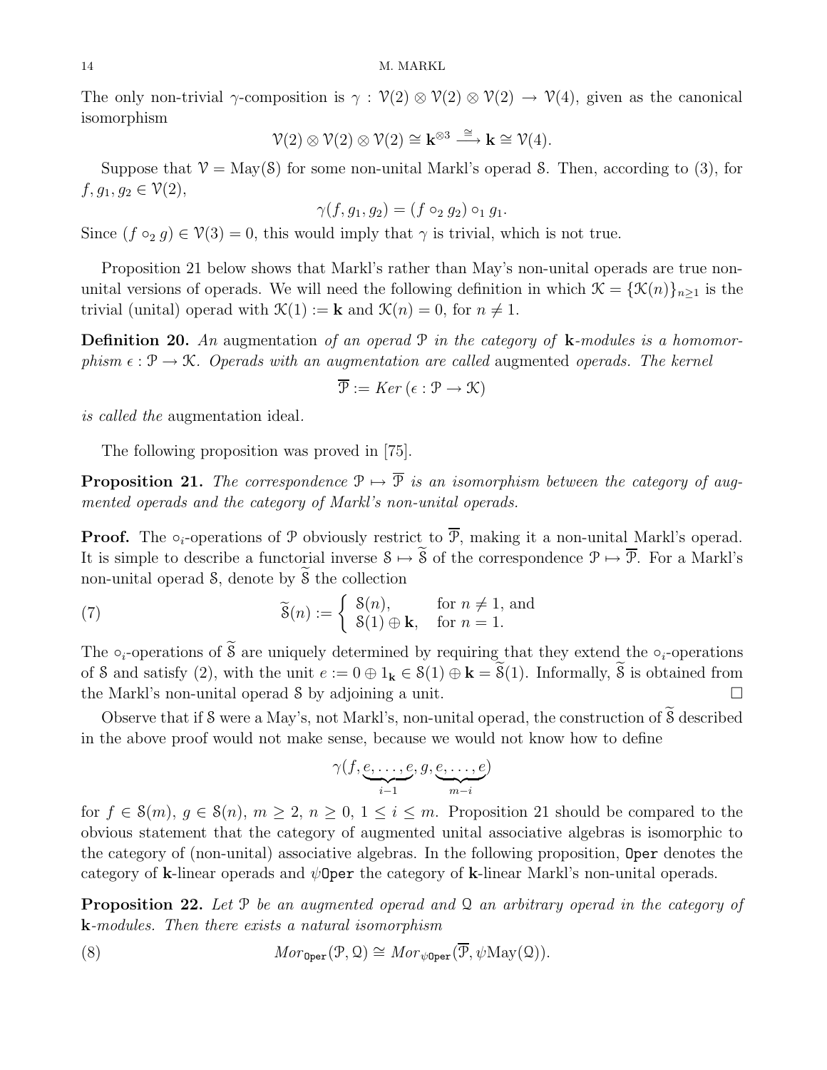The only non-trivial $\gamma$-composition is $\gamma : \mathcal{V}(2) \otimes \mathcal{V}(2) \otimes \mathcal{V}(2) \to \mathcal{V}(4)$, given as the canonical isomorphism

$$\mathcal{V}(2) \otimes \mathcal{V}(2) \otimes \mathcal{V}(2) \cong \mathbf{k}^{\otimes 3} \xrightarrow{\cong} \mathbf{k} \cong \mathcal{V}(4).$$

Suppose that $\mathcal{V} = \mathrm{May}(\mathcal{S})$ for some non-unital Markl's operad $\mathcal{S}$. Then, according to (3), for $f, g_1, g_2 \in \mathcal{V}(2)$,

$$\gamma(f, g_1, g_2) = (f \circ_2 g_2) \circ_1 g_1.$$

Since $(f \circ_2 g) \in \mathcal{V}(3) = 0$, this would imply that $\gamma$ is trivial, which is not true.

Proposition 21 below shows that Markl's rather than May's non-unital operads are true non-unital versions of operads. We will need the following definition in which $\mathcal{K} = \{\mathcal{K}(n)\}_{n \geq 1}$ is the trivial (unital) operad with $\mathcal{K}(1) := \mathbf{k}$ and $\mathcal{K}(n) = 0$, for $n \neq 1$.

**Definition 20.** *An* augmentation *of an operad $\mathcal{P}$ in the category of $\mathbf{k}$-modules is a homomorphism $\epsilon : \mathcal{P} \to \mathcal{K}$. Operads with an augmentation are called* augmented *operads. The kernel*

$$\overline{\mathcal{P}} := Ker\,(\epsilon : \mathcal{P} \to \mathcal{K})$$

*is called the* augmentation ideal*.*

The following proposition was proved in [75].

**Proposition 21.** *The correspondence $\mathcal{P} \mapsto \overline{\mathcal{P}}$ is an isomorphism between the category of augmented operads and the category of Markl's non-unital operads.*

**Proof.** The $\circ_i$-operations of $\mathcal{P}$ obviously restrict to $\overline{\mathcal{P}}$, making it a non-unital Markl's operad. It is simple to describe a functorial inverse $\mathcal{S} \mapsto \widetilde{\mathcal{S}}$ of the correspondence $\mathcal{P} \mapsto \overline{\mathcal{P}}$. For a Markl's non-unital operad $\mathcal{S}$, denote by $\widetilde{\mathcal{S}}$ the collection

$$\widetilde{\mathcal{S}}(n) := \begin{cases} \mathcal{S}(n), & \text{for } n \neq 1, \text{ and} \\ \mathcal{S}(1) \oplus \mathbf{k}, & \text{for } n = 1. \end{cases} \tag{7}$$

The $\circ_i$-operations of $\widetilde{\mathcal{S}}$ are uniquely determined by requiring that they extend the $\circ_i$-operations of $\mathcal{S}$ and satisfy (2), with the unit $e := 0 \oplus 1_{\mathbf{k}} \in \mathcal{S}(1) \oplus \mathbf{k} = \widetilde{\mathcal{S}}(1)$. Informally, $\widetilde{\mathcal{S}}$ is obtained from the Markl's non-unital operad $\mathcal{S}$ by adjoining a unit. $\square$

Observe that if $\mathcal{S}$ were a May's, not Markl's, non-unital operad, the construction of $\widetilde{\mathcal{S}}$ described in the above proof would not make sense, because we would not know how to define

$$\gamma(f, \underbrace{e, \ldots, e}_{i-1}, g, \underbrace{e, \ldots, e}_{m-i})$$

for $f \in \mathcal{S}(m)$, $g \in \mathcal{S}(n)$, $m \geq 2$, $n \geq 0$, $1 \leq i \leq m$. Proposition 21 should be compared to the obvious statement that the category of augmented unital associative algebras is isomorphic to the category of (non-unital) associative algebras. In the following proposition, $\mathtt{Oper}$ denotes the category of $\mathbf{k}$-linear operads and $\psi\mathtt{Oper}$ the category of $\mathbf{k}$-linear Markl's non-unital operads.

**Proposition 22.** *Let $\mathcal{P}$ be an augmented operad and $\mathcal{Q}$ an arbitrary operad in the category of $\mathbf{k}$-modules. Then there exists a natural isomorphism*

$$Mor_{\mathtt{Oper}}(\mathcal{P}, \mathcal{Q}) \cong Mor_{\psi\mathtt{Oper}}(\overline{\mathcal{P}}, \psi\mathrm{May}(\mathcal{Q})). \tag{8}$$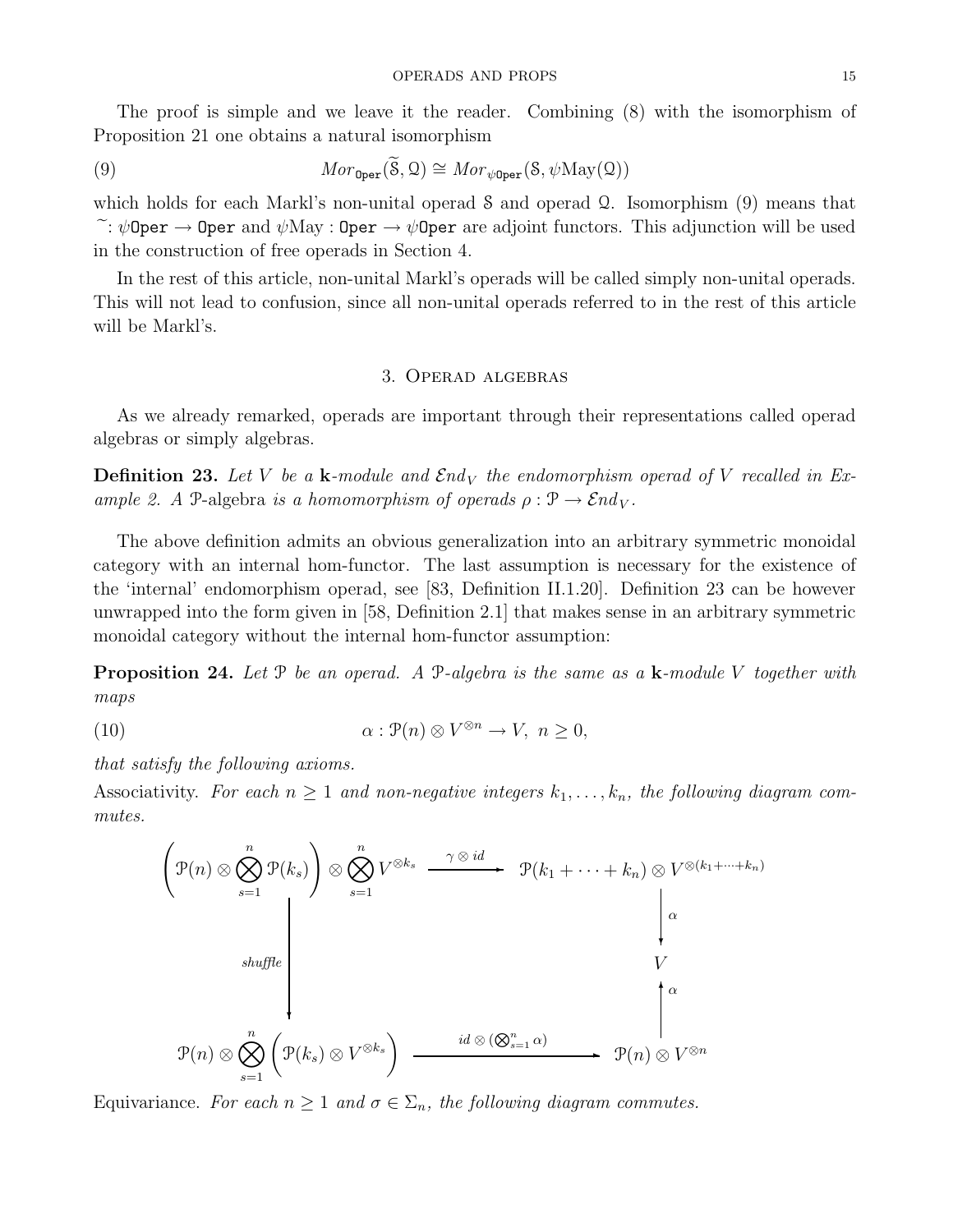The proof is simple and we leave it the reader. Combining (8) with the isomorphism of Proposition 21 one obtains a natural isomorphism

$$Mor_{\mathtt{Oper}}(\widetilde{\mathcal{S}}, \mathcal{Q}) \cong Mor_{\psi\mathtt{Oper}}(\mathcal{S}, \psi\mathrm{May}(\mathcal{Q})) \tag{9}$$

which holds for each Markl's non-unital operad $\mathcal{S}$ and operad $\mathcal{Q}$. Isomorphism (9) means that $\widetilde{\ }: \psi\mathtt{Oper} \to \mathtt{Oper}$ and $\psi\mathrm{May} : \mathtt{Oper} \to \psi\mathtt{Oper}$ are adjoint functors. This adjunction will be used in the construction of free operads in Section 4.

In the rest of this article, non-unital Markl's operads will be called simply non-unital operads. This will not lead to confusion, since all non-unital operads referred to in the rest of this article will be Markl's.

## 3. Operad algebras

As we already remarked, operads are important through their representations called operad algebras or simply algebras.

**Definition 23.** *Let $V$ be a $\mathbf{k}$-module and $\mathcal{E}nd_V$ the endomorphism operad of $V$ recalled in Example 2. A* $\mathcal{P}$-algebra *is a homomorphism of operads $\rho : \mathcal{P} \to \mathcal{E}nd_V$.*

The above definition admits an obvious generalization into an arbitrary symmetric monoidal category with an internal hom-functor. The last assumption is necessary for the existence of the 'internal' endomorphism operad, see [83, Definition II.1.20]. Definition 23 can be however unwrapped into the form given in [58, Definition 2.1] that makes sense in an arbitrary symmetric monoidal category without the internal hom-functor assumption:

**Proposition 24.** *Let $\mathcal{P}$ be an operad. A $\mathcal{P}$-algebra is the same as a $\mathbf{k}$-module $V$ together with maps*

$$\alpha : \mathcal{P}(n) \otimes V^{\otimes n} \to V, \ n \geq 0, \tag{10}$$

*that satisfy the following axioms.*

Associativity. *For each $n \geq 1$ and non-negative integers $k_1, \ldots, k_n$, the following diagram commutes.*

$$\begin{array}{ccc}
\left(\mathcal{P}(n) \otimes \bigotimes_{s=1}^{n} \mathcal{P}(k_s)\right) \otimes \bigotimes_{s=1}^{n} V^{\otimes k_s} & \xrightarrow{\gamma \otimes id} & \mathcal{P}(k_1 + \cdots + k_n) \otimes V^{\otimes(k_1+\cdots+k_n)} \\
\Big\downarrow \text{shuffle} & & \Big\downarrow \alpha \\
 & & V \\
 & & \Big\uparrow \alpha \\
\mathcal{P}(n) \otimes \bigotimes_{s=1}^{n} \left(\mathcal{P}(k_s) \otimes V^{\otimes k_s}\right) & \xrightarrow{id \otimes (\bigotimes_{s=1}^{n} \alpha)} & \mathcal{P}(n) \otimes V^{\otimes n}
\end{array}$$

Equivariance. *For each $n \geq 1$ and $\sigma \in \Sigma_n$, the following diagram commutes.*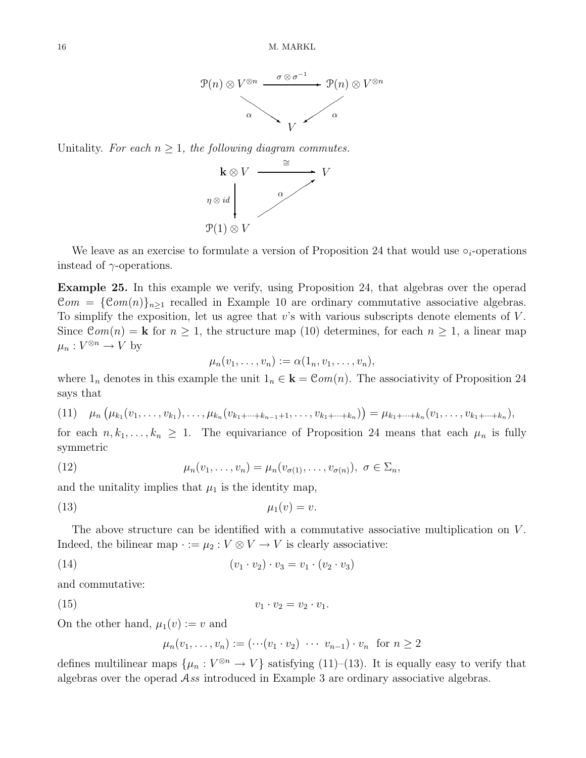$$
\begin{array}{ccc}
\mathcal{P}(n) \otimes V^{\otimes n} & \xrightarrow{\sigma \otimes \sigma^{-1}} & \mathcal{P}(n) \otimes V^{\otimes n} \\
& \searrow^{\alpha} \quad {}^{\alpha}\swarrow & \\
& V &
\end{array}
$$

Unitality. *For each $n \geq 1$, the following diagram commutes.*

$$
\begin{array}{ccc}
\mathbf{k} \otimes V & \xrightarrow{\cong} & V \\
{\scriptstyle \eta \otimes id}\downarrow & \nearrow_{\alpha} & \\
\mathcal{P}(1) \otimes V & &
\end{array}
$$

We leave as an exercise to formulate a version of Proposition 24 that would use $\circ_i$-operations instead of $\gamma$-operations.

**Example 25.** In this example we verify, using Proposition 24, that algebras over the operad $\mathcal{C}om = \{\mathcal{C}om(n)\}_{n\geq 1}$ recalled in Example 10 are ordinary commutative associative algebras. To simplify the exposition, let us agree that $v$'s with various subscripts denote elements of $V$. Since $\mathcal{C}om(n) = \mathbf{k}$ for $n \geq 1$, the structure map (10) determines, for each $n \geq 1$, a linear map $\mu_n : V^{\otimes n} \to V$ by

$$\mu_n(v_1, \ldots, v_n) := \alpha(1_n, v_1, \ldots, v_n),$$

where $1_n$ denotes in this example the unit $1_n \in \mathbf{k} = \mathcal{C}om(n)$. The associativity of Proposition 24 says that

$$\mu_n\left(\mu_{k_1}(v_1, \ldots, v_{k_1}), \ldots, \mu_{k_n}(v_{k_1+\cdots+k_{n-1}+1}, \ldots, v_{k_1+\cdots+k_n})\right) = \mu_{k_1+\cdots+k_n}(v_1, \ldots, v_{k_1+\cdots+k_n}), \tag{11}$$

for each $n, k_1, \ldots, k_n \geq 1$. The equivariance of Proposition 24 means that each $\mu_n$ is fully symmetric

$$\mu_n(v_1, \ldots, v_n) = \mu_n(v_{\sigma(1)}, \ldots, v_{\sigma(n)}),\ \sigma \in \Sigma_n, \tag{12}$$

and the unitality implies that $\mu_1$ is the identity map,

$$\mu_1(v) = v. \tag{13}$$

The above structure can be identified with a commutative associative multiplication on $V$. Indeed, the bilinear map $\cdot := \mu_2 : V \otimes V \to V$ is clearly associative:

$$(v_1 \cdot v_2) \cdot v_3 = v_1 \cdot (v_2 \cdot v_3) \tag{14}$$

and commutative:

$$v_1 \cdot v_2 = v_2 \cdot v_1. \tag{15}$$

On the other hand, $\mu_1(v) := v$ and

$$\mu_n(v_1, \ldots, v_n) := (\cdots(v_1 \cdot v_2)\ \cdots\ v_{n-1}) \cdot v_n \ \text{ for } n \geq 2$$

defines multilinear maps $\{\mu_n : V^{\otimes n} \to V\}$ satisfying (11)–(13). It is equally easy to verify that algebras over the operad $\mathcal{A}ss$ introduced in Example 3 are ordinary associative algebras.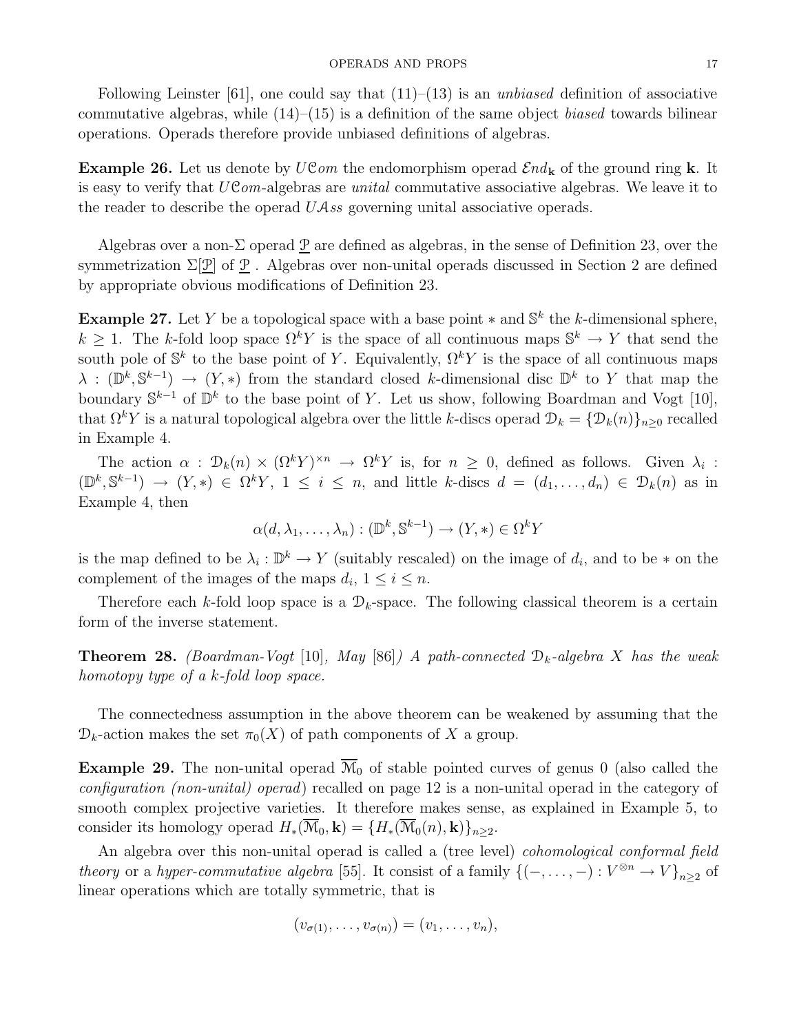Following Leinster [61], one could say that (11)–(13) is an *unbiased* definition of associative commutative algebras, while (14)–(15) is a definition of the same object *biased* towards bilinear operations. Operads therefore provide unbiased definitions of algebras.

**Example 26.** Let us denote by $U\mathcal{C}om$ the endomorphism operad $\mathcal{E}nd_{\mathbf{k}}$ of the ground ring $\mathbf{k}$. It is easy to verify that $U\mathcal{C}om$-algebras are *unital* commutative associative algebras. We leave it to the reader to describe the operad $U\mathcal{A}ss$ governing unital associative operads.

Algebras over a non-$\Sigma$ operad $\underline{\mathcal{P}}$ are defined as algebras, in the sense of Definition 23, over the symmetrization $\Sigma[\underline{\mathcal{P}}]$ of $\underline{\mathcal{P}}$ . Algebras over non-unital operads discussed in Section 2 are defined by appropriate obvious modifications of Definition 23.

**Example 27.** Let $Y$ be a topological space with a base point $*$ and $\mathbb{S}^k$ the $k$-dimensional sphere, $k \geq 1$. The $k$-fold loop space $\Omega^k Y$ is the space of all continuous maps $\mathbb{S}^k \to Y$ that send the south pole of $\mathbb{S}^k$ to the base point of $Y$. Equivalently, $\Omega^k Y$ is the space of all continuous maps $\lambda : (\mathbb{D}^k, \mathbb{S}^{k-1}) \to (Y, *)$ from the standard closed $k$-dimensional disc $\mathbb{D}^k$ to $Y$ that map the boundary $\mathbb{S}^{k-1}$ of $\mathbb{D}^k$ to the base point of $Y$. Let us show, following Boardman and Vogt [10], that $\Omega^k Y$ is a natural topological algebra over the little $k$-discs operad $\mathcal{D}_k = \{\mathcal{D}_k(n)\}_{n\geq 0}$ recalled in Example 4.

The action $\alpha : \mathcal{D}_k(n) \times (\Omega^k Y)^{\times n} \to \Omega^k Y$ is, for $n \geq 0$, defined as follows. Given $\lambda_i : (\mathbb{D}^k, \mathbb{S}^{k-1}) \to (Y, *) \in \Omega^k Y$, $1 \leq i \leq n$, and little $k$-discs $d = (d_1, \ldots, d_n) \in \mathcal{D}_k(n)$ as in Example 4, then

$$\alpha(d, \lambda_1, \ldots, \lambda_n) : (\mathbb{D}^k, \mathbb{S}^{k-1}) \to (Y, *) \in \Omega^k Y$$

is the map defined to be $\lambda_i : \mathbb{D}^k \to Y$ (suitably rescaled) on the image of $d_i$, and to be $*$ on the complement of the images of the maps $d_i$, $1 \leq i \leq n$.

Therefore each $k$-fold loop space is a $\mathcal{D}_k$-space. The following classical theorem is a certain form of the inverse statement.

**Theorem 28.** *(Boardman-Vogt* [10], *May* [86]*) A path-connected $\mathcal{D}_k$-algebra $X$ has the weak homotopy type of a $k$-fold loop space.*

The connectedness assumption in the above theorem can be weakened by assuming that the $\mathcal{D}_k$-action makes the set $\pi_0(X)$ of path components of $X$ a group.

**Example 29.** The non-unital operad $\overline{\mathcal{M}}_0$ of stable pointed curves of genus 0 (also called the *configuration (non-unital) operad*) recalled on page 12 is a non-unital operad in the category of smooth complex projective varieties. It therefore makes sense, as explained in Example 5, to consider its homology operad $H_*(\overline{\mathcal{M}}_0, \mathbf{k}) = \{H_*(\overline{\mathcal{M}}_0(n), \mathbf{k})\}_{n\geq 2}$.

An algebra over this non-unital operad is called a (tree level) *cohomological conformal field theory* or a *hyper-commutative algebra* [55]. It consist of a family $\{(-, \ldots, -) : V^{\otimes n} \to V\}_{n\geq 2}$ of linear operations which are totally symmetric, that is

$$(v_{\sigma(1)}, \ldots, v_{\sigma(n)}) = (v_1, \ldots, v_n),$$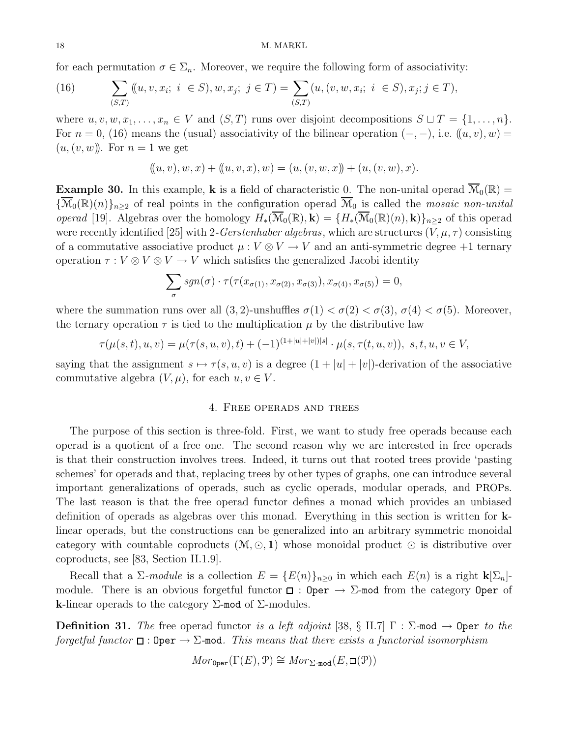for each permutation $\sigma \in \Sigma_n$. Moreover, we require the following form of associativity:

$$\sum_{(S,T)} ((u, v, x_i;\ i \in S), w, x_j;\ j \in T) = \sum_{(S,T)} (u, (v, w, x_i;\ i \in S), x_j; j \in T), \tag{16}$$

where $u, v, w, x_1, \ldots, x_n \in V$ and $(S, T)$ runs over disjoint decompositions $S \sqcup T = \{1, \ldots, n\}$. For $n = 0$, (16) means the (usual) associativity of the bilinear operation $(-,-)$, i.e. $((u, v), w) = (u, (v, w))$. For $n = 1$ we get

$$((u, v), w, x) + ((u, v, x), w) = (u, (v, w, x)) + (u, (v, w), x).$$

**Example 30.** In this example, $\mathbf{k}$ is a field of characteristic 0. The non-unital operad $\overline{\mathcal{M}}_0(\mathbb{R}) = \{\overline{\mathcal{M}}_0(\mathbb{R})(n)\}_{n \geq 2}$ of real points in the configuration operad $\overline{\mathcal{M}}_0$ is called the *mosaic non-unital operad* [19]. Algebras over the homology $H_*(\overline{\mathcal{M}}_0(\mathbb{R}), \mathbf{k}) = \{H_*(\overline{\mathcal{M}}_0(\mathbb{R})(n), \mathbf{k})\}_{n \geq 2}$ of this operad were recently identified [25] with 2-*Gerstenhaber algebras*, which are structures $(V, \mu, \tau)$ consisting of a commutative associative product $\mu : V \otimes V \to V$ and an anti-symmetric degree $+1$ ternary operation $\tau : V \otimes V \otimes V \to V$ which satisfies the generalized Jacobi identity

$$\sum_{\sigma} sgn(\sigma) \cdot \tau(\tau(x_{\sigma(1)}, x_{\sigma(2)}, x_{\sigma(3)}), x_{\sigma(4)}, x_{\sigma(5)}) = 0,$$

where the summation runs over all $(3, 2)$-unshuffles $\sigma(1) < \sigma(2) < \sigma(3)$, $\sigma(4) < \sigma(5)$. Moreover, the ternary operation $\tau$ is tied to the multiplication $\mu$ by the distributive law

$$\tau(\mu(s, t), u, v) = \mu(\tau(s, u, v), t) + (-1)^{(1+|u|+|v|)|s|} \cdot \mu(s, \tau(t, u, v)),\ s, t, u, v \in V,$$

saying that the assignment $s \mapsto \tau(s, u, v)$ is a degree $(1 + |u| + |v|)$-derivation of the associative commutative algebra $(V, \mu)$, for each $u, v \in V$.

## 4. Free operads and trees

The purpose of this section is three-fold. First, we want to study free operads because each operad is a quotient of a free one. The second reason why we are interested in free operads is that their construction involves trees. Indeed, it turns out that rooted trees provide 'pasting schemes' for operads and that, replacing trees by other types of graphs, one can introduce several important generalizations of operads, such as cyclic operads, modular operads, and PROPs. The last reason is that the free operad functor defines a monad which provides an unbiased definition of operads as algebras over this monad. Everything in this section is written for $\mathbf{k}$-linear operads, but the constructions can be generalized into an arbitrary symmetric monoidal category with countable coproducts $(\mathcal{M}, \odot, \mathbf{1})$ whose monoidal product $\odot$ is distributive over coproducts, see [83, Section II.1.9].

Recall that a $\Sigma$-*module* is a collection $E = \{E(n)\}_{n \geq 0}$ in which each $E(n)$ is a right $\mathbf{k}[\Sigma_n]$-module. There is an obvious forgetful functor $\square : \mathtt{Oper} \to \Sigma\text{-}\mathtt{mod}$ from the category $\mathtt{Oper}$ of $\mathbf{k}$-linear operads to the category $\Sigma\text{-}\mathtt{mod}$ of $\Sigma$-modules.

**Definition 31.** *The* free operad functor *is a left adjoint* [38, § II.7] $\Gamma : \Sigma\text{-}\mathtt{mod} \to \mathtt{Oper}$ *to the forgetful functor* $\square : \mathtt{Oper} \to \Sigma\text{-}\mathtt{mod}$*. This means that there exists a functorial isomorphism*

$$Mor_{\mathtt{Oper}}(\Gamma(E), \mathcal{P}) \cong Mor_{\Sigma\text{-}\mathtt{mod}}(E, \square(\mathcal{P}))$$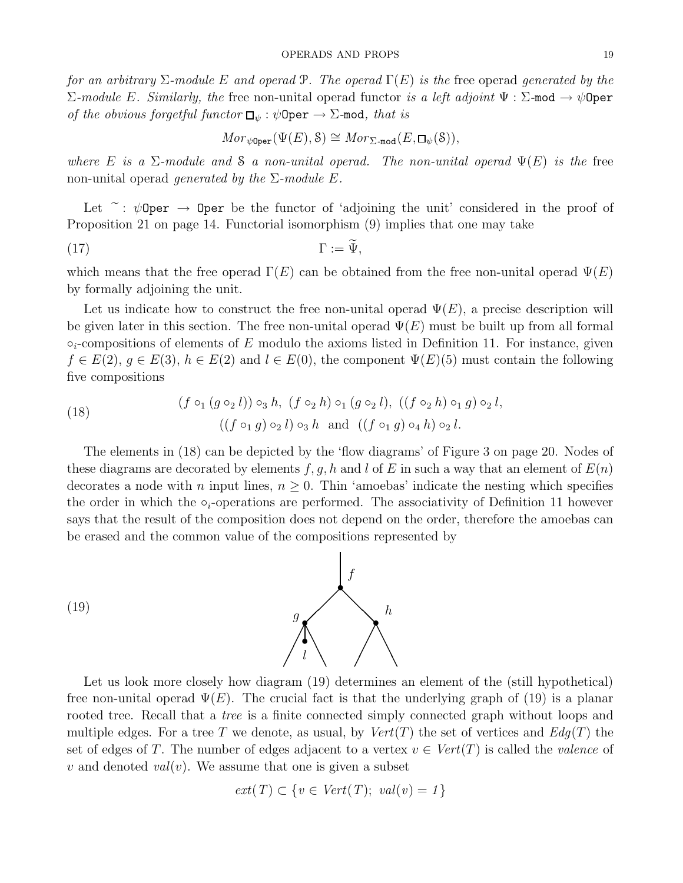*for an arbitrary $\Sigma$-module $E$ and operad $\mathcal{P}$. The operad $\Gamma(E)$ is the* free operad *generated by the $\Sigma$-module $E$. Similarly, the* free non-unital operad functor *is a left adjoint $\Psi : \Sigma\text{-}\mathtt{mod} \to \psi\mathtt{Oper}$ of the obvious forgetful functor $\square_\psi : \psi\mathtt{Oper} \to \Sigma\text{-}\mathtt{mod}$, that is*

$$Mor_{\psi\mathtt{Oper}}(\Psi(E), \mathcal{S}) \cong Mor_{\Sigma\text{-}\mathtt{mod}}(E, \square_\psi(\mathcal{S})),$$

*where $E$ is a $\Sigma$-module and $\mathcal{S}$ a non-unital operad. The non-unital operad $\Psi(E)$ is the* free non-unital operad *generated by the $\Sigma$-module $E$.*

Let $\widetilde{\ }: \psi\mathtt{Oper} \to \mathtt{Oper}$ be the functor of 'adjoining the unit' considered in the proof of Proposition 21 on page 14. Functorial isomorphism (9) implies that one may take

$$\Gamma := \widetilde{\Psi}, \tag{17}$$

which means that the free operad $\Gamma(E)$ can be obtained from the free non-unital operad $\Psi(E)$ by formally adjoining the unit.

Let us indicate how to construct the free non-unital operad $\Psi(E)$, a precise description will be given later in this section. The free non-unital operad $\Psi(E)$ must be built up from all formal $\circ_i$-compositions of elements of $E$ modulo the axioms listed in Definition 11. For instance, given $f \in E(2)$, $g \in E(3)$, $h \in E(2)$ and $l \in E(0)$, the component $\Psi(E)(5)$ must contain the following five compositions

$$\begin{gathered}(f \circ_1 (g \circ_2 l)) \circ_3 h,\ (f \circ_2 h) \circ_1 (g \circ_2 l),\ ((f \circ_2 h) \circ_1 g) \circ_2 l, \\ ((f \circ_1 g) \circ_2 l) \circ_3 h \ \text{ and } \ ((f \circ_1 g) \circ_4 h) \circ_2 l.\end{gathered} \tag{18}$$

The elements in (18) can be depicted by the 'flow diagrams' of Figure 3 on page 20. Nodes of these diagrams are decorated by elements $f, g, h$ and $l$ of $E$ in such a way that an element of $E(n)$ decorates a node with $n$ input lines, $n \geq 0$. Thin 'amoebas' indicate the nesting which specifies the order in which the $\circ_i$-operations are performed. The associativity of Definition 11 however says that the result of the composition does not depend on the order, therefore the amoebas can be erased and the common value of the compositions represented by

(19)

Let us look more closely how diagram (19) determines an element of the (still hypothetical) free non-unital operad $\Psi(E)$. The crucial fact is that the underlying graph of (19) is a planar rooted tree. Recall that a *tree* is a finite connected simply connected graph without loops and multiple edges. For a tree $T$ we denote, as usual, by $Vert(T)$ the set of vertices and $Edg(T)$ the set of edges of $T$. The number of edges adjacent to a vertex $v \in Vert(T)$ is called the *valence* of $v$ and denoted $val(v)$. We assume that one is given a subset

$$ext(T) \subset \{v \in Vert(T);\ val(v) = 1\}$$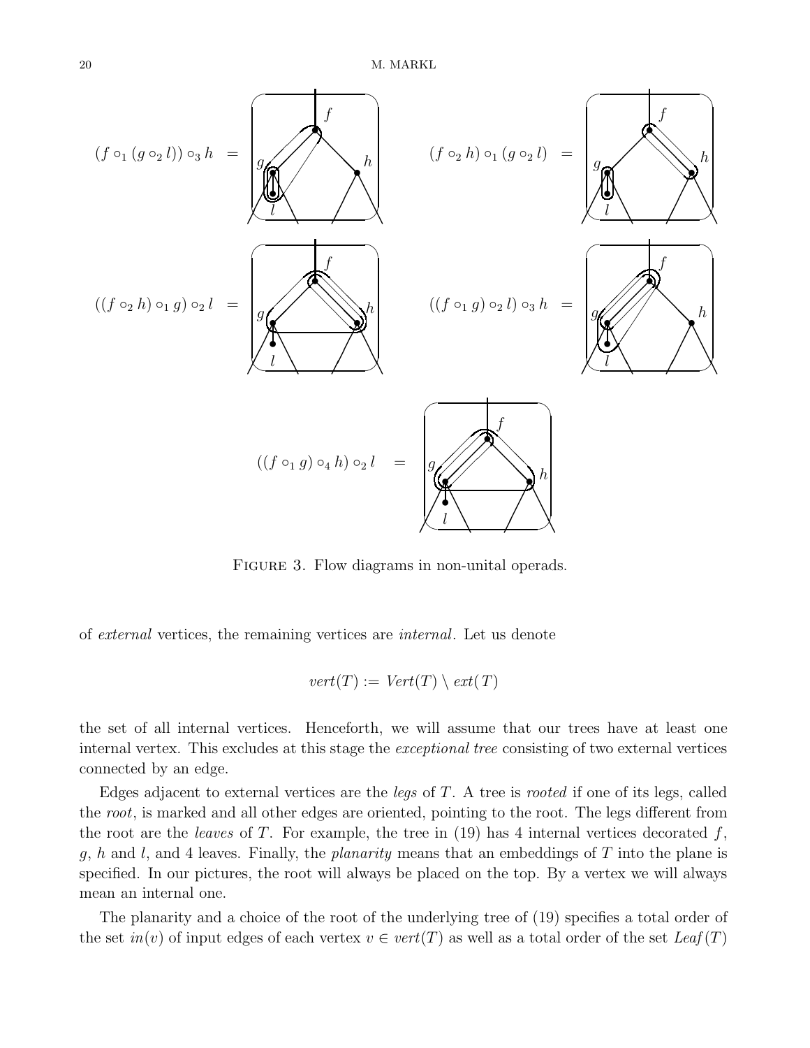$(f \circ_1 (g \circ_2 l)) \circ_3 h \;=$ $\qquad$ $(f \circ_2 h) \circ_1 (g \circ_2 l) \;=$

$((f \circ_2 h) \circ_1 g) \circ_2 l \;=$ $\qquad$ $((f \circ_1 g) \circ_2 l) \circ_3 h \;=$

$((f \circ_1 g) \circ_4 h) \circ_2 l \;=$

FIGURE 3. Flow diagrams in non-unital operads.

of *external* vertices, the remaining vertices are *internal*. Let us denote

$$vert(T) := Vert(T) \setminus ext(T)$$

the set of all internal vertices. Henceforth, we will assume that our trees have at least one internal vertex. This excludes at this stage the *exceptional tree* consisting of two external vertices connected by an edge.

Edges adjacent to external vertices are the *legs* of $T$. A tree is *rooted* if one of its legs, called the *root*, is marked and all other edges are oriented, pointing to the root. The legs different from the root are the *leaves* of $T$. For example, the tree in (19) has 4 internal vertices decorated $f$, $g$, $h$ and $l$, and 4 leaves. Finally, the *planarity* means that an embeddings of $T$ into the plane is specified. In our pictures, the root will always be placed on the top. By a vertex we will always mean an internal one.

The planarity and a choice of the root of the underlying tree of (19) specifies a total order of the set $in(v)$ of input edges of each vertex $v \in vert(T)$ as well as a total order of the set $Leaf(T)$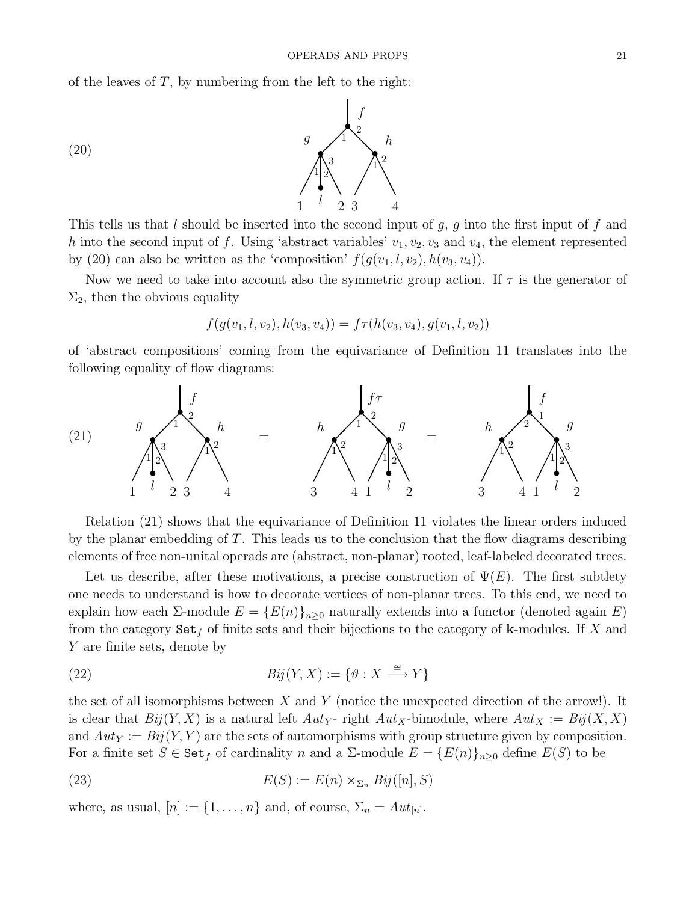of the leaves of $T$, by numbering from the left to the right:

(20)

This tells us that $l$ should be inserted into the second input of $g$, $g$ into the first input of $f$ and $h$ into the second input of $f$. Using 'abstract variables' $v_1, v_2, v_3$ and $v_4$, the element represented by (20) can also be written as the 'composition' $f(g(v_1, l, v_2), h(v_3, v_4))$.

Now we need to take into account also the symmetric group action. If $\tau$ is the generator of $\Sigma_2$, then the obvious equality

$$f(g(v_1, l, v_2), h(v_3, v_4)) = f\tau(h(v_3, v_4), g(v_1, l, v_2))$$

of 'abstract compositions' coming from the equivariance of Definition 11 translates into the following equality of flow diagrams:

(21)

Relation (21) shows that the equivariance of Definition 11 violates the linear orders induced by the planar embedding of $T$. This leads us to the conclusion that the flow diagrams describing elements of free non-unital operads are (abstract, non-planar) rooted, leaf-labeled decorated trees.

Let us describe, after these motivations, a precise construction of $\Psi(E)$. The first subtlety one needs to understand is how to decorate vertices of non-planar trees. To this end, we need to explain how each $\Sigma$-module $E = \{E(n)\}_{n \geq 0}$ naturally extends into a functor (denoted again $E$) from the category $\mathtt{Set}_f$ of finite sets and their bijections to the category of $\mathbf{k}$-modules. If $X$ and $Y$ are finite sets, denote by

$$Bij(Y, X) := \{\vartheta : X \xrightarrow{\cong} Y\} \tag{22}$$

the set of all isomorphisms between $X$ and $Y$ (notice the unexpected direction of the arrow!). It is clear that $Bij(Y, X)$ is a natural left $Aut_Y$- right $Aut_X$-bimodule, where $Aut_X := Bij(X, X)$ and $Aut_Y := Bij(Y, Y)$ are the sets of automorphisms with group structure given by composition. For a finite set $S \in \mathtt{Set}_f$ of cardinality $n$ and a $\Sigma$-module $E = \{E(n)\}_{n \geq 0}$ define $E(S)$ to be

$$E(S) := E(n) \times_{\Sigma_n} Bij([n], S) \tag{23}$$

where, as usual, $[n] := \{1, \ldots, n\}$ and, of course, $\Sigma_n = Aut_{[n]}$.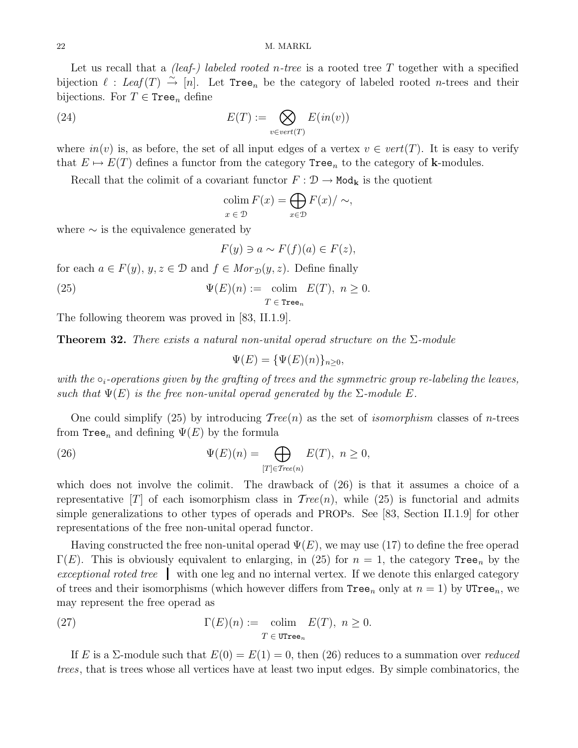Let us recall that a *(leaf-) labeled rooted n-tree* is a rooted tree $T$ together with a specified bijection $\ell : \mathit{Leaf}(T) \xrightarrow{\sim} [n]$. Let $\mathtt{Tree}_n$ be the category of labeled rooted $n$-trees and their bijections. For $T \in \mathtt{Tree}_n$ define

$$E(T) := \bigotimes_{v \in \mathit{vert}(T)} E(\mathit{in}(v)) \tag{24}$$

where $\mathit{in}(v)$ is, as before, the set of all input edges of a vertex $v \in \mathit{vert}(T)$. It is easy to verify that $E \mapsto E(T)$ defines a functor from the category $\mathtt{Tree}_n$ to the category of $\mathbf{k}$-modules.

Recall that the colimit of a covariant functor $F : \mathcal{D} \to \mathtt{Mod}_{\mathbf{k}}$ is the quotient

$$\operatorname*{colim}_{x \,\in\, \mathcal{D}} F(x) = \bigoplus_{x \in \mathcal{D}} F(x)/\sim,$$

where $\sim$ is the equivalence generated by

$$F(y) \ni a \sim F(f)(a) \in F(z),$$

for each $a \in F(y)$, $y, z \in \mathcal{D}$ and $f \in \mathit{Mor}_{\mathcal{D}}(y, z)$. Define finally

$$\Psi(E)(n) := \operatorname*{colim}_{T \,\in\, \mathtt{Tree}_n} E(T), \ n \geq 0. \tag{25}$$

The following theorem was proved in [83, II.1.9].

**Theorem 32.** *There exists a natural non-unital operad structure on the* $\Sigma$*-module*

$$\Psi(E) = \{\Psi(E)(n)\}_{n \geq 0},$$

*with the* $\circ_i$*-operations given by the grafting of trees and the symmetric group re-labeling the leaves, such that* $\Psi(E)$ *is the free non-unital operad generated by the* $\Sigma$*-module* $E$.

One could simplify (25) by introducing $\mathcal{T}ree(n)$ as the set of *isomorphism* classes of $n$-trees from $\mathtt{Tree}_n$ and defining $\Psi(E)$ by the formula

$$\Psi(E)(n) = \bigoplus_{[T] \in \mathcal{T}ree(n)} E(T), \ n \geq 0, \tag{26}$$

which does not involve the colimit. The drawback of (26) is that it assumes a choice of a representative $[T]$ of each isomorphism class in $\mathcal{T}ree(n)$, while (25) is functorial and admits simple generalizations to other types of operads and PROPs. See [83, Section II.1.9] for other representations of the free non-unital operad functor.

Having constructed the free non-unital operad $\Psi(E)$, we may use (17) to define the free operad $\Gamma(E)$. This is obviously equivalent to enlarging, in (25) for $n = 1$, the category $\mathtt{Tree}_n$ by the *exceptional roted tree* $|$ with one leg and no internal vertex. If we denote this enlarged category of trees and their isomorphisms (which however differs from $\mathtt{Tree}_n$ only at $n = 1$) by $\mathtt{UTree}_n$, we may represent the free operad as

$$\Gamma(E)(n) := \operatorname*{colim}_{T \,\in\, \mathtt{UTree}_n} E(T), \ n \geq 0. \tag{27}$$

If $E$ is a $\Sigma$-module such that $E(0) = E(1) = 0$, then (26) reduces to a summation over *reduced trees*, that is trees whose all vertices have at least two input edges. By simple combinatorics, the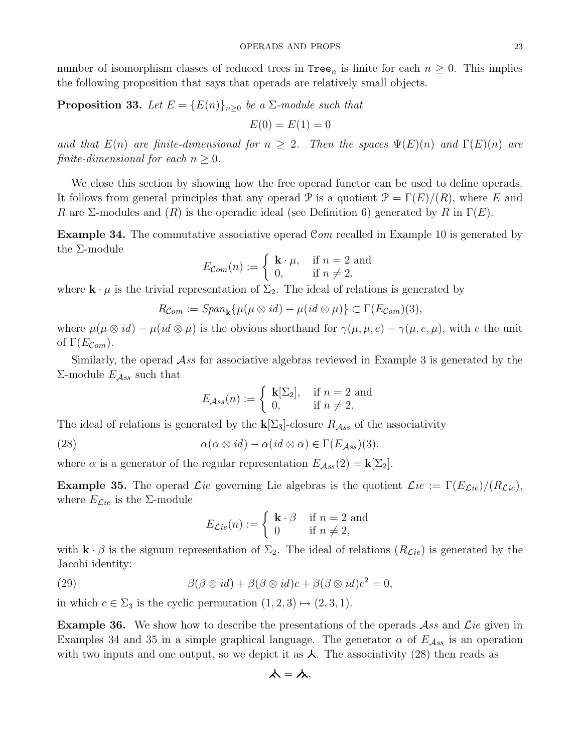number of isomorphism classes of reduced trees in $\mathtt{Tree}_n$ is finite for each $n \geq 0$. This implies the following proposition that says that operads are relatively small objects.

**Proposition 33.** *Let $E = \{E(n)\}_{n\geq 0}$ be a $\Sigma$-module such that*

$$E(0) = E(1) = 0$$

*and that $E(n)$ are finite-dimensional for $n \geq 2$. Then the spaces $\Psi(E)(n)$ and $\Gamma(E)(n)$ are finite-dimensional for each $n \geq 0$.*

We close this section by showing how the free operad functor can be used to define operads. It follows from general principles that any operad $\mathcal{P}$ is a quotient $\mathcal{P} = \Gamma(E)/(R)$, where $E$ and $R$ are $\Sigma$-modules and $(R)$ is the operadic ideal (see Definition 6) generated by $R$ in $\Gamma(E)$.

**Example 34.** The commutative associative operad $\mathcal{C}om$ recalled in Example 10 is generated by the $\Sigma$-module

$$E_{\mathcal{C}om}(n) := \begin{cases} \mathbf{k}\cdot\mu, & \text{if } n = 2 \text{ and} \\ 0, & \text{if } n \neq 2. \end{cases}$$

where $\mathbf{k}\cdot\mu$ is the trivial representation of $\Sigma_2$. The ideal of relations is generated by

$$R_{\mathcal{C}om} := \mathit{Span}_{\mathbf{k}}\{\mu(\mu\otimes id) - \mu(id\otimes\mu)\} \subset \Gamma(E_{\mathcal{C}om})(3),$$

where $\mu(\mu\otimes id) - \mu(id\otimes\mu)$ is the obvious shorthand for $\gamma(\mu,\mu,e) - \gamma(\mu,e,\mu)$, with $e$ the unit of $\Gamma(E_{\mathcal{C}om})$.

Similarly, the operad $\mathcal{A}ss$ for associative algebras reviewed in Example 3 is generated by the $\Sigma$-module $E_{\mathcal{A}ss}$ such that

$$E_{\mathcal{A}ss}(n) := \begin{cases} \mathbf{k}[\Sigma_2], & \text{if } n = 2 \text{ and} \\ 0, & \text{if } n \neq 2. \end{cases}$$

The ideal of relations is generated by the $\mathbf{k}[\Sigma_3]$-closure $R_{\mathcal{A}ss}$ of the associativity

$$\alpha(\alpha\otimes id) - \alpha(id\otimes\alpha) \in \Gamma(E_{\mathcal{A}ss})(3), \tag{28}$$

where $\alpha$ is a generator of the regular representation $E_{\mathcal{A}ss}(2) = \mathbf{k}[\Sigma_2]$.

**Example 35.** The operad $\mathcal{L}ie$ governing Lie algebras is the quotient $\mathcal{L}ie := \Gamma(E_{\mathcal{L}ie})/(R_{\mathcal{L}ie})$, where $E_{\mathcal{L}ie}$ is the $\Sigma$-module

$$E_{\mathcal{L}ie}(n) := \begin{cases} \mathbf{k}\cdot\beta & \text{if } n = 2 \text{ and} \\ 0 & \text{if } n \neq 2, \end{cases}$$

with $\mathbf{k}\cdot\beta$ is the signum representation of $\Sigma_2$. The ideal of relations $(R_{\mathcal{L}ie})$ is generated by the Jacobi identity:

$$\beta(\beta\otimes id) + \beta(\beta\otimes id)c + \beta(\beta\otimes id)c^2 = 0, \tag{29}$$

in which $c \in \Sigma_3$ is the cyclic permutation $(1,2,3) \mapsto (2,3,1)$.

**Example 36.** We show how to describe the presentations of the operads $\mathcal{A}ss$ and $\mathcal{L}ie$ given in Examples 34 and 35 in a simple graphical language. The generator $\alpha$ of $E_{\mathcal{A}ss}$ is an operation with two inputs and one output, so we depict it as ⅄. The associativity (28) then reads as

⅄ = ⅄,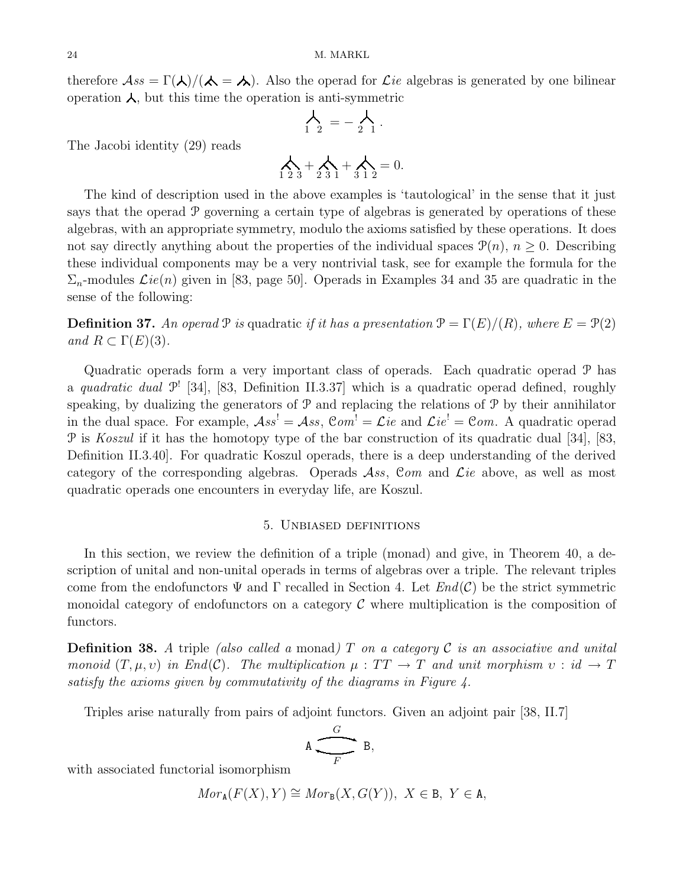therefore $\mathcal{A}ss = \Gamma(\curlywedge)/(\curlywedge\!\!\curlywedge = \curlywedge\!\!\curlywedge)$. Also the operad for $\mathcal{L}ie$ algebras is generated by one bilinear operation $\curlywedge$, but this time the operation is anti-symmetric

$$\underset{1\ 2}{\curlywedge} = -\underset{2\ 1}{\curlywedge}.$$

The Jacobi identity (29) reads

$$\underset{1\,2\,3}{\curlywedge\!\!\curlywedge} + \underset{2\,3\,1}{\curlywedge\!\!\curlywedge} + \underset{3\,1\,2}{\curlywedge\!\!\curlywedge} = 0.$$

The kind of description used in the above examples is 'tautological' in the sense that it just says that the operad $\mathcal{P}$ governing a certain type of algebras is generated by operations of these algebras, with an appropriate symmetry, modulo the axioms satisfied by these operations. It does not say directly anything about the properties of the individual spaces $\mathcal{P}(n)$, $n \geq 0$. Describing these individual components may be a very nontrivial task, see for example the formula for the $\Sigma_n$-modules $\mathcal{L}ie(n)$ given in [83, page 50]. Operads in Examples 34 and 35 are quadratic in the sense of the following:

**Definition 37.** *An operad $\mathcal{P}$ is* quadratic *if it has a presentation $\mathcal{P} = \Gamma(E)/(R)$, where $E = \mathcal{P}(2)$ and $R \subset \Gamma(E)(3)$.*

Quadratic operads form a very important class of operads. Each quadratic operad $\mathcal{P}$ has a *quadratic dual* $\mathcal{P}^!$ [34], [83, Definition II.3.37] which is a quadratic operad defined, roughly speaking, by dualizing the generators of $\mathcal{P}$ and replacing the relations of $\mathcal{P}$ by their annihilator in the dual space. For example, $\mathcal{A}ss^! = \mathcal{A}ss$, $\mathcal{C}om^! = \mathcal{L}ie$ and $\mathcal{L}ie^! = \mathcal{C}om$. A quadratic operad $\mathcal{P}$ is *Koszul* if it has the homotopy type of the bar construction of its quadratic dual [34], [83, Definition II.3.40]. For quadratic Koszul operads, there is a deep understanding of the derived category of the corresponding algebras. Operads $\mathcal{A}ss$, $\mathcal{C}om$ and $\mathcal{L}ie$ above, as well as most quadratic operads one encounters in everyday life, are Koszul.

## 5. Unbiased definitions

In this section, we review the definition of a triple (monad) and give, in Theorem 40, a description of unital and non-unital operads in terms of algebras over a triple. The relevant triples come from the endofunctors $\Psi$ and $\Gamma$ recalled in Section 4. Let $End(\mathcal{C})$ be the strict symmetric monoidal category of endofunctors on a category $\mathcal{C}$ where multiplication is the composition of functors.

**Definition 38.** *A* triple *(also called a* monad*) $T$ on a category $\mathcal{C}$ is an associative and unital monoid $(T, \mu, \upsilon)$ in $End(\mathcal{C})$. The multiplication $\mu : TT \to T$ and unit morphism $\upsilon : id \to T$ satisfy the axioms given by commutativity of the diagrams in Figure 4.*

Triples arise naturally from pairs of adjoint functors. Given an adjoint pair [38, II.7]

$$\mathtt{A} \underset{F}{\overset{G}{\rightleftarrows}} \mathtt{B},$$

with associated functorial isomorphism

$$Mor_{\mathtt{A}}(F(X), Y) \cong Mor_{\mathtt{B}}(X, G(Y)),\ X \in \mathtt{B},\ Y \in \mathtt{A},$$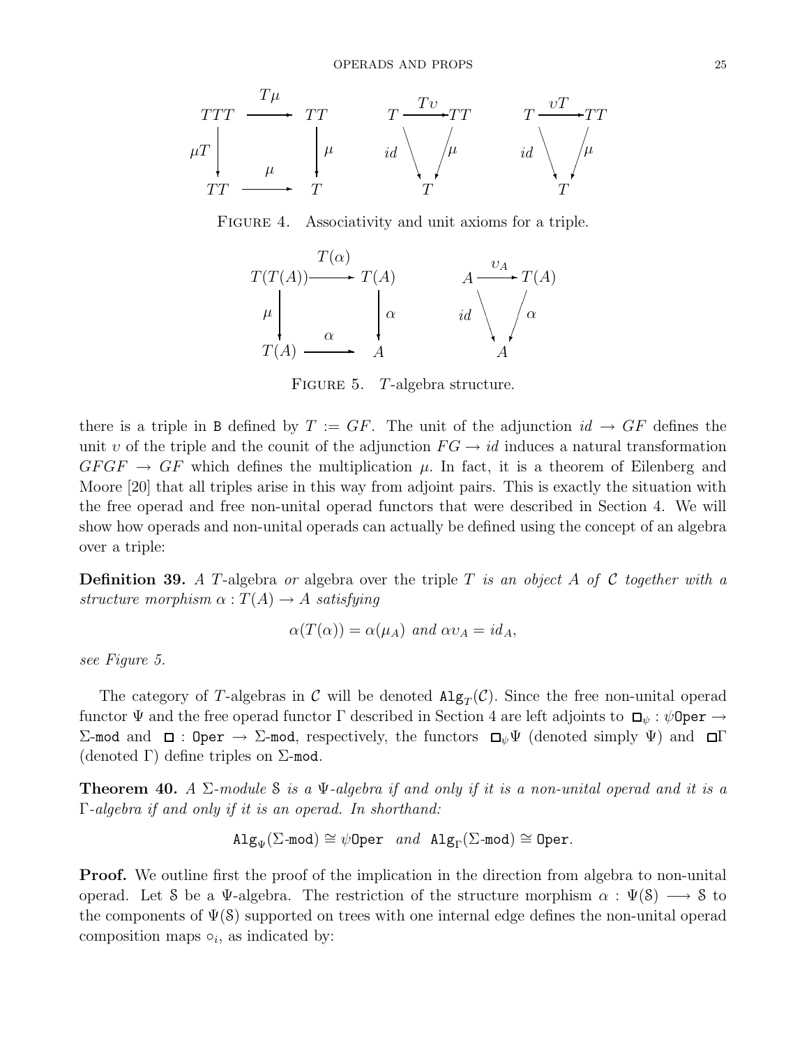$$
\begin{array}{ccc}
TTT & \xrightarrow{T\mu} & TT \\
{\scriptstyle \mu T}\downarrow & & \downarrow{\scriptstyle \mu} \\
TT & \xrightarrow{\mu} & T
\end{array}
\qquad
T \xrightarrow{T\upsilon} TT,\ \mu \circ T\upsilon = id
\qquad
T \xrightarrow{\upsilon T} TT,\ \mu \circ \upsilon T = id
$$

Figure 4. Associativity and unit axioms for a triple.

$$
\begin{array}{ccc}
T(T(A)) & \xrightarrow{T(\alpha)} & T(A) \\
{\scriptstyle \mu}\downarrow & & \downarrow{\scriptstyle \alpha} \\
T(A) & \xrightarrow{\alpha} & A
\end{array}
\qquad
A \xrightarrow{\upsilon_A} T(A),\ \alpha \circ \upsilon_A = id
$$

Figure 5. $T$-algebra structure.

there is a triple in B defined by $T := GF$. The unit of the adjunction $id \to GF$ defines the unit $\upsilon$ of the triple and the counit of the adjunction $FG \to id$ induces a natural transformation $GFGF \to GF$ which defines the multiplication $\mu$. In fact, it is a theorem of Eilenberg and Moore [20] that all triples arise in this way from adjoint pairs. This is exactly the situation with the free operad and free non-unital operad functors that were described in Section 4. We will show how operads and non-unital operads can actually be defined using the concept of an algebra over a triple:

**Definition 39.** *A $T$-*algebra *or* algebra over the triple $T$ *is an object $A$ of $\mathcal{C}$ together with a structure morphism $\alpha : T(A) \to A$ satisfying*

$$\alpha(T(\alpha)) = \alpha(\mu_A) \text{ and } \alpha\upsilon_A = id_A,$$

*see Figure 5.*

The category of $T$-algebras in $\mathcal{C}$ will be denoted $\mathtt{Alg}_T(\mathcal{C})$. Since the free non-unital operad functor $\Psi$ and the free operad functor $\Gamma$ described in Section 4 are left adjoints to $\square_\psi : \psi\mathtt{Oper} \to \Sigma\text{-}\mathtt{mod}$ and $\square : \mathtt{Oper} \to \Sigma\text{-}\mathtt{mod}$, respectively, the functors $\square_\psi\Psi$ (denoted simply $\Psi$) and $\square\Gamma$ (denoted $\Gamma$) define triples on $\Sigma\text{-}\mathtt{mod}$.

**Theorem 40.** *A $\Sigma$-module $\mathcal{S}$ is a $\Psi$-algebra if and only if it is a non-unital operad and it is a $\Gamma$-algebra if and only if it is an operad. In shorthand:*

$$\mathtt{Alg}_\Psi(\Sigma\text{-}\mathtt{mod}) \cong \psi\mathtt{Oper} \text{ and } \mathtt{Alg}_\Gamma(\Sigma\text{-}\mathtt{mod}) \cong \mathtt{Oper}.$$

**Proof.** We outline first the proof of the implication in the direction from algebra to non-unital operad. Let $\mathcal{S}$ be a $\Psi$-algebra. The restriction of the structure morphism $\alpha : \Psi(\mathcal{S}) \longrightarrow \mathcal{S}$ to the components of $\Psi(\mathcal{S})$ supported on trees with one internal edge defines the non-unital operad composition maps $\circ_i$, as indicated by: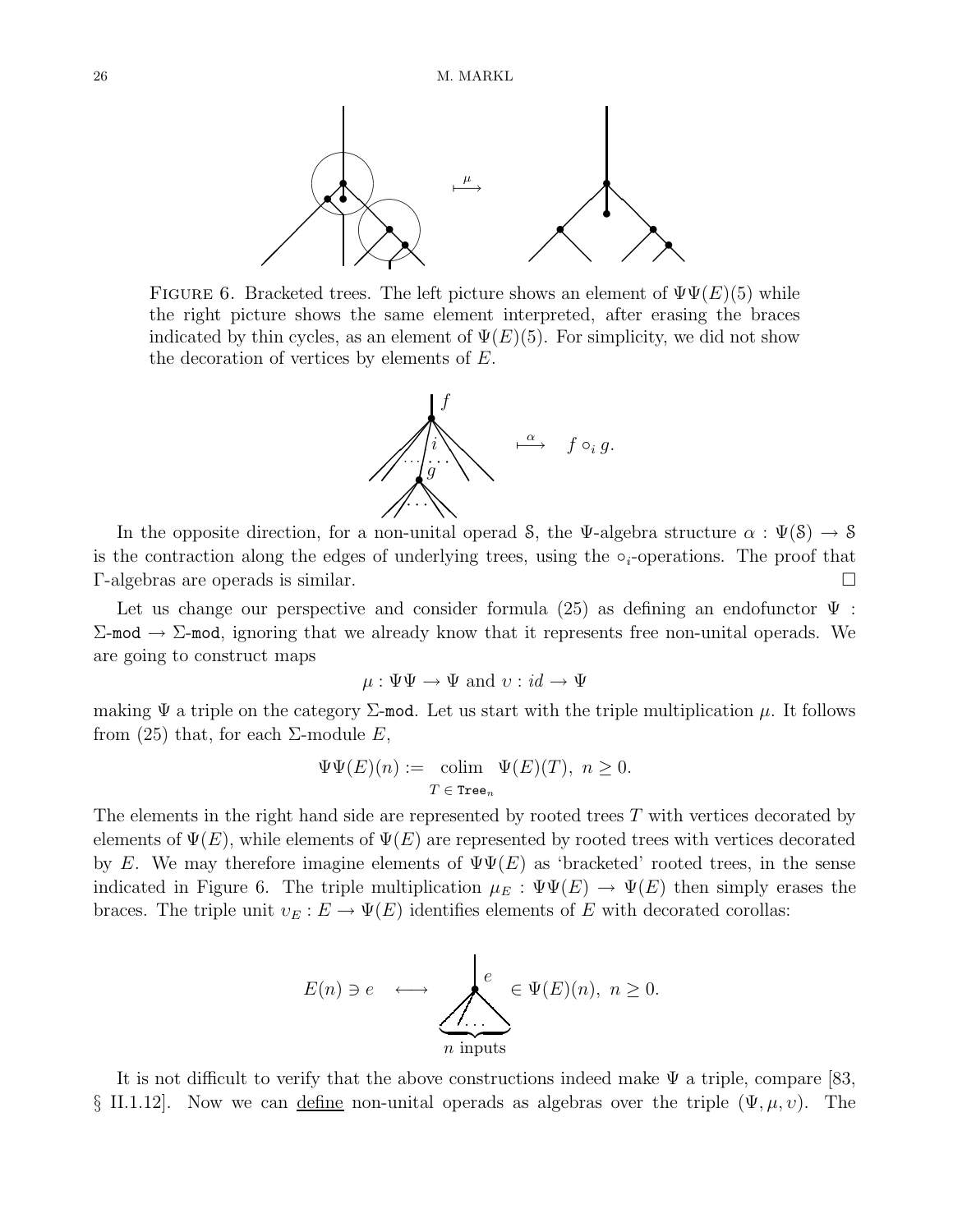FIGURE 6. Bracketed trees. The left picture shows an element of $\Psi\Psi(E)(5)$ while the right picture shows the same element interpreted, after erasing the braces indicated by thin cycles, as an element of $\Psi(E)(5)$. For simplicity, we did not show the decoration of vertices by elements of $E$.

$$\longmapsto^{\alpha} \quad f \circ_i g.$$

In the opposite direction, for a non-unital operad $\mathcal{S}$, the $\Psi$-algebra structure $\alpha : \Psi(\mathcal{S}) \to \mathcal{S}$ is the contraction along the edges of underlying trees, using the $\circ_i$-operations. The proof that $\Gamma$-algebras are operads is similar. $\square$

Let us change our perspective and consider formula (25) as defining an endofunctor $\Psi : \Sigma\text{-}\mathtt{mod} \to \Sigma\text{-}\mathtt{mod}$, ignoring that we already know that it represents free non-unital operads. We are going to construct maps

$$\mu : \Psi\Psi \to \Psi \text{ and } \upsilon : id \to \Psi$$

making $\Psi$ a triple on the category $\Sigma\text{-}\mathtt{mod}$. Let us start with the triple multiplication $\mu$. It follows from (25) that, for each $\Sigma$-module $E$,

$$\Psi\Psi(E)(n) := \operatorname*{colim}_{T \in \mathtt{Tree}_n} \Psi(E)(T), \ n \geq 0.$$

The elements in the right hand side are represented by rooted trees $T$ with vertices decorated by elements of $\Psi(E)$, while elements of $\Psi(E)$ are represented by rooted trees with vertices decorated by $E$. We may therefore imagine elements of $\Psi\Psi(E)$ as 'bracketed' rooted trees, in the sense indicated in Figure 6. The triple multiplication $\mu_E : \Psi\Psi(E) \to \Psi(E)$ then simply erases the braces. The triple unit $\upsilon_E : E \to \Psi(E)$ identifies elements of $E$ with decorated corollas:

$$E(n) \ni e \quad \longleftrightarrow \quad \text{(corolla decorated by } e \text{ with } n \text{ inputs)} \in \Psi(E)(n), \ n \geq 0.$$

It is not difficult to verify that the above constructions indeed make $\Psi$ a triple, compare [83, § II.1.12]. Now we can <u>define</u> non-unital operads as algebras over the triple $(\Psi, \mu, \upsilon)$. The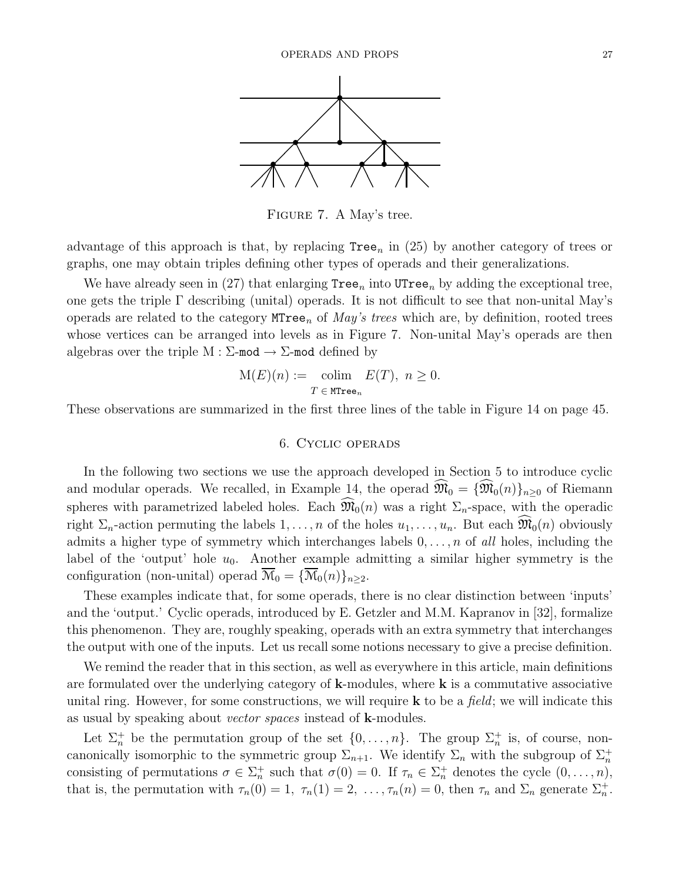Figure 7. A May's tree.

advantage of this approach is that, by replacing $\mathtt{Tree}_n$ in (25) by another category of trees or graphs, one may obtain triples defining other types of operads and their generalizations.

We have already seen in (27) that enlarging $\mathtt{Tree}_n$ into $\mathtt{UTree}_n$ by adding the exceptional tree, one gets the triple $\Gamma$ describing (unital) operads. It is not difficult to see that non-unital May's operads are related to the category $\mathtt{MTree}_n$ of *May's trees* which are, by definition, rooted trees whose vertices can be arranged into levels as in Figure 7. Non-unital May's operads are then algebras over the triple $\mathrm{M} : \Sigma\text{-}\mathtt{mod} \to \Sigma\text{-}\mathtt{mod}$ defined by

$$\mathrm{M}(E)(n) := \operatorname*{colim}_{T \in \mathtt{MTree}_n} E(T),\ n \geq 0.$$

These observations are summarized in the first three lines of the table in Figure 14 on page 45.

## 6. Cyclic operads

In the following two sections we use the approach developed in Section 5 to introduce cyclic and modular operads. We recalled, in Example 14, the operad $\widehat{\mathfrak{M}}_0 = \{\widehat{\mathfrak{M}}_0(n)\}_{n\geq 0}$ of Riemann spheres with parametrized labeled holes. Each $\widehat{\mathfrak{M}}_0(n)$ was a right $\Sigma_n$-space, with the operadic right $\Sigma_n$-action permuting the labels $1,\ldots,n$ of the holes $u_1,\ldots,u_n$. But each $\widehat{\mathfrak{M}}_0(n)$ obviously admits a higher type of symmetry which interchanges labels $0,\ldots,n$ of *all* holes, including the label of the 'output' hole $u_0$. Another example admitting a similar higher symmetry is the configuration (non-unital) operad $\overline{\mathcal{M}}_0 = \{\overline{\mathcal{M}}_0(n)\}_{n\geq 2}$.

These examples indicate that, for some operads, there is no clear distinction between 'inputs' and the 'output.' Cyclic operads, introduced by E. Getzler and M.M. Kapranov in [32], formalize this phenomenon. They are, roughly speaking, operads with an extra symmetry that interchanges the output with one of the inputs. Let us recall some notions necessary to give a precise definition.

We remind the reader that in this section, as well as everywhere in this article, main definitions are formulated over the underlying category of $\mathbf{k}$-modules, where $\mathbf{k}$ is a commutative associative unital ring. However, for some constructions, we will require $\mathbf{k}$ to be a *field*; we will indicate this as usual by speaking about *vector spaces* instead of $\mathbf{k}$-modules.

Let $\Sigma_n^+$ be the permutation group of the set $\{0,\ldots,n\}$. The group $\Sigma_n^+$ is, of course, non-canonically isomorphic to the symmetric group $\Sigma_{n+1}$. We identify $\Sigma_n$ with the subgroup of $\Sigma_n^+$ consisting of permutations $\sigma \in \Sigma_n^+$ such that $\sigma(0) = 0$. If $\tau_n \in \Sigma_n^+$ denotes the cycle $(0,\ldots,n)$, that is, the permutation with $\tau_n(0) = 1,\ \tau_n(1) = 2,\ \ldots, \tau_n(n) = 0$, then $\tau_n$ and $\Sigma_n$ generate $\Sigma_n^+$.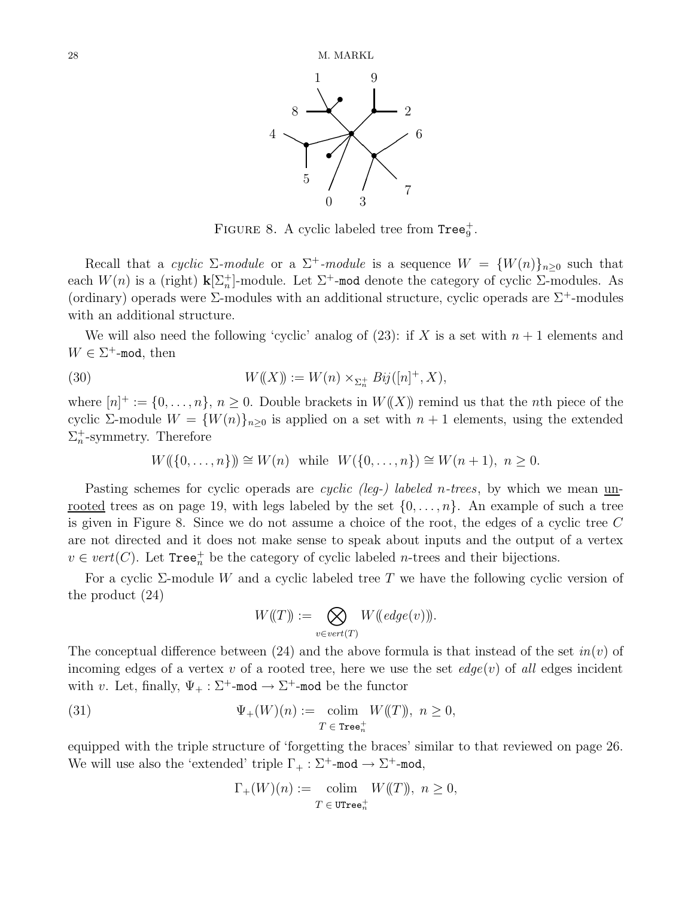FIGURE 8. A cyclic labeled tree from $\mathtt{Tree}_9^+$.

Recall that a *cyclic* $\Sigma$*-module* or a $\Sigma^+$*-module* is a sequence $W = \{W(n)\}_{n\geq 0}$ such that each $W(n)$ is a (right) $\mathbf{k}[\Sigma_n^+]$-module. Let $\Sigma^+$-$\mathtt{mod}$ denote the category of cyclic $\Sigma$-modules. As (ordinary) operads were $\Sigma$-modules with an additional structure, cyclic operads are $\Sigma^+$-modules with an additional structure.

We will also need the following 'cyclic' analog of (23): if $X$ is a set with $n+1$ elements and $W \in \Sigma^+$-$\mathtt{mod}$, then

$$W(\!(X)\!) := W(n) \times_{\Sigma_n^+} Bij([n]^+, X), \tag{30}$$

where $[n]^+ := \{0, \ldots, n\}$, $n \geq 0$. Double brackets in $W(\!(X)\!)$ remind us that the $n$th piece of the cyclic $\Sigma$-module $W = \{W(n)\}_{n\geq 0}$ is applied on a set with $n+1$ elements, using the extended $\Sigma_n^+$-symmetry. Therefore

$$W(\!(\{0,\ldots,n\})\!) \cong W(n) \ \text{ while } \ W(\{0,\ldots,n\}) \cong W(n+1),\ n \geq 0.$$

Pasting schemes for cyclic operads are *cyclic (leg-) labeled n-trees*, by which we mean unrooted trees as on page 19, with legs labeled by the set $\{0, \ldots, n\}$. An example of such a tree is given in Figure 8. Since we do not assume a choice of the root, the edges of a cyclic tree $C$ are not directed and it does not make sense to speak about inputs and the output of a vertex $v \in vert(C)$. Let $\mathtt{Tree}_n^+$ be the category of cyclic labeled $n$-trees and their bijections.

For a cyclic $\Sigma$-module $W$ and a cyclic labeled tree $T$ we have the following cyclic version of the product (24)

$$W(\!(T)\!) := \bigotimes_{v\in vert(T)} W(\!(edge(v))\!).$$

The conceptual difference between (24) and the above formula is that instead of the set $in(v)$ of incoming edges of a vertex $v$ of a rooted tree, here we use the set $edge(v)$ of *all* edges incident with $v$. Let, finally, $\Psi_+ : \Sigma^+$-$\mathtt{mod} \to \Sigma^+$-$\mathtt{mod}$ be the functor

$$\Psi_+(W)(n) := \operatorname*{colim}_{T\,\in\,\mathtt{Tree}_n^+} W(\!(T)\!),\ n \geq 0, \tag{31}$$

equipped with the triple structure of 'forgetting the braces' similar to that reviewed on page 26. We will use also the 'extended' triple $\Gamma_+ : \Sigma^+$-$\mathtt{mod} \to \Sigma^+$-$\mathtt{mod}$,

$$\Gamma_+(W)(n) := \operatorname*{colim}_{T\,\in\,\mathtt{UTree}_n^+} W(\!(T)\!),\ n \geq 0,$$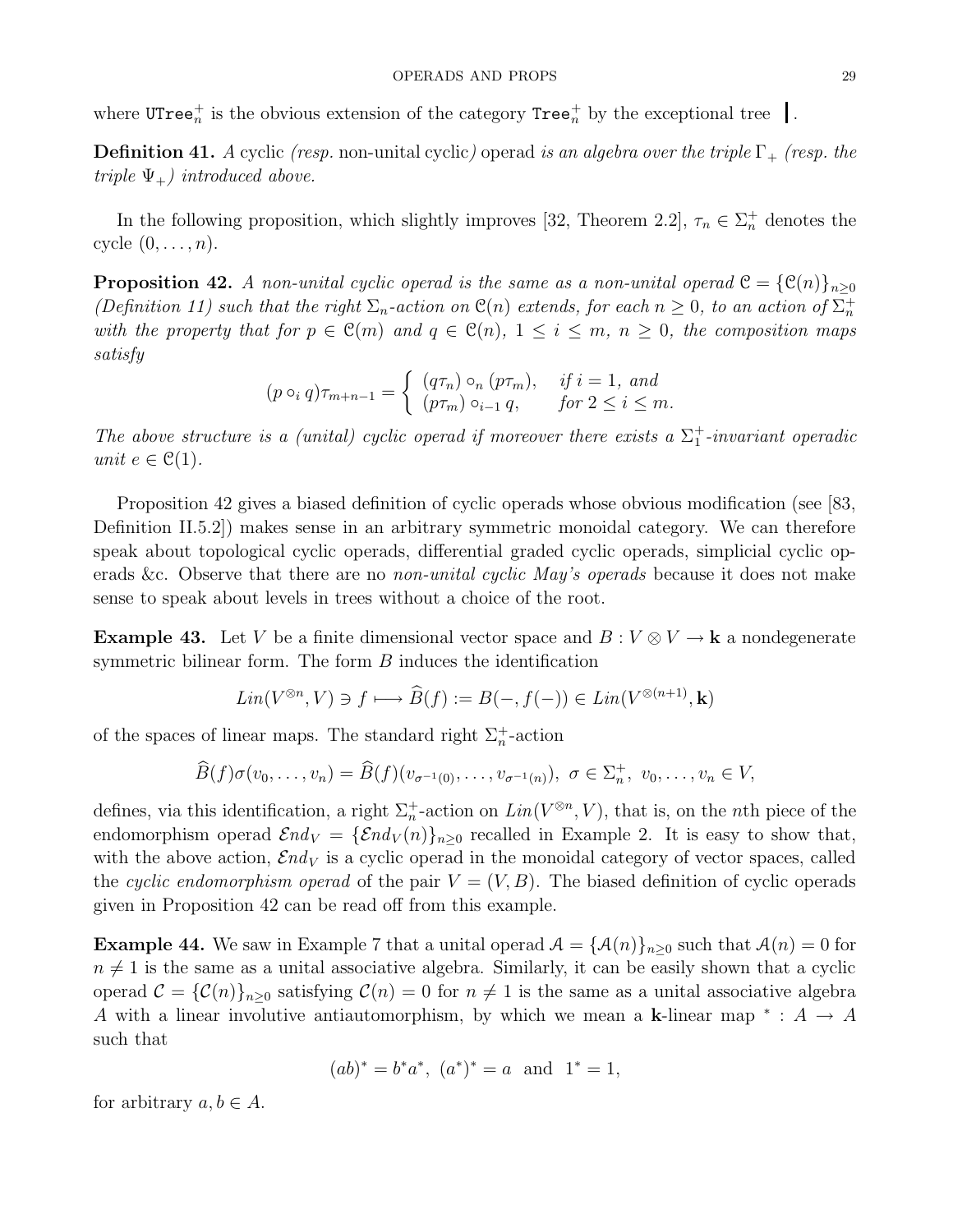where $\mathtt{UTree}_n^+$ is the obvious extension of the category $\mathtt{Tree}_n^+$ by the exceptional tree $\,|\,$.

**Definition 41.** *A* cyclic *(resp.* non-unital cyclic*)* operad *is an algebra over the triple $\Gamma_+$ (resp. the triple $\Psi_+$) introduced above.*

In the following proposition, which slightly improves [32, Theorem 2.2], $\tau_n \in \Sigma_n^+$ denotes the cycle $(0, \ldots, n)$.

**Proposition 42.** *A non-unital cyclic operad is the same as a non-unital operad $\mathcal{C} = \{\mathcal{C}(n)\}_{n\geq 0}$ (Definition 11) such that the right $\Sigma_n$-action on $\mathcal{C}(n)$ extends, for each $n \geq 0$, to an action of $\Sigma_n^+$ with the property that for $p \in \mathcal{C}(m)$ and $q \in \mathcal{C}(n)$, $1 \leq i \leq m$, $n \geq 0$, the composition maps satisfy*

$$(p \circ_i q)\tau_{m+n-1} = \begin{cases} (q\tau_n) \circ_n (p\tau_m), & \text{if } i = 1, \text{ and} \\ (p\tau_m) \circ_{i-1} q, & \text{for } 2 \leq i \leq m. \end{cases}$$

*The above structure is a (unital) cyclic operad if moreover there exists a $\Sigma_1^+$-invariant operadic unit $e \in \mathcal{C}(1)$.*

Proposition 42 gives a biased definition of cyclic operads whose obvious modification (see [83, Definition II.5.2]) makes sense in an arbitrary symmetric monoidal category. We can therefore speak about topological cyclic operads, differential graded cyclic operads, simplicial cyclic operads &c. Observe that there are no *non-unital cyclic May's operads* because it does not make sense to speak about levels in trees without a choice of the root.

**Example 43.** Let $V$ be a finite dimensional vector space and $B : V \otimes V \to \mathbf{k}$ a nondegenerate symmetric bilinear form. The form $B$ induces the identification

$$Lin(V^{\otimes n}, V) \ni f \longmapsto \widehat{B}(f) := B(-, f(-)) \in Lin(V^{\otimes(n+1)}, \mathbf{k})$$

of the spaces of linear maps. The standard right $\Sigma_n^+$-action

$$\widehat{B}(f)\sigma(v_0, \ldots, v_n) = \widehat{B}(f)(v_{\sigma^{-1}(0)}, \ldots, v_{\sigma^{-1}(n)}),\ \sigma \in \Sigma_n^+,\ v_0, \ldots, v_n \in V,$$

defines, via this identification, a right $\Sigma_n^+$-action on $Lin(V^{\otimes n}, V)$, that is, on the $n$th piece of the endomorphism operad $\mathcal{E}nd_V = \{\mathcal{E}nd_V(n)\}_{n\geq 0}$ recalled in Example 2. It is easy to show that, with the above action, $\mathcal{E}nd_V$ is a cyclic operad in the monoidal category of vector spaces, called the *cyclic endomorphism operad* of the pair $V = (V, B)$. The biased definition of cyclic operads given in Proposition 42 can be read off from this example.

**Example 44.** We saw in Example 7 that a unital operad $\mathcal{A} = \{\mathcal{A}(n)\}_{n\geq 0}$ such that $\mathcal{A}(n) = 0$ for $n \neq 1$ is the same as a unital associative algebra. Similarly, it can be easily shown that a cyclic operad $\mathcal{C} = \{\mathcal{C}(n)\}_{n\geq 0}$ satisfying $\mathcal{C}(n) = 0$ for $n \neq 1$ is the same as a unital associative algebra $A$ with a linear involutive antiautomorphism, by which we mean a $\mathbf{k}$-linear map ${}^* : A \to A$ such that

$$(ab)^* = b^* a^*,\ (a^*)^* = a \ \text{ and } \ 1^* = 1,$$

for arbitrary $a, b \in A$.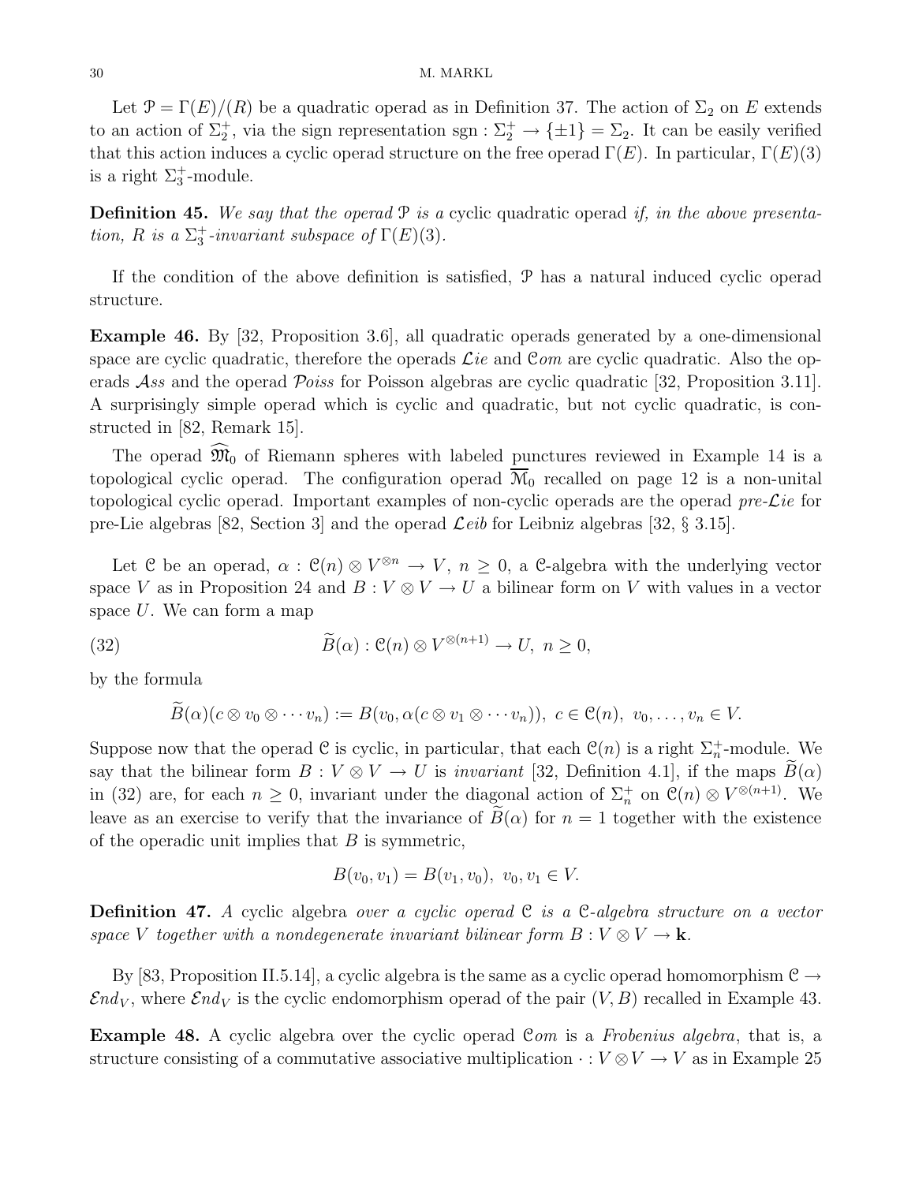Let $\mathcal{P} = \Gamma(E)/(R)$ be a quadratic operad as in Definition 37. The action of $\Sigma_2$ on $E$ extends to an action of $\Sigma_2^+$, via the sign representation $\mathrm{sgn} : \Sigma_2^+ \to \{\pm 1\} = \Sigma_2$. It can be easily verified that this action induces a cyclic operad structure on the free operad $\Gamma(E)$. In particular, $\Gamma(E)(3)$ is a right $\Sigma_3^+$-module.

**Definition 45.** *We say that the operad $\mathcal{P}$ is a* cyclic quadratic operad *if, in the above presentation, $R$ is a $\Sigma_3^+$-invariant subspace of $\Gamma(E)(3)$.*

If the condition of the above definition is satisfied, $\mathcal{P}$ has a natural induced cyclic operad structure.

**Example 46.** By [32, Proposition 3.6], all quadratic operads generated by a one-dimensional space are cyclic quadratic, therefore the operads $\mathcal{L}ie$ and $\mathcal{C}om$ are cyclic quadratic. Also the operads $\mathcal{A}ss$ and the operad $\mathcal{P}oiss$ for Poisson algebras are cyclic quadratic [32, Proposition 3.11]. A surprisingly simple operad which is cyclic and quadratic, but not cyclic quadratic, is constructed in [82, Remark 15].

The operad $\widehat{\mathfrak{M}}_0$ of Riemann spheres with labeled punctures reviewed in Example 14 is a topological cyclic operad. The configuration operad $\overline{\mathcal{M}}_0$ recalled on page 12 is a non-unital topological cyclic operad. Important examples of non-cyclic operads are the operad *pre-$\mathcal{L}ie$* for pre-Lie algebras [82, Section 3] and the operad $\mathcal{L}eib$ for Leibniz algebras [32, § 3.15].

Let $\mathcal{C}$ be an operad, $\alpha : \mathcal{C}(n) \otimes V^{\otimes n} \to V$, $n \geq 0$, a $\mathcal{C}$-algebra with the underlying vector space $V$ as in Proposition 24 and $B : V \otimes V \to U$ a bilinear form on $V$ with values in a vector space $U$. We can form a map

$$\widetilde{B}(\alpha) : \mathcal{C}(n) \otimes V^{\otimes(n+1)} \to U, \ n \geq 0, \tag{32}$$

by the formula

$$\widetilde{B}(\alpha)(c \otimes v_0 \otimes \cdots v_n) := B(v_0, \alpha(c \otimes v_1 \otimes \cdots v_n)), \ c \in \mathcal{C}(n), \ v_0, \ldots, v_n \in V.$$

Suppose now that the operad $\mathcal{C}$ is cyclic, in particular, that each $\mathcal{C}(n)$ is a right $\Sigma_n^+$-module. We say that the bilinear form $B : V \otimes V \to U$ is *invariant* [32, Definition 4.1], if the maps $\widetilde{B}(\alpha)$ in (32) are, for each $n \geq 0$, invariant under the diagonal action of $\Sigma_n^+$ on $\mathcal{C}(n) \otimes V^{\otimes(n+1)}$. We leave as an exercise to verify that the invariance of $\widetilde{B}(\alpha)$ for $n = 1$ together with the existence of the operadic unit implies that $B$ is symmetric,

$$B(v_0, v_1) = B(v_1, v_0), \ v_0, v_1 \in V.$$

**Definition 47.** *A* cyclic algebra *over a cyclic operad $\mathcal{C}$ is a $\mathcal{C}$-algebra structure on a vector space $V$ together with a nondegenerate invariant bilinear form $B : V \otimes V \to \mathbf{k}$.*

By [83, Proposition II.5.14], a cyclic algebra is the same as a cyclic operad homomorphism $\mathcal{C} \to \mathcal{E}nd_V$, where $\mathcal{E}nd_V$ is the cyclic endomorphism operad of the pair $(V, B)$ recalled in Example 43.

**Example 48.** A cyclic algebra over the cyclic operad $\mathcal{C}om$ is a *Frobenius algebra*, that is, a structure consisting of a commutative associative multiplication $\cdot : V \otimes V \to V$ as in Example 25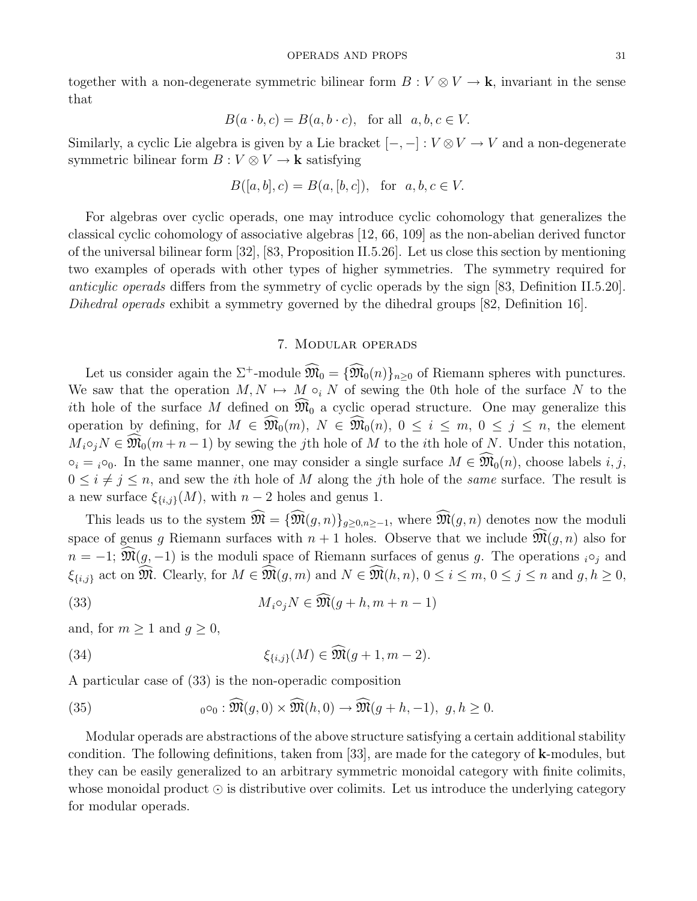together with a non-degenerate symmetric bilinear form $B : V \otimes V \to \mathbf{k}$, invariant in the sense that

$$B(a \cdot b, c) = B(a, b \cdot c), \quad \text{for all} \;\; a, b, c \in V.$$

Similarly, a cyclic Lie algebra is given by a Lie bracket $[-,-] : V \otimes V \to V$ and a non-degenerate symmetric bilinear form $B : V \otimes V \to \mathbf{k}$ satisfying

$$B([a,b], c) = B(a, [b,c]), \quad \text{for} \;\; a, b, c \in V.$$

For algebras over cyclic operads, one may introduce cyclic cohomology that generalizes the classical cyclic cohomology of associative algebras [12, 66, 109] as the non-abelian derived functor of the universal bilinear form [32], [83, Proposition II.5.26]. Let us close this section by mentioning two examples of operads with other types of higher symmetries. The symmetry required for *anticylic operads* differs from the symmetry of cyclic operads by the sign [83, Definition II.5.20]. *Dihedral operads* exhibit a symmetry governed by the dihedral groups [82, Definition 16].

## 7. Modular operads

Let us consider again the $\Sigma^+$-module $\widehat{\mathfrak{M}}_0 = \{\widehat{\mathfrak{M}}_0(n)\}_{n \geq 0}$ of Riemann spheres with punctures. We saw that the operation $M, N \mapsto M \circ_i N$ of sewing the 0th hole of the surface $N$ to the $i$th hole of the surface $M$ defined on $\widehat{\mathfrak{M}}_0$ a cyclic operad structure. One may generalize this operation by defining, for $M \in \widehat{\mathfrak{M}}_0(m)$, $N \in \widehat{\mathfrak{M}}_0(n)$, $0 \leq i \leq m$, $0 \leq j \leq n$, the element $M {}_i\circ_j N \in \widehat{\mathfrak{M}}_0(m+n-1)$ by sewing the $j$th hole of $M$ to the $i$th hole of $N$. Under this notation, $\circ_i = {}_i\circ_0$. In the same manner, one may consider a single surface $M \in \widehat{\mathfrak{M}}_0(n)$, choose labels $i, j$, $0 \leq i \neq j \leq n$, and sew the $i$th hole of $M$ along the $j$th hole of the *same* surface. The result is a new surface $\xi_{\{i,j\}}(M)$, with $n-2$ holes and genus 1.

This leads us to the system $\widehat{\mathfrak{M}} = \{\widehat{\mathfrak{M}}(g,n)\}_{g \geq 0, n \geq -1}$, where $\widehat{\mathfrak{M}}(g,n)$ denotes now the moduli space of genus $g$ Riemann surfaces with $n+1$ holes. Observe that we include $\widehat{\mathfrak{M}}(g,n)$ also for $n = -1$; $\widehat{\mathfrak{M}}(g,-1)$ is the moduli space of Riemann surfaces of genus $g$. The operations ${}_i\circ_j$ and $\xi_{\{i,j\}}$ act on $\widehat{\mathfrak{M}}$. Clearly, for $M \in \widehat{\mathfrak{M}}(g,m)$ and $N \in \widehat{\mathfrak{M}}(h,n)$, $0 \leq i \leq m$, $0 \leq j \leq n$ and $g, h \geq 0$,

$$M {}_i\circ_j N \in \widehat{\mathfrak{M}}(g+h, m+n-1) \tag{33}$$

and, for $m \geq 1$ and $g \geq 0$,

$$\xi_{\{i,j\}}(M) \in \widehat{\mathfrak{M}}(g+1, m-2). \tag{34}$$

A particular case of (33) is the non-operadic composition

$${}_0\circ_0 : \widehat{\mathfrak{M}}(g,0) \times \widehat{\mathfrak{M}}(h,0) \to \widehat{\mathfrak{M}}(g+h,-1), \;\; g, h \geq 0. \tag{35}$$

Modular operads are abstractions of the above structure satisfying a certain additional stability condition. The following definitions, taken from [33], are made for the category of $\mathbf{k}$-modules, but they can be easily generalized to an arbitrary symmetric monoidal category with finite colimits, whose monoidal product $\odot$ is distributive over colimits. Let us introduce the underlying category for modular operads.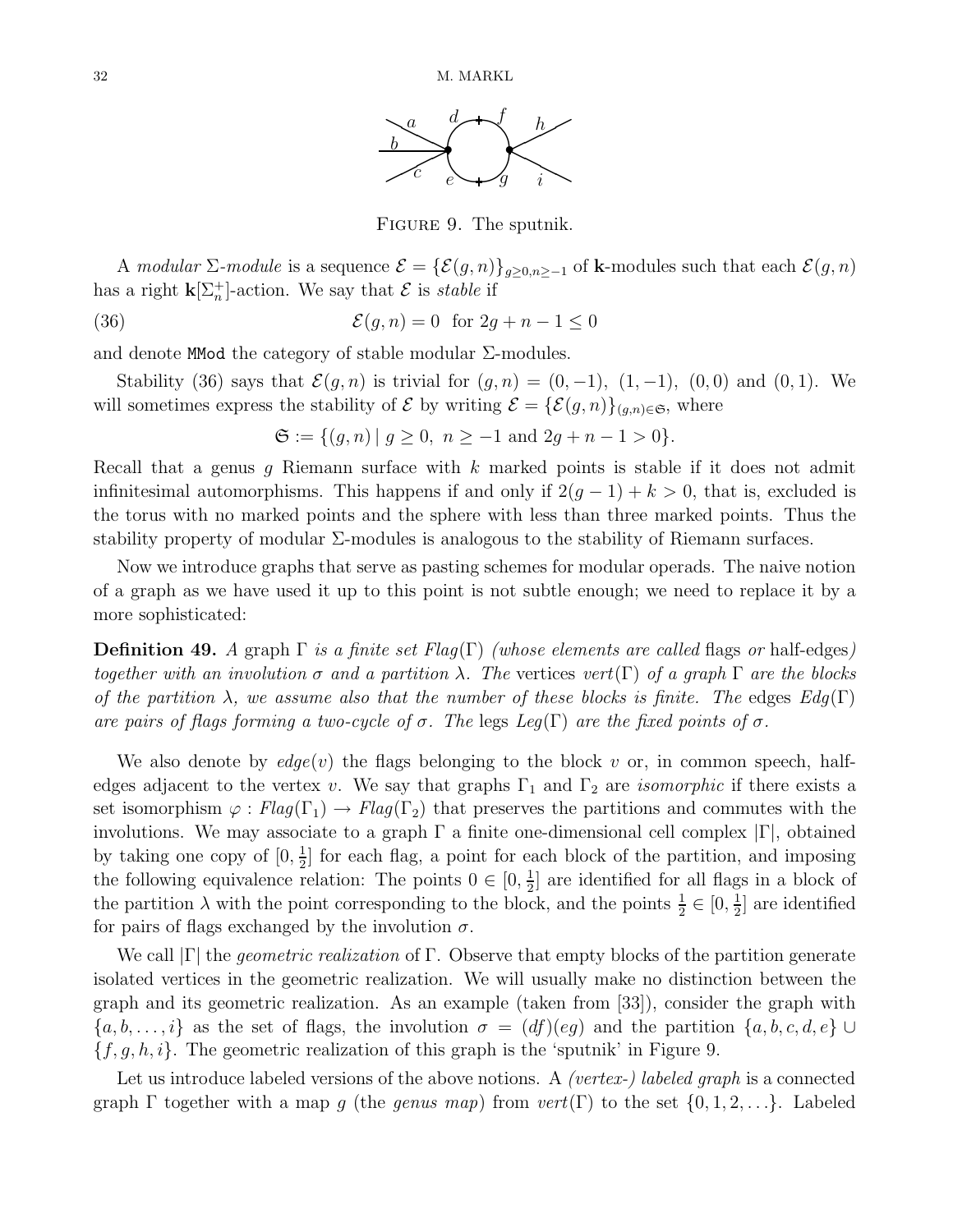FIGURE 9. The sputnik.

A *modular* $\Sigma$*-module* is a sequence $\mathcal{E} = \{\mathcal{E}(g,n)\}_{g \geq 0, n \geq -1}$ of $\mathbf{k}$-modules such that each $\mathcal{E}(g,n)$ has a right $\mathbf{k}[\Sigma_n^+]$-action. We say that $\mathcal{E}$ is *stable* if

$$\mathcal{E}(g,n) = 0 \ \text{ for } 2g + n - 1 \leq 0 \tag{36}$$

and denote MMod the category of stable modular $\Sigma$-modules.

Stability (36) says that $\mathcal{E}(g,n)$ is trivial for $(g,n) = (0,-1),\ (1,-1),\ (0,0)$ and $(0,1)$. We will sometimes express the stability of $\mathcal{E}$ by writing $\mathcal{E} = \{\mathcal{E}(g,n)\}_{(g,n)\in\mathfrak{S}}$, where

$$\mathfrak{S} := \{(g,n) \mid g \geq 0,\ n \geq -1 \text{ and } 2g + n - 1 > 0\}.$$

Recall that a genus $g$ Riemann surface with $k$ marked points is stable if it does not admit infinitesimal automorphisms. This happens if and only if $2(g-1) + k > 0$, that is, excluded is the torus with no marked points and the sphere with less than three marked points. Thus the stability property of modular $\Sigma$-modules is analogous to the stability of Riemann surfaces.

Now we introduce graphs that serve as pasting schemes for modular operads. The naive notion of a graph as we have used it up to this point is not subtle enough; we need to replace it by a more sophisticated:

**Definition 49.** *A* graph $\Gamma$ *is a finite set* $Flag(\Gamma)$ *(whose elements are called* flags *or* half-edges*) together with an involution* $\sigma$ *and a partition* $\lambda$*. The* vertices $vert(\Gamma)$ *of a graph* $\Gamma$ *are the blocks of the partition* $\lambda$*, we assume also that the number of these blocks is finite. The* edges $Edg(\Gamma)$ *are pairs of flags forming a two-cycle of* $\sigma$*. The* legs $Leg(\Gamma)$ *are the fixed points of* $\sigma$*.*

We also denote by $edge(v)$ the flags belonging to the block $v$ or, in common speech, half-edges adjacent to the vertex $v$. We say that graphs $\Gamma_1$ and $\Gamma_2$ are *isomorphic* if there exists a set isomorphism $\varphi : Flag(\Gamma_1) \to Flag(\Gamma_2)$ that preserves the partitions and commutes with the involutions. We may associate to a graph $\Gamma$ a finite one-dimensional cell complex $|\Gamma|$, obtained by taking one copy of $[0, \frac{1}{2}]$ for each flag, a point for each block of the partition, and imposing the following equivalence relation: The points $0 \in [0, \frac{1}{2}]$ are identified for all flags in a block of the partition $\lambda$ with the point corresponding to the block, and the points $\frac{1}{2} \in [0, \frac{1}{2}]$ are identified for pairs of flags exchanged by the involution $\sigma$.

We call $|\Gamma|$ the *geometric realization* of $\Gamma$. Observe that empty blocks of the partition generate isolated vertices in the geometric realization. We will usually make no distinction between the graph and its geometric realization. As an example (taken from [33]), consider the graph with $\{a, b, \ldots, i\}$ as the set of flags, the involution $\sigma = (df)(eg)$ and the partition $\{a, b, c, d, e\} \cup \{f, g, h, i\}$. The geometric realization of this graph is the 'sputnik' in Figure 9.

Let us introduce labeled versions of the above notions. A *(vertex-) labeled graph* is a connected graph $\Gamma$ together with a map $g$ (the *genus map*) from $vert(\Gamma)$ to the set $\{0, 1, 2, \ldots\}$. Labeled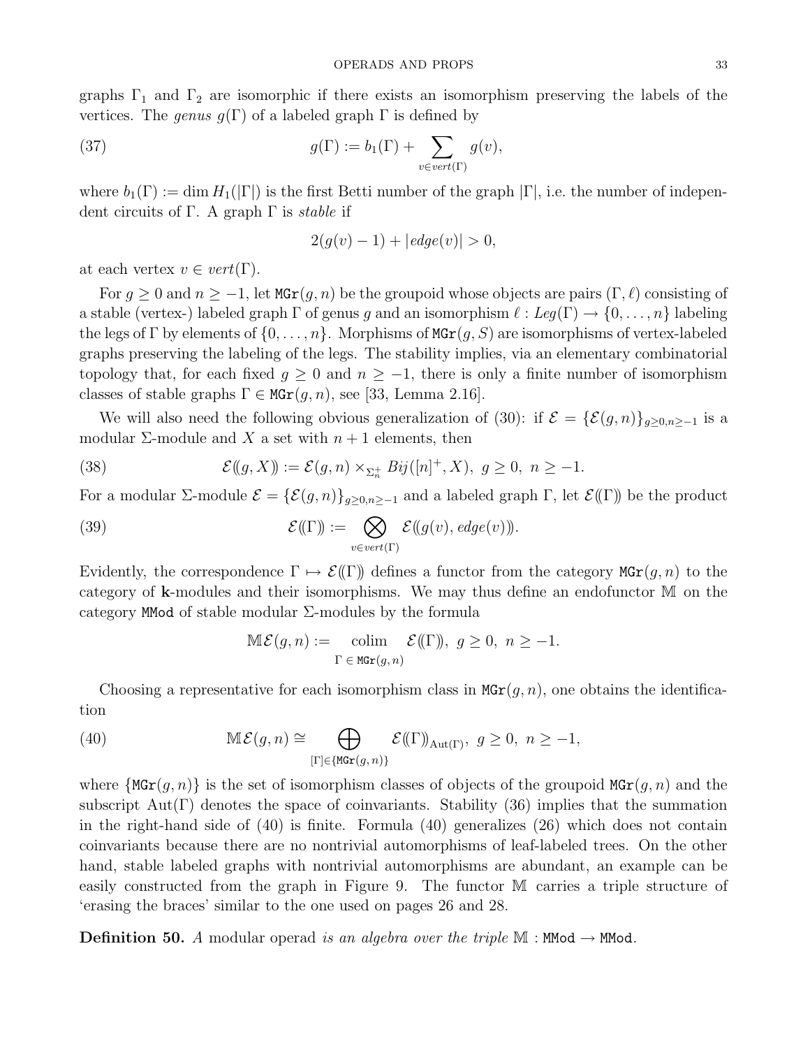graphs $\Gamma_1$ and $\Gamma_2$ are isomorphic if there exists an isomorphism preserving the labels of the vertices. The *genus* $g(\Gamma)$ of a labeled graph $\Gamma$ is defined by

$$g(\Gamma) := b_1(\Gamma) + \sum_{v \in vert(\Gamma)} g(v), \tag{37}$$

where $b_1(\Gamma) := \dim H_1(|\Gamma|)$ is the first Betti number of the graph $|\Gamma|$, i.e. the number of independent circuits of $\Gamma$. A graph $\Gamma$ is *stable* if

$$2(g(v) - 1) + |edge(v)| > 0,$$

at each vertex $v \in vert(\Gamma)$.

For $g \geq 0$ and $n \geq -1$, let $\mathtt{MGr}(g, n)$ be the groupoid whose objects are pairs $(\Gamma, \ell)$ consisting of a stable (vertex-) labeled graph $\Gamma$ of genus $g$ and an isomorphism $\ell : Leg(\Gamma) \to \{0, \ldots, n\}$ labeling the legs of $\Gamma$ by elements of $\{0, \ldots, n\}$. Morphisms of $\mathtt{MGr}(g, S)$ are isomorphisms of vertex-labeled graphs preserving the labeling of the legs. The stability implies, via an elementary combinatorial topology that, for each fixed $g \geq 0$ and $n \geq -1$, there is only a finite number of isomorphism classes of stable graphs $\Gamma \in \mathtt{MGr}(g, n)$, see [33, Lemma 2.16].

We will also need the following obvious generalization of (30): if $\mathcal{E} = \{\mathcal{E}(g, n)\}_{g \geq 0, n \geq -1}$ is a modular $\Sigma$-module and $X$ a set with $n + 1$ elements, then

$$\mathcal{E}(\!(g, X)\!) := \mathcal{E}(g, n) \times_{\Sigma_n^+} Bij([n]^+, X),\ g \geq 0,\ n \geq -1. \tag{38}$$

For a modular $\Sigma$-module $\mathcal{E} = \{\mathcal{E}(g, n)\}_{g \geq 0, n \geq -1}$ and a labeled graph $\Gamma$, let $\mathcal{E}(\!(\Gamma)\!)$ be the product

$$\mathcal{E}(\!(\Gamma)\!) := \bigotimes_{v \in vert(\Gamma)} \mathcal{E}(\!(g(v), edge(v))\!). \tag{39}$$

Evidently, the correspondence $\Gamma \mapsto \mathcal{E}(\!(\Gamma)\!)$ defines a functor from the category $\mathtt{MGr}(g, n)$ to the category of $\mathbf{k}$-modules and their isomorphisms. We may thus define an endofunctor $\mathbb{M}$ on the category $\mathtt{MMod}$ of stable modular $\Sigma$-modules by the formula

$$\mathbb{M}\mathcal{E}(g, n) := \operatorname*{colim}_{\Gamma \,\in\, \mathtt{MGr}(g,n)} \mathcal{E}(\!(\Gamma)\!),\ g \geq 0,\ n \geq -1.$$

Choosing a representative for each isomorphism class in $\mathtt{MGr}(g, n)$, one obtains the identification

$$\mathbb{M}\mathcal{E}(g, n) \cong \bigoplus_{[\Gamma] \in \{\mathtt{MGr}(g,n)\}} \mathcal{E}(\!(\Gamma)\!)_{\mathrm{Aut}(\Gamma)},\ g \geq 0,\ n \geq -1, \tag{40}$$

where $\{\mathtt{MGr}(g, n)\}$ is the set of isomorphism classes of objects of the groupoid $\mathtt{MGr}(g, n)$ and the subscript $\mathrm{Aut}(\Gamma)$ denotes the space of coinvariants. Stability (36) implies that the summation in the right-hand side of (40) is finite. Formula (40) generalizes (26) which does not contain coinvariants because there are no nontrivial automorphisms of leaf-labeled trees. On the other hand, stable labeled graphs with nontrivial automorphisms are abundant, an example can be easily constructed from the graph in Figure 9. The functor $\mathbb{M}$ carries a triple structure of 'erasing the braces' similar to the one used on pages 26 and 28.

**Definition 50.** *A* modular operad *is an algebra over the triple* $\mathbb{M} : \mathtt{MMod} \to \mathtt{MMod}$.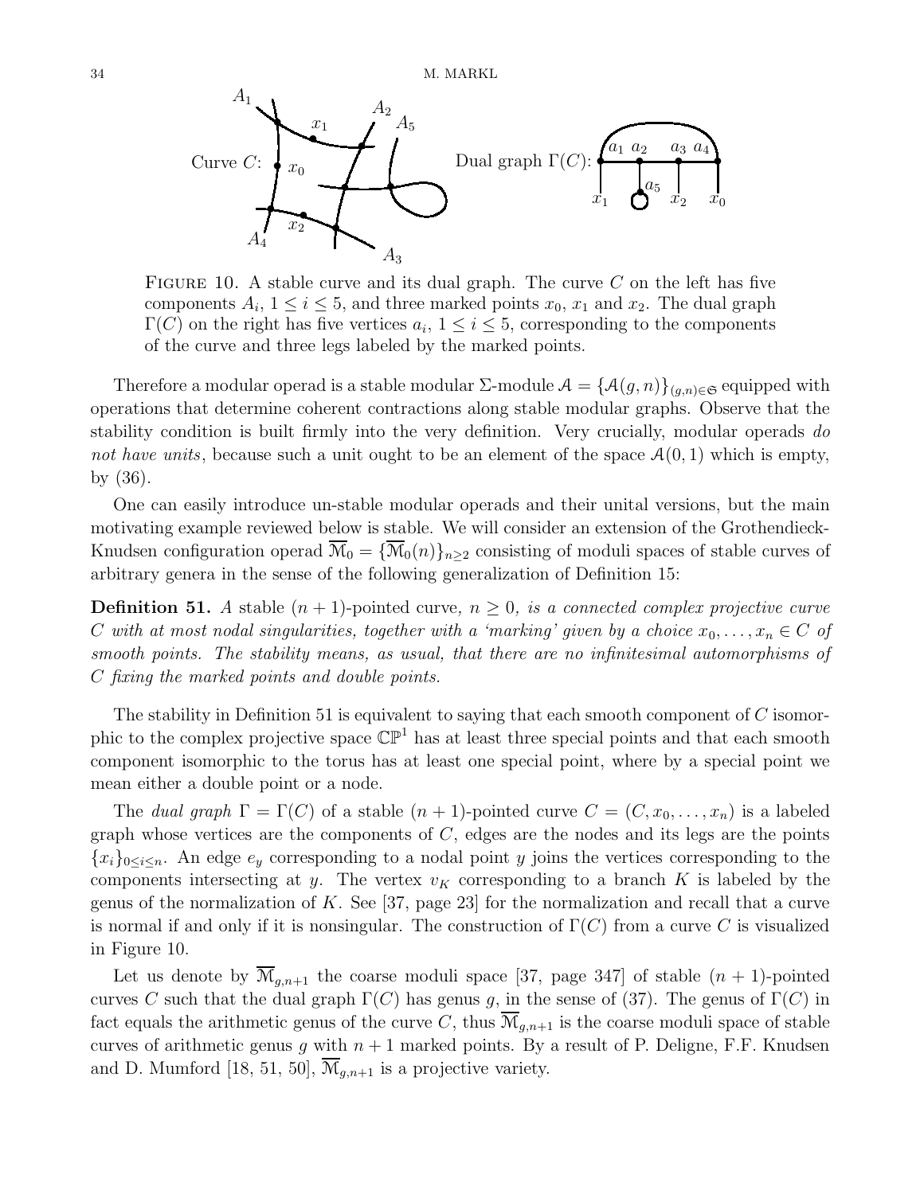FIGURE 10. A stable curve and its dual graph. The curve $C$ on the left has five components $A_i$, $1 \leq i \leq 5$, and three marked points $x_0$, $x_1$ and $x_2$. The dual graph $\Gamma(C)$ on the right has five vertices $a_i$, $1 \leq i \leq 5$, corresponding to the components of the curve and three legs labeled by the marked points.

Therefore a modular operad is a stable modular $\Sigma$-module $\mathcal{A} = \{\mathcal{A}(g,n)\}_{(g,n)\in\mathfrak{S}}$ equipped with operations that determine coherent contractions along stable modular graphs. Observe that the stability condition is built firmly into the very definition. Very crucially, modular operads *do not have units*, because such a unit ought to be an element of the space $\mathcal{A}(0,1)$ which is empty, by (36).

One can easily introduce un-stable modular operads and their unital versions, but the main motivating example reviewed below is stable. We will consider an extension of the Grothendieck-Knudsen configuration operad $\overline{\mathcal{M}}_0 = \{\overline{\mathcal{M}}_0(n)\}_{n\geq 2}$ consisting of moduli spaces of stable curves of arbitrary genera in the sense of the following generalization of Definition 15:

**Definition 51.** *A* stable $(n+1)$-pointed curve, $n \geq 0$, *is a connected complex projective curve $C$ with at most nodal singularities, together with a 'marking' given by a choice $x_0, \ldots, x_n \in C$ of smooth points. The stability means, as usual, that there are no infinitesimal automorphisms of $C$ fixing the marked points and double points.*

The stability in Definition 51 is equivalent to saying that each smooth component of $C$ isomorphic to the complex projective space $\mathbb{CP}^1$ has at least three special points and that each smooth component isomorphic to the torus has at least one special point, where by a special point we mean either a double point or a node.

The *dual graph* $\Gamma = \Gamma(C)$ of a stable $(n+1)$-pointed curve $C = (C, x_0, \ldots, x_n)$ is a labeled graph whose vertices are the components of $C$, edges are the nodes and its legs are the points $\{x_i\}_{0\leq i\leq n}$. An edge $e_y$ corresponding to a nodal point $y$ joins the vertices corresponding to the components intersecting at $y$. The vertex $v_K$ corresponding to a branch $K$ is labeled by the genus of the normalization of $K$. See [37, page 23] for the normalization and recall that a curve is normal if and only if it is nonsingular. The construction of $\Gamma(C)$ from a curve $C$ is visualized in Figure 10.

Let us denote by $\overline{\mathcal{M}}_{g,n+1}$ the coarse moduli space [37, page 347] of stable $(n+1)$-pointed curves $C$ such that the dual graph $\Gamma(C)$ has genus $g$, in the sense of (37). The genus of $\Gamma(C)$ in fact equals the arithmetic genus of the curve $C$, thus $\overline{\mathcal{M}}_{g,n+1}$ is the coarse moduli space of stable curves of arithmetic genus $g$ with $n+1$ marked points. By a result of P. Deligne, F.F. Knudsen and D. Mumford [18, 51, 50], $\overline{\mathcal{M}}_{g,n+1}$ is a projective variety.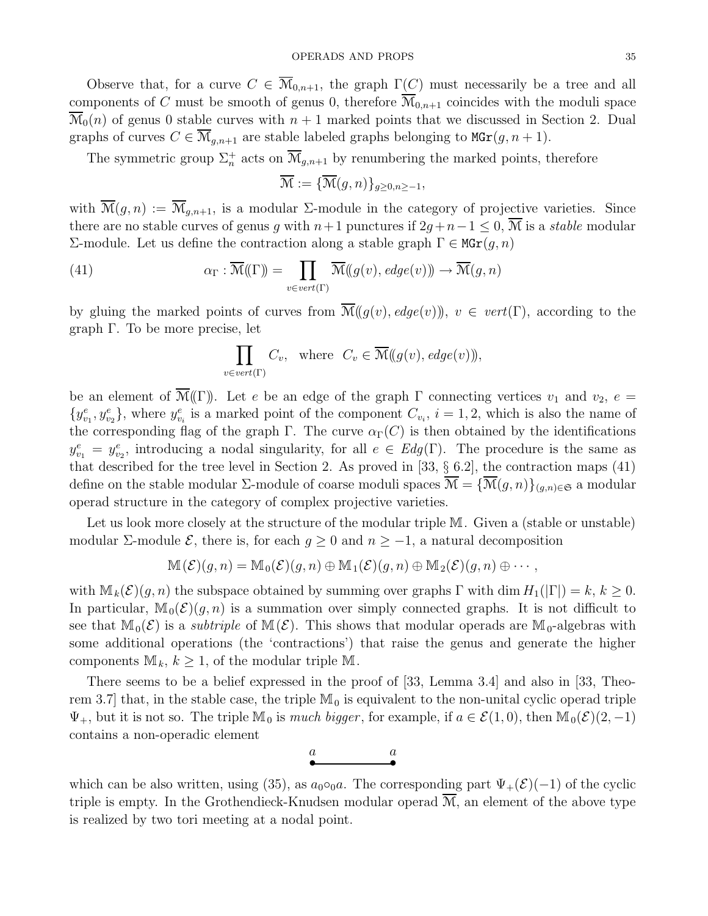Observe that, for a curve $C \in \overline{\mathcal{M}}_{0,n+1}$, the graph $\Gamma(C)$ must necessarily be a tree and all components of $C$ must be smooth of genus 0, therefore $\overline{\mathcal{M}}_{0,n+1}$ coincides with the moduli space $\overline{\mathcal{M}}_0(n)$ of genus 0 stable curves with $n+1$ marked points that we discussed in Section 2. Dual graphs of curves $C \in \overline{\mathcal{M}}_{g,n+1}$ are stable labeled graphs belonging to $\mathtt{MGr}(g, n+1)$.

The symmetric group $\Sigma_n^+$ acts on $\overline{\mathcal{M}}_{g,n+1}$ by renumbering the marked points, therefore

$$\overline{\mathcal{M}} := \{\overline{\mathcal{M}}(g,n)\}_{g \geq 0, n \geq -1},$$

with $\overline{\mathcal{M}}(g,n) := \overline{\mathcal{M}}_{g,n+1}$, is a modular $\Sigma$-module in the category of projective varieties. Since there are no stable curves of genus $g$ with $n+1$ punctures if $2g+n-1 \leq 0$, $\overline{\mathcal{M}}$ is a *stable* modular $\Sigma$-module. Let us define the contraction along a stable graph $\Gamma \in \mathtt{MGr}(g,n)$

$$\alpha_\Gamma : \overline{\mathcal{M}}(\!(\Gamma)\!) = \prod_{v \in vert(\Gamma)} \overline{\mathcal{M}}(\!(g(v), edge(v))\!) \to \overline{\mathcal{M}}(g,n) \tag{41}$$

by gluing the marked points of curves from $\overline{\mathcal{M}}(\!(g(v), edge(v))\!)$, $v \in vert(\Gamma)$, according to the graph $\Gamma$. To be more precise, let

$$\prod_{v \in vert(\Gamma)} C_v, \quad \text{where} \quad C_v \in \overline{\mathcal{M}}(\!(g(v), edge(v))\!),$$

be an element of $\overline{\mathcal{M}}(\!(\Gamma)\!)$. Let $e$ be an edge of the graph $\Gamma$ connecting vertices $v_1$ and $v_2$, $e = \{y^e_{v_1}, y^e_{v_2}\}$, where $y^e_{v_i}$ is a marked point of the component $C_{v_i}$, $i = 1, 2$, which is also the name of the corresponding flag of the graph $\Gamma$. The curve $\alpha_\Gamma(C)$ is then obtained by the identifications $y^e_{v_1} = y^e_{v_2}$, introducing a nodal singularity, for all $e \in Edg(\Gamma)$. The procedure is the same as that described for the tree level in Section 2. As proved in [33, § 6.2], the contraction maps (41) define on the stable modular $\Sigma$-module of coarse moduli spaces $\overline{\mathcal{M}} = \{\overline{\mathcal{M}}(g,n)\}_{(g,n) \in \mathfrak{S}}$ a modular operad structure in the category of complex projective varieties.

Let us look more closely at the structure of the modular triple $\mathbb{M}$. Given a (stable or unstable) modular $\Sigma$-module $\mathcal{E}$, there is, for each $g \geq 0$ and $n \geq -1$, a natural decomposition

$$\mathbb{M}(\mathcal{E})(g,n) = \mathbb{M}_0(\mathcal{E})(g,n) \oplus \mathbb{M}_1(\mathcal{E})(g,n) \oplus \mathbb{M}_2(\mathcal{E})(g,n) \oplus \cdots,$$

with $\mathbb{M}_k(\mathcal{E})(g,n)$ the subspace obtained by summing over graphs $\Gamma$ with $\dim H_1(|\Gamma|) = k$, $k \geq 0$. In particular, $\mathbb{M}_0(\mathcal{E})(g,n)$ is a summation over simply connected graphs. It is not difficult to see that $\mathbb{M}_0(\mathcal{E})$ is a *subtriple* of $\mathbb{M}(\mathcal{E})$. This shows that modular operads are $\mathbb{M}_0$-algebras with some additional operations (the 'contractions') that raise the genus and generate the higher components $\mathbb{M}_k$, $k \geq 1$, of the modular triple $\mathbb{M}$.

There seems to be a belief expressed in the proof of [33, Lemma 3.4] and also in [33, Theorem 3.7] that, in the stable case, the triple $\mathbb{M}_0$ is equivalent to the non-unital cyclic operad triple $\Psi_+$, but it is not so. The triple $\mathbb{M}_0$ is *much bigger*, for example, if $a \in \mathcal{E}(1,0)$, then $\mathbb{M}_0(\mathcal{E})(2,-1)$ contains a non-operadic element

$$\overset{a}{\bullet}\!\!-\!\!\!-\!\!\!-\!\!\!-\!\!\!-\!\!\overset{a}{\bullet}$$

which can be also written, using (35), as $a_0 \circ_0 a$. The corresponding part $\Psi_+(\mathcal{E})(-1)$ of the cyclic triple is empty. In the Grothendieck-Knudsen modular operad $\overline{\mathcal{M}}$, an element of the above type is realized by two tori meeting at a nodal point.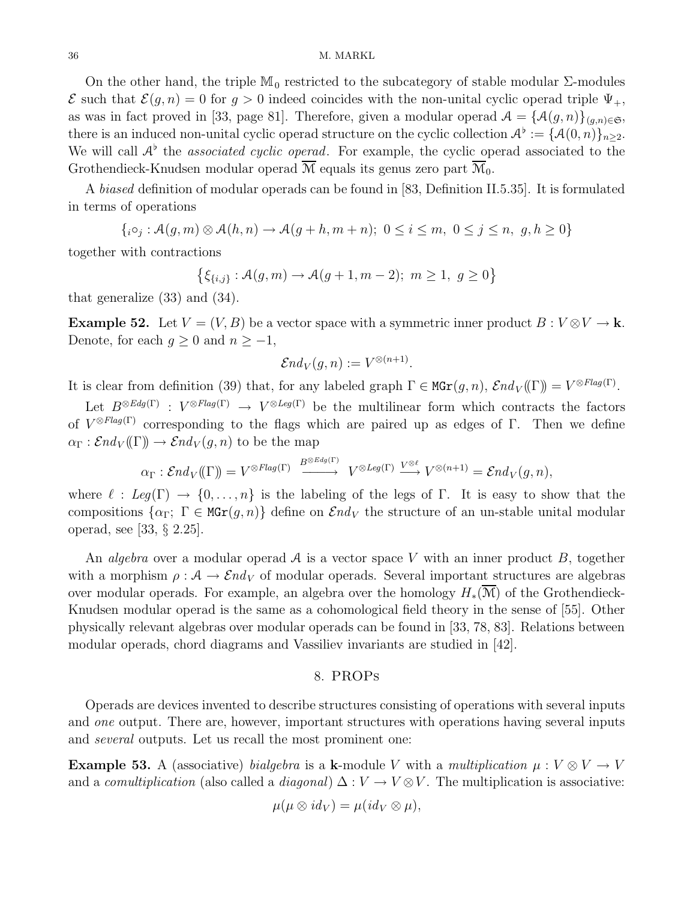On the other hand, the triple $\mathbb{M}_0$ restricted to the subcategory of stable modular $\Sigma$-modules $\mathcal{E}$ such that $\mathcal{E}(g,n) = 0$ for $g > 0$ indeed coincides with the non-unital cyclic operad triple $\Psi_+$, as was in fact proved in [33, page 81]. Therefore, given a modular operad $\mathcal{A} = \{\mathcal{A}(g,n)\}_{(g,n)\in\mathfrak{S}}$, there is an induced non-unital cyclic operad structure on the cyclic collection $\mathcal{A}^\flat := \{\mathcal{A}(0,n)\}_{n\geq 2}$. We will call $\mathcal{A}^\flat$ the *associated cyclic operad*. For example, the cyclic operad associated to the Grothendieck-Knudsen modular operad $\overline{\mathcal{M}}$ equals its genus zero part $\overline{\mathcal{M}}_0$.

A *biased* definition of modular operads can be found in [83, Definition II.5.35]. It is formulated in terms of operations

$$\{{}_i\circ_j : \mathcal{A}(g,m)\otimes\mathcal{A}(h,n)\to\mathcal{A}(g+h,m+n);\ 0\leq i\leq m,\ 0\leq j\leq n,\ g,h\geq 0\}$$

together with contractions

$$\left\{\xi_{\{i,j\}} : \mathcal{A}(g,m)\to\mathcal{A}(g+1,m-2);\ m\geq 1,\ g\geq 0\right\}$$

that generalize (33) and (34).

**Example 52.** Let $V = (V,B)$ be a vector space with a symmetric inner product $B : V\otimes V\to\mathbf{k}$. Denote, for each $g\geq 0$ and $n\geq -1$,

$$\mathcal{E}nd_V(g,n) := V^{\otimes(n+1)}.$$

It is clear from definition (39) that, for any labeled graph $\Gamma\in \mathtt{MGr}(g,n)$, $\mathcal{E}nd_V(\!(\Gamma)\!) = V^{\otimes Flag(\Gamma)}$.

Let $B^{\otimes Edg(\Gamma)} : V^{\otimes Flag(\Gamma)}\to V^{\otimes Leg(\Gamma)}$ be the multilinear form which contracts the factors of $V^{\otimes Flag(\Gamma)}$ corresponding to the flags which are paired up as edges of $\Gamma$. Then we define $\alpha_\Gamma : \mathcal{E}nd_V(\!(\Gamma)\!)\to\mathcal{E}nd_V(g,n)$ to be the map

$$\alpha_\Gamma : \mathcal{E}nd_V(\!(\Gamma)\!) = V^{\otimes Flag(\Gamma)} \xrightarrow{B^{\otimes Edg(\Gamma)}} V^{\otimes Leg(\Gamma)} \xrightarrow{V^{\otimes\ell}} V^{\otimes(n+1)} = \mathcal{E}nd_V(g,n),$$

where $\ell : Leg(\Gamma)\to\{0,\ldots,n\}$ is the labeling of the legs of $\Gamma$. It is easy to show that the compositions $\{\alpha_\Gamma;\ \Gamma\in\mathtt{MGr}(g,n)\}$ define on $\mathcal{E}nd_V$ the structure of an un-stable unital modular operad, see [33, § 2.25].

An *algebra* over a modular operad $\mathcal{A}$ is a vector space $V$ with an inner product $B$, together with a morphism $\rho : \mathcal{A}\to\mathcal{E}nd_V$ of modular operads. Several important structures are algebras over modular operads. For example, an algebra over the homology $H_*(\overline{\mathcal{M}})$ of the Grothendieck-Knudsen modular operad is the same as a cohomological field theory in the sense of [55]. Other physically relevant algebras over modular operads can be found in [33, 78, 83]. Relations between modular operads, chord diagrams and Vassiliev invariants are studied in [42].

## 8. PROPs

Operads are devices invented to describe structures consisting of operations with several inputs and *one* output. There are, however, important structures with operations having several inputs and *several* outputs. Let us recall the most prominent one:

**Example 53.** A (associative) *bialgebra* is a $\mathbf{k}$-module $V$ with a *multiplication* $\mu : V\otimes V\to V$ and a *comultiplication* (also called a *diagonal*) $\Delta : V\to V\otimes V$. The multiplication is associative:

$$\mu(\mu\otimes id_V) = \mu(id_V\otimes\mu),$$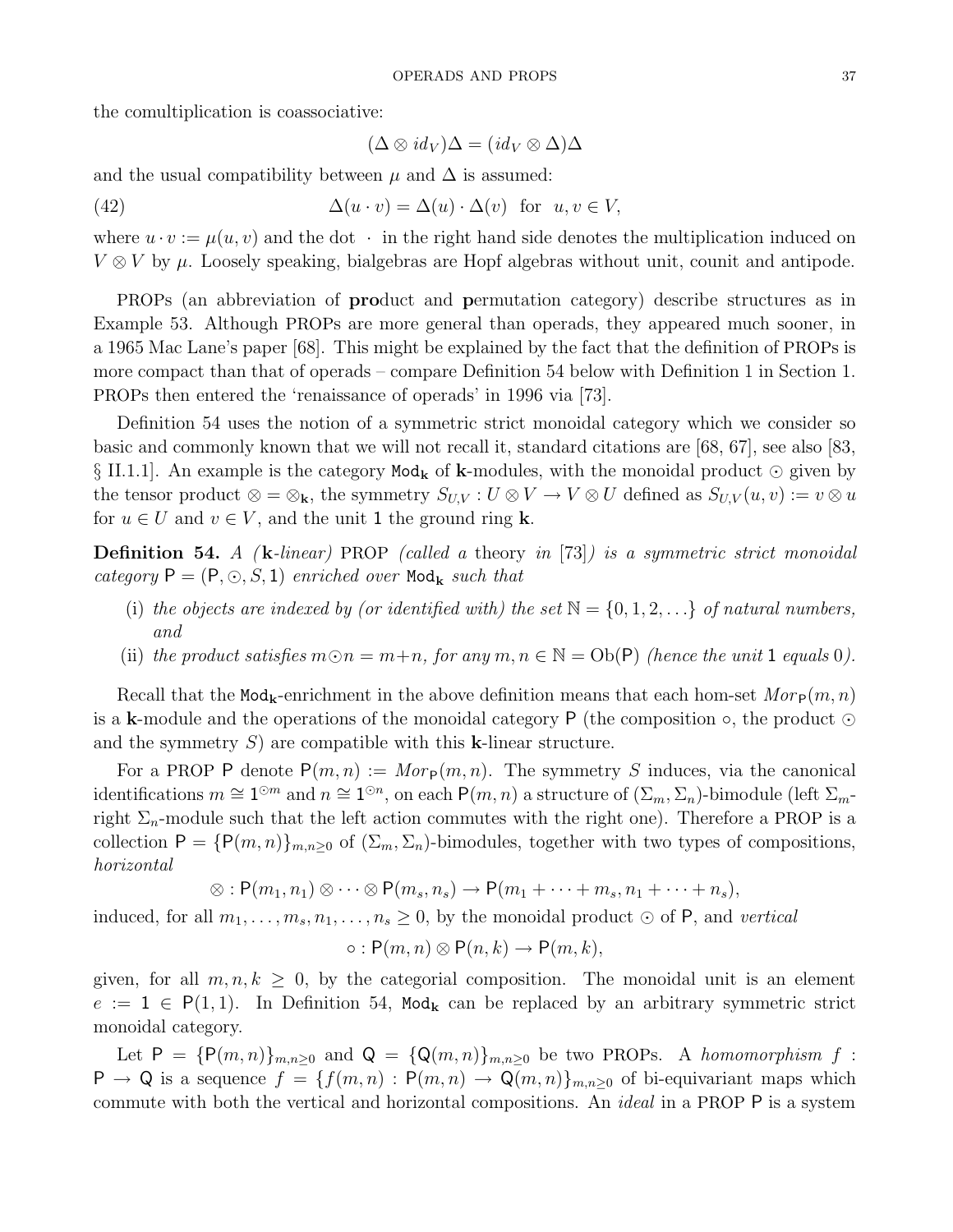the comultiplication is coassociative:

$$(\Delta \otimes id_V)\Delta = (id_V \otimes \Delta)\Delta$$

and the usual compatibility between $\mu$ and $\Delta$ is assumed:

$$\Delta(u \cdot v) = \Delta(u) \cdot \Delta(v) \quad \text{for} \quad u, v \in V, \tag{42}$$

where $u \cdot v := \mu(u, v)$ and the dot $\cdot$ in the right hand side denotes the multiplication induced on $V \otimes V$ by $\mu$. Loosely speaking, bialgebras are Hopf algebras without unit, counit and antipode.

PROPs (an abbreviation of **pro**duct and **p**ermutation category) describe structures as in Example 53. Although PROPs are more general than operads, they appeared much sooner, in a 1965 Mac Lane's paper [68]. This might be explained by the fact that the definition of PROPs is more compact than that of operads – compare Definition 54 below with Definition 1 in Section 1. PROPs then entered the 'renaissance of operads' in 1996 via [73].

Definition 54 uses the notion of a symmetric strict monoidal category which we consider so basic and commonly known that we will not recall it, standard citations are [68, 67], see also [83, § II.1.1]. An example is the category $\mathtt{Mod}_{\mathbf{k}}$ of $\mathbf{k}$-modules, with the monoidal product $\odot$ given by the tensor product $\otimes = \otimes_{\mathbf{k}}$, the symmetry $S_{U,V} : U \otimes V \to V \otimes U$ defined as $S_{U,V}(u, v) := v \otimes u$ for $u \in U$ and $v \in V$, and the unit $\mathtt{1}$ the ground ring $\mathbf{k}$.

**Definition 54.** *A ($\mathbf{k}$-linear)* PROP *(called a* theory *in* [73]*) is a symmetric strict monoidal category $\mathsf{P} = (\mathsf{P}, \odot, S, \mathtt{1})$ enriched over $\mathtt{Mod}_{\mathbf{k}}$ such that*

- (i) *the objects are indexed by (or identified with) the set $\mathbb{N} = \{0, 1, 2, \ldots\}$ of natural numbers, and*
- (ii) *the product satisfies $m \odot n = m+n$, for any $m, n \in \mathbb{N} = \mathrm{Ob}(\mathsf{P})$ (hence the unit $\mathtt{1}$ equals $0$).*

Recall that the $\mathtt{Mod}_{\mathbf{k}}$-enrichment in the above definition means that each hom-set $Mor_{\mathsf{P}}(m, n)$ is a $\mathbf{k}$-module and the operations of the monoidal category $\mathsf{P}$ (the composition $\circ$, the product $\odot$ and the symmetry $S$) are compatible with this $\mathbf{k}$-linear structure.

For a PROP $\mathsf{P}$ denote $\mathsf{P}(m, n) := Mor_{\mathsf{P}}(m, n)$. The symmetry $S$ induces, via the canonical identifications $m \cong \mathtt{1}^{\odot m}$ and $n \cong \mathtt{1}^{\odot n}$, on each $\mathsf{P}(m, n)$ a structure of $(\Sigma_m, \Sigma_n)$-bimodule (left $\Sigma_m$-right $\Sigma_n$-module such that the left action commutes with the right one). Therefore a PROP is a collection $\mathsf{P} = \{\mathsf{P}(m, n)\}_{m,n \geq 0}$ of $(\Sigma_m, \Sigma_n)$-bimodules, together with two types of compositions, *horizontal*

$$\otimes : \mathsf{P}(m_1, n_1) \otimes \cdots \otimes \mathsf{P}(m_s, n_s) \to \mathsf{P}(m_1 + \cdots + m_s, n_1 + \cdots + n_s),$$

induced, for all $m_1, \ldots, m_s, n_1, \ldots, n_s \geq 0$, by the monoidal product $\odot$ of $\mathsf{P}$, and *vertical*

$$\circ : \mathsf{P}(m, n) \otimes \mathsf{P}(n, k) \to \mathsf{P}(m, k),$$

given, for all $m, n, k \geq 0$, by the categorial composition. The monoidal unit is an element $e := \mathtt{1} \in \mathsf{P}(1, 1)$. In Definition 54, $\mathtt{Mod}_{\mathbf{k}}$ can be replaced by an arbitrary symmetric strict monoidal category.

Let $\mathsf{P} = \{\mathsf{P}(m, n)\}_{m,n \geq 0}$ and $\mathsf{Q} = \{\mathsf{Q}(m, n)\}_{m,n \geq 0}$ be two PROPs. A *homomorphism* $f : \mathsf{P} \to \mathsf{Q}$ is a sequence $f = \{f(m, n) : \mathsf{P}(m, n) \to \mathsf{Q}(m, n)\}_{m,n \geq 0}$ of bi-equivariant maps which commute with both the vertical and horizontal compositions. An *ideal* in a PROP $\mathsf{P}$ is a system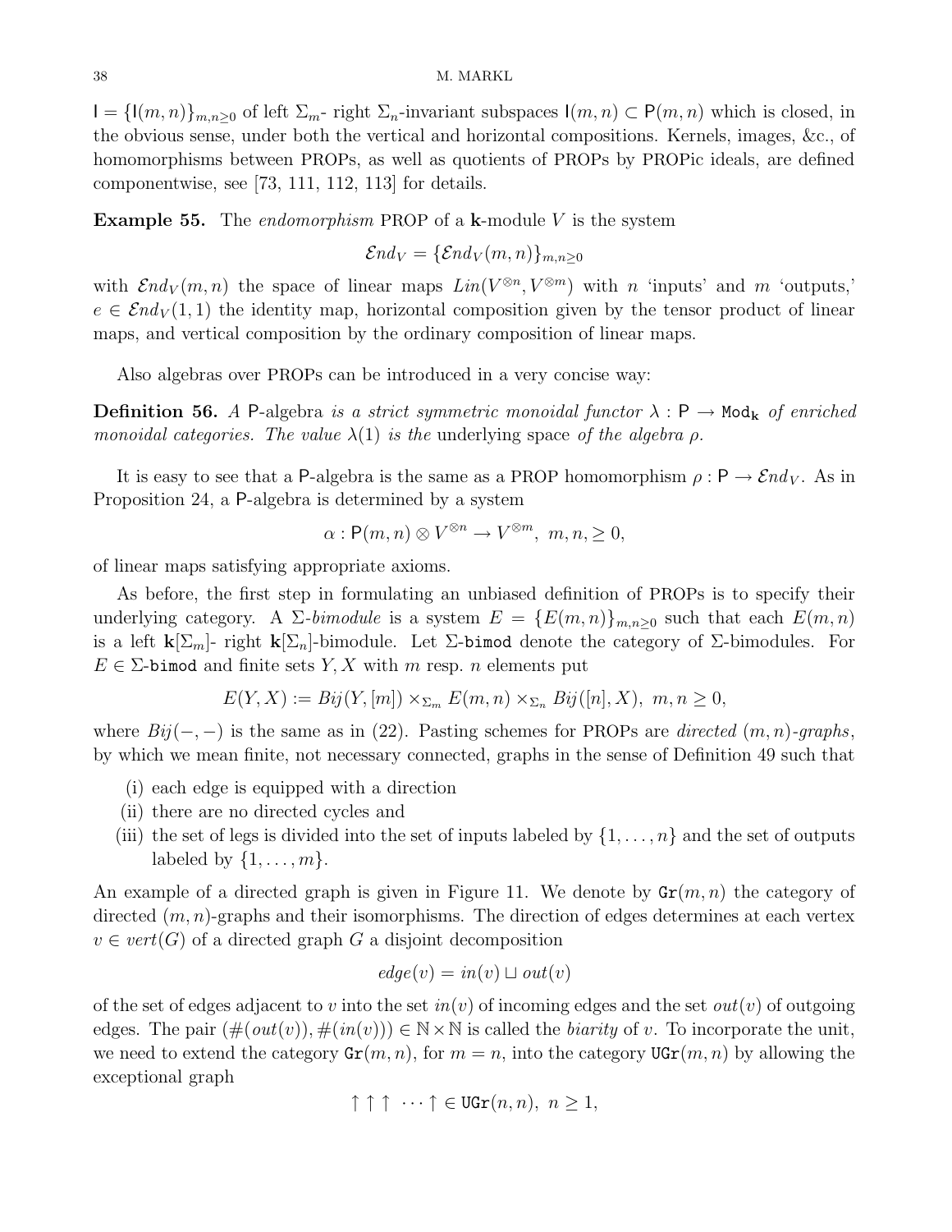$\mathsf{I} = \{\mathsf{I}(m,n)\}_{m,n\geq 0}$ of left $\Sigma_m$- right $\Sigma_n$-invariant subspaces $\mathsf{I}(m,n) \subset \mathsf{P}(m,n)$ which is closed, in the obvious sense, under both the vertical and horizontal compositions. Kernels, images, &c., of homomorphisms between PROPs, as well as quotients of PROPs by PROPic ideals, are defined componentwise, see [73, 111, 112, 113] for details.

**Example 55.** The *endomorphism* PROP of a $\mathbf{k}$-module $V$ is the system

$$\mathcal{E}nd_V = \{\mathcal{E}nd_V(m,n)\}_{m,n\geq 0}$$

with $\mathcal{E}nd_V(m,n)$ the space of linear maps $Lin(V^{\otimes n}, V^{\otimes m})$ with $n$ 'inputs' and $m$ 'outputs,' $e \in \mathcal{E}nd_V(1,1)$ the identity map, horizontal composition given by the tensor product of linear maps, and vertical composition by the ordinary composition of linear maps.

Also algebras over PROPs can be introduced in a very concise way:

**Definition 56.** *A* $\mathsf{P}$-algebra *is a strict symmetric monoidal functor* $\lambda : \mathsf{P} \to \mathtt{Mod}_\mathbf{k}$ *of enriched monoidal categories. The value* $\lambda(1)$ *is the* underlying space *of the algebra* $\rho$.

It is easy to see that a $\mathsf{P}$-algebra is the same as a PROP homomorphism $\rho : \mathsf{P} \to \mathcal{E}nd_V$. As in Proposition 24, a $\mathsf{P}$-algebra is determined by a system

$$\alpha : \mathsf{P}(m,n) \otimes V^{\otimes n} \to V^{\otimes m},\ m,n, \geq 0,$$

of linear maps satisfying appropriate axioms.

As before, the first step in formulating an unbiased definition of PROPs is to specify their underlying category. A $\Sigma$-*bimodule* is a system $E = \{E(m,n)\}_{m,n\geq 0}$ such that each $E(m,n)$ is a left $\mathbf{k}[\Sigma_m]$- right $\mathbf{k}[\Sigma_n]$-bimodule. Let $\Sigma$-$\mathtt{bimod}$ denote the category of $\Sigma$-bimodules. For $E \in \Sigma$-$\mathtt{bimod}$ and finite sets $Y, X$ with $m$ resp. $n$ elements put

$$E(Y,X) := Bij(Y,[m]) \times_{\Sigma_m} E(m,n) \times_{\Sigma_n} Bij([n],X),\ m,n \geq 0,$$

where $Bij(-,-)$ is the same as in (22). Pasting schemes for PROPs are *directed* $(m,n)$-*graphs*, by which we mean finite, not necessary connected, graphs in the sense of Definition 49 such that

- (i) each edge is equipped with a direction
- (ii) there are no directed cycles and
- (iii) the set of legs is divided into the set of inputs labeled by $\{1,\ldots,n\}$ and the set of outputs labeled by $\{1,\ldots,m\}$.

An example of a directed graph is given in Figure 11. We denote by $\mathtt{Gr}(m,n)$ the category of directed $(m,n)$-graphs and their isomorphisms. The direction of edges determines at each vertex $v \in vert(G)$ of a directed graph $G$ a disjoint decomposition

$$edge(v) = in(v) \sqcup out(v)$$

of the set of edges adjacent to $v$ into the set $in(v)$ of incoming edges and the set $out(v)$ of outgoing edges. The pair $(\#(out(v)), \#(in(v))) \in \mathbb{N} \times \mathbb{N}$ is called the *biarity* of $v$. To incorporate the unit, we need to extend the category $\mathtt{Gr}(m,n)$, for $m = n$, into the category $\mathtt{UGr}(m,n)$ by allowing the exceptional graph

$$\uparrow \uparrow \uparrow \ \cdots \uparrow \in \mathtt{UGr}(n,n),\ n \geq 1,$$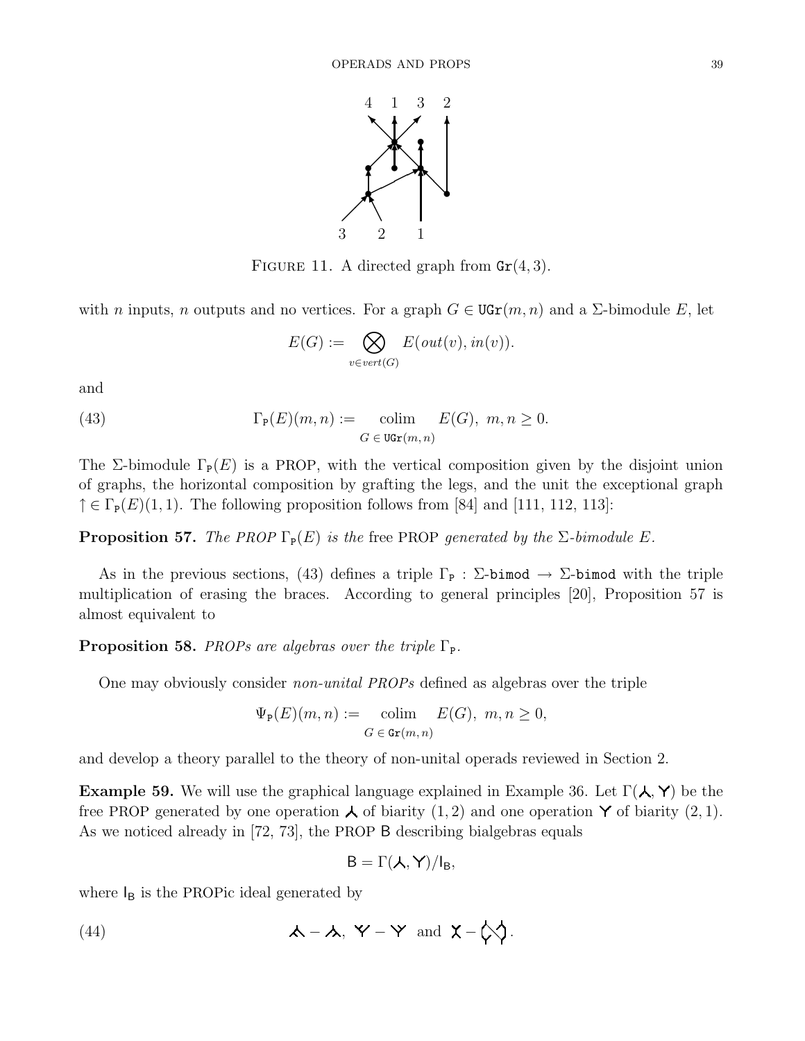FIGURE 11. A directed graph from $\mathtt{Gr}(4,3)$.

with $n$ inputs, $n$ outputs and no vertices. For a graph $G \in \mathtt{UGr}(m,n)$ and a $\Sigma$-bimodule $E$, let

$$E(G) := \bigotimes_{v \in vert(G)} E(out(v), in(v)).$$

and

$$\Gamma_{\mathtt{P}}(E)(m,n) := \operatorname*{colim}_{G \,\in\, \mathtt{UGr}(m,n)} E(G),\ m,n \geq 0. \tag{43}$$

The $\Sigma$-bimodule $\Gamma_{\mathtt{P}}(E)$ is a PROP, with the vertical composition given by the disjoint union of graphs, the horizontal composition by grafting the legs, and the unit the exceptional graph $\uparrow \in \Gamma_{\mathtt{P}}(E)(1,1)$. The following proposition follows from [84] and [111, 112, 113]:

**Proposition 57.** *The PROP $\Gamma_{\mathtt{P}}(E)$ is the* free PROP *generated by the $\Sigma$-bimodule $E$.*

As in the previous sections, (43) defines a triple $\Gamma_{\mathtt{P}} : \Sigma\text{-}\mathtt{bimod} \to \Sigma\text{-}\mathtt{bimod}$ with the triple multiplication of erasing the braces. According to general principles [20], Proposition 57 is almost equivalent to

**Proposition 58.** *PROPs are algebras over the triple $\Gamma_{\mathtt{P}}$.*

One may obviously consider *non-unital PROPs* defined as algebras over the triple

$$\Psi_{\mathtt{P}}(E)(m,n) := \operatorname*{colim}_{G \,\in\, \mathtt{Gr}(m,n)} E(G),\ m,n \geq 0,$$

and develop a theory parallel to the theory of non-unital operads reviewed in Section 2.

**Example 59.** We will use the graphical language explained in Example 36. Let $\Gamma(\curlywedge, \curlyvee)$ be the free PROP generated by one operation $\curlywedge$ of biarity $(1,2)$ and one operation $\curlyvee$ of biarity $(2,1)$. As we noticed already in [72, 73], the PROP $\mathsf{B}$ describing bialgebras equals

$$\mathsf{B} = \Gamma(\curlywedge, \curlyvee)/\mathsf{I}_{\mathsf{B}},$$

where $\mathsf{I}_{\mathsf{B}}$ is the PROPic ideal generated by

(44) [diagrams: $\curlywedge$-composites, $\curlyvee$-composites and $\mathsf{X}$ minus the bialgebra compatibility diagram]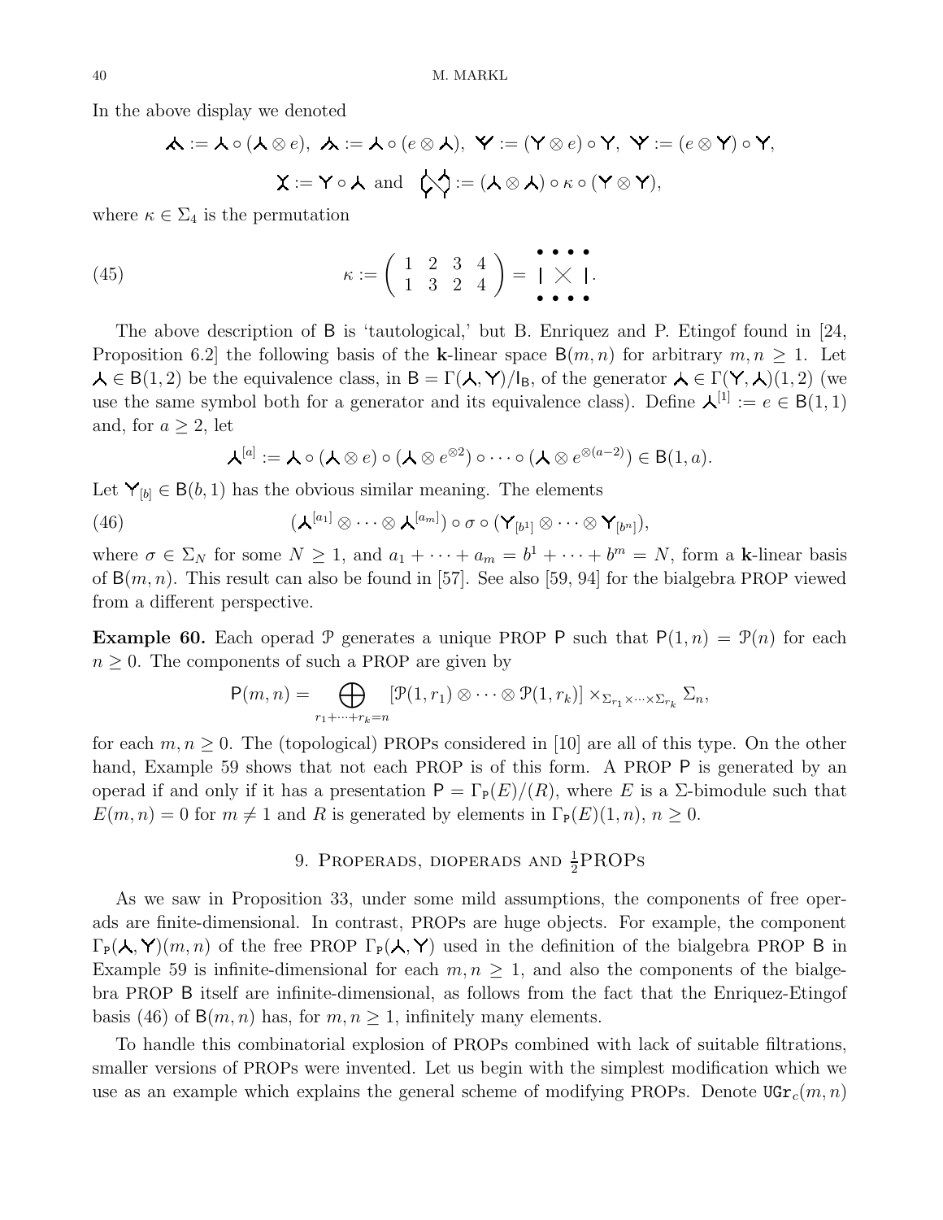In the above display we denoted

$$\curlywedge\!\!\!\curlywedge := \curlywedge \circ (\curlywedge \otimes e),\ \ \curlywedge\!\!\!\curlywedge := \curlywedge \circ (e \otimes \curlywedge),\ \ \curlyvee\!\!\!\curlyvee := (\curlyvee \otimes e) \circ \curlyvee,\ \ \curlyvee\!\!\!\curlyvee := (e \otimes \curlyvee) \circ \curlyvee,$$

$$\mathsf{X} := \curlyvee \circ \curlywedge \text{ and } \bowtie := (\curlywedge \otimes \curlywedge) \circ \kappa \circ (\curlyvee \otimes \curlyvee),$$

where $\kappa \in \Sigma_4$ is the permutation

$$\kappa := \begin{pmatrix} 1 & 2 & 3 & 4 \\ 1 & 3 & 2 & 4 \end{pmatrix} = \,|\times|\,. \tag{45}$$

The above description of $\mathsf{B}$ is 'tautological,' but B. Enriquez and P. Etingof found in [24, Proposition 6.2] the following basis of the $\mathbf{k}$-linear space $\mathsf{B}(m,n)$ for arbitrary $m,n \geq 1$. Let $\curlywedge \in \mathsf{B}(1,2)$ be the equivalence class, in $\mathsf{B} = \Gamma(\curlywedge,\curlyvee)/\mathsf{I}_{\mathsf{B}}$, of the generator $\curlywedge \in \Gamma(\curlyvee,\curlywedge)(1,2)$ (we use the same symbol both for a generator and its equivalence class). Define $\curlywedge^{[1]} := e \in \mathsf{B}(1,1)$ and, for $a \geq 2$, let

$$\curlywedge^{[a]} := \curlywedge \circ (\curlywedge \otimes e) \circ (\curlywedge \otimes e^{\otimes 2}) \circ \cdots \circ (\curlywedge \otimes e^{\otimes(a-2)}) \in \mathsf{B}(1,a).$$

Let $\curlyvee_{[b]} \in \mathsf{B}(b,1)$ has the obvious similar meaning. The elements

$$(\curlywedge^{[a_1]} \otimes \cdots \otimes \curlywedge^{[a_m]}) \circ \sigma \circ (\curlyvee_{[b^1]} \otimes \cdots \otimes \curlyvee_{[b^n]}), \tag{46}$$

where $\sigma \in \Sigma_N$ for some $N \geq 1$, and $a_1 + \cdots + a_m = b^1 + \cdots + b^m = N$, form a $\mathbf{k}$-linear basis of $\mathsf{B}(m,n)$. This result can also be found in [57]. See also [59, 94] for the bialgebra PROP viewed from a different perspective.

**Example 60.** Each operad $\mathcal{P}$ generates a unique PROP $\mathsf{P}$ such that $\mathsf{P}(1,n) = \mathcal{P}(n)$ for each $n \geq 0$. The components of such a PROP are given by

$$\mathsf{P}(m,n) = \bigoplus_{r_1+\cdots+r_k=n} [\mathcal{P}(1,r_1) \otimes \cdots \otimes \mathcal{P}(1,r_k)] \times_{\Sigma_{r_1}\times\cdots\times\Sigma_{r_k}} \Sigma_n,$$

for each $m,n \geq 0$. The (topological) PROPs considered in [10] are all of this type. On the other hand, Example 59 shows that not each PROP is of this form. A PROP $\mathsf{P}$ is generated by an operad if and only if it has a presentation $\mathsf{P} = \Gamma_{\mathsf{P}}(E)/(R)$, where $E$ is a $\Sigma$-bimodule such that $E(m,n) = 0$ for $m \neq 1$ and $R$ is generated by elements in $\Gamma_{\mathsf{P}}(E)(1,n)$, $n \geq 0$.

## 9. Properads, dioperads and $\frac{1}{2}$PROPs

As we saw in Proposition 33, under some mild assumptions, the components of free operads are finite-dimensional. In contrast, PROPs are huge objects. For example, the component $\Gamma_{\mathsf{P}}(\curlywedge,\curlyvee)(m,n)$ of the free PROP $\Gamma_{\mathsf{P}}(\curlywedge,\curlyvee)$ used in the definition of the bialgebra PROP $\mathsf{B}$ in Example 59 is infinite-dimensional for each $m,n \geq 1$, and also the components of the bialgebra PROP $\mathsf{B}$ itself are infinite-dimensional, as follows from the fact that the Enriquez-Etingof basis (46) of $\mathsf{B}(m,n)$ has, for $m,n \geq 1$, infinitely many elements.

To handle this combinatorial explosion of PROPs combined with lack of suitable filtrations, smaller versions of PROPs were invented. Let us begin with the simplest modification which we use as an example which explains the general scheme of modifying PROPs. Denote $\mathtt{UGr}_c(m,n)$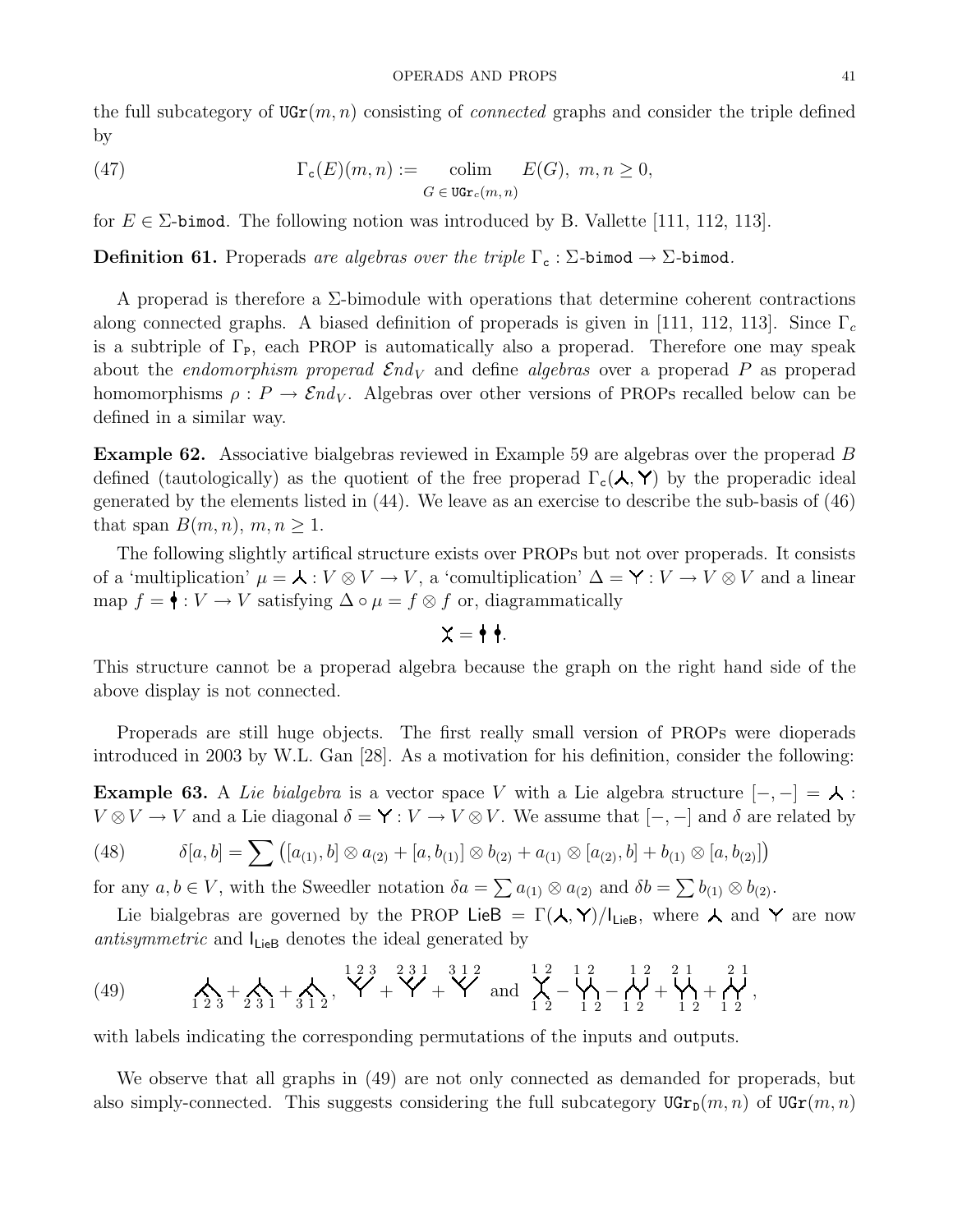the full subcategory of $\mathtt{UGr}(m,n)$ consisting of *connected* graphs and consider the triple defined by

$$\Gamma_{\mathsf{c}}(E)(m,n) := \operatorname*{colim}_{G \,\in\, \mathtt{UGr}_c(m,n)} E(G),\ m,n \geq 0, \tag{47}$$

for $E \in \Sigma$-$\mathtt{bimod}$. The following notion was introduced by B. Vallette [111, 112, 113].

**Definition 61.** Properads *are algebras over the triple* $\Gamma_{\mathsf{c}} : \Sigma\text{-}\mathtt{bimod} \to \Sigma\text{-}\mathtt{bimod}$.

A properad is therefore a $\Sigma$-bimodule with operations that determine coherent contractions along connected graphs. A biased definition of properads is given in [111, 112, 113]. Since $\Gamma_c$ is a subtriple of $\Gamma_{\mathsf{P}}$, each PROP is automatically also a properad. Therefore one may speak about the *endomorphism properad* $\mathcal{E}nd_V$ and define *algebras* over a properad $P$ as properad homomorphisms $\rho : P \to \mathcal{E}nd_V$. Algebras over other versions of PROPs recalled below can be defined in a similar way.

**Example 62.** Associative bialgebras reviewed in Example 59 are algebras over the properad $B$ defined (tautologically) as the quotient of the free properad $\Gamma_{\mathsf{c}}(\curlywedge, \curlyvee)$ by the properadic ideal generated by the elements listed in (44). We leave as an exercise to describe the sub-basis of (46) that span $B(m,n)$, $m,n \geq 1$.

The following slightly artifical structure exists over PROPs but not over properads. It consists of a 'multiplication' $\mu = \curlywedge : V \otimes V \to V$, a 'comultiplication' $\Delta = \curlyvee : V \to V \otimes V$ and a linear map $f = \,\phi : V \to V$ satisfying $\Delta \circ \mu = f \otimes f$ or, diagrammatically

$$\chi = \phi\ \phi.$$

This structure cannot be a properad algebra because the graph on the right hand side of the above display is not connected.

Properads are still huge objects. The first really small version of PROPs were dioperads introduced in 2003 by W.L. Gan [28]. As a motivation for his definition, consider the following:

**Example 63.** A *Lie bialgebra* is a vector space $V$ with a Lie algebra structure $[-,-] = \curlywedge : V \otimes V \to V$ and a Lie diagonal $\delta = \curlyvee : V \to V \otimes V$. We assume that $[-,-]$ and $\delta$ are related by

$$\delta[a,b] = \sum \left([a_{(1)},b] \otimes a_{(2)} + [a,b_{(1)}] \otimes b_{(2)} + a_{(1)} \otimes [a_{(2)},b] + b_{(1)} \otimes [a,b_{(2)}]\right) \tag{48}$$

for any $a,b \in V$, with the Sweedler notation $\delta a = \sum a_{(1)} \otimes a_{(2)}$ and $\delta b = \sum b_{(1)} \otimes b_{(2)}$.

Lie bialgebras are governed by the PROP $\mathsf{LieB} = \Gamma(\curlywedge, \curlyvee)/\mathsf{I}_{\mathsf{LieB}}$, where $\curlywedge$ and $\curlyvee$ are now *antisymmetric* and $\mathsf{I}_{\mathsf{LieB}}$ denotes the ideal generated by

(49) [diagrams with labels $1\,2\,3$, $2\,3\,1$, $3\,1\,2$ (sum of three), $1\,2\,3$, $2\,3\,1$, $3\,1\,2$ (sum of three), and $\binom{1\,2}{1\,2} - \binom{1\,2}{1\,2} - \binom{1\,2}{1\,2} + \binom{2\,1}{1\,2} + \binom{2\,1}{1\,2}$],

with labels indicating the corresponding permutations of the inputs and outputs.

We observe that all graphs in (49) are not only connected as demanded for properads, but also simply-connected. This suggests considering the full subcategory $\mathtt{UGr}_{\mathtt{D}}(m,n)$ of $\mathtt{UGr}(m,n)$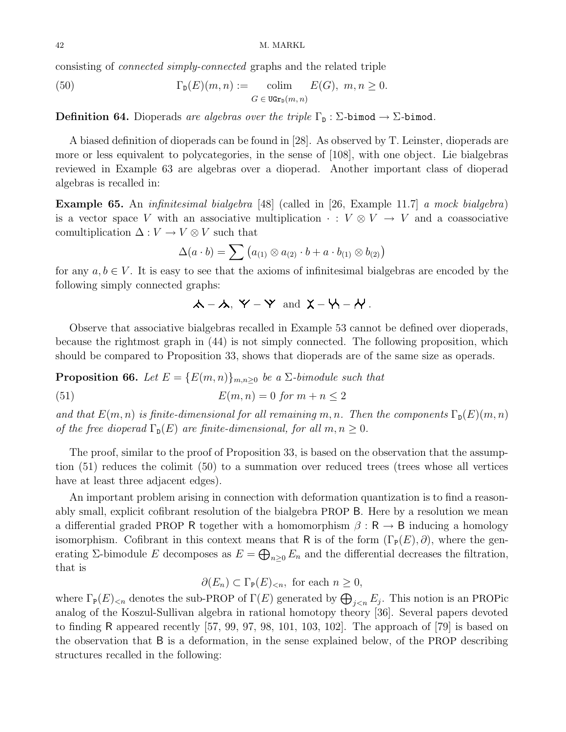consisting of *connected simply-connected* graphs and the related triple

$$\Gamma_{\mathtt{D}}(E)(m,n) := \operatorname*{colim}_{G \in \mathtt{UGr}_{\mathtt{D}}(m,n)} E(G),\ m,n \geq 0. \tag{50}$$

**Definition 64.** *Dioperads are algebras over the triple* $\Gamma_{\mathtt{D}} : \Sigma\text{-}\mathtt{bimod} \to \Sigma\text{-}\mathtt{bimod}$.

A biased definition of dioperads can be found in [28]. As observed by T. Leinster, dioperads are more or less equivalent to polycategories, in the sense of [108], with one object. Lie bialgebras reviewed in Example 63 are algebras over a dioperad. Another important class of dioperad algebras is recalled in:

**Example 65.** An *infinitesimal bialgebra* [48] (called in [26, Example 11.7] *a mock bialgebra*) is a vector space $V$ with an associative multiplication $\cdot : V \otimes V \to V$ and a coassociative comultiplication $\Delta : V \to V \otimes V$ such that

$$\Delta(a \cdot b) = \sum \left( a_{(1)} \otimes a_{(2)} \cdot b + a \cdot b_{(1)} \otimes b_{(2)} \right)$$

for any $a, b \in V$. It is easy to see that the axioms of infinitesimal bialgebras are encoded by the following simply connected graphs:

$$\curlywedge - \curlywedge,\ \curlyvee - \curlyvee \ \text{ and } \ \chi - \curlyvee\!\!\curlywedge - \curlywedge\!\!\curlyvee\,.$$

Observe that associative bialgebras recalled in Example 53 cannot be defined over dioperads, because the rightmost graph in (44) is not simply connected. The following proposition, which should be compared to Proposition 33, shows that dioperads are of the same size as operads.

**Proposition 66.** *Let* $E = \{E(m,n)\}_{m,n \geq 0}$ *be a* $\Sigma$*-bimodule such that*

$$E(m,n) = 0 \text{ for } m+n \leq 2 \tag{51}$$

*and that* $E(m,n)$ *is finite-dimensional for all remaining* $m, n$. *Then the components* $\Gamma_{\mathtt{D}}(E)(m,n)$ *of the free dioperad* $\Gamma_{\mathtt{D}}(E)$ *are finite-dimensional, for all* $m, n \geq 0$.

The proof, similar to the proof of Proposition 33, is based on the observation that the assumption (51) reduces the colimit (50) to a summation over reduced trees (trees whose all vertices have at least three adjacent edges).

An important problem arising in connection with deformation quantization is to find a reasonably small, explicit cofibrant resolution of the bialgebra PROP $\mathsf{B}$. Here by a resolution we mean a differential graded PROP $\mathsf{R}$ together with a homomorphism $\beta : \mathsf{R} \to \mathsf{B}$ inducing a homology isomorphism. Cofibrant in this context means that $\mathsf{R}$ is of the form $(\Gamma_{\mathtt{P}}(E), \partial)$, where the generating $\Sigma$-bimodule $E$ decomposes as $E = \bigoplus_{n \geq 0} E_n$ and the differential decreases the filtration, that is

$$\partial(E_n) \subset \Gamma_{\mathtt{P}}(E)_{<n}, \text{ for each } n \geq 0,$$

where $\Gamma_{\mathtt{P}}(E)_{<n}$ denotes the sub-PROP of $\Gamma(E)$ generated by $\bigoplus_{j<n} E_j$. This notion is an PROPic analog of the Koszul-Sullivan algebra in rational homotopy theory [36]. Several papers devoted to finding $\mathsf{R}$ appeared recently [57, 99, 97, 98, 101, 103, 102]. The approach of [79] is based on the observation that $\mathsf{B}$ is a deformation, in the sense explained below, of the PROP describing structures recalled in the following: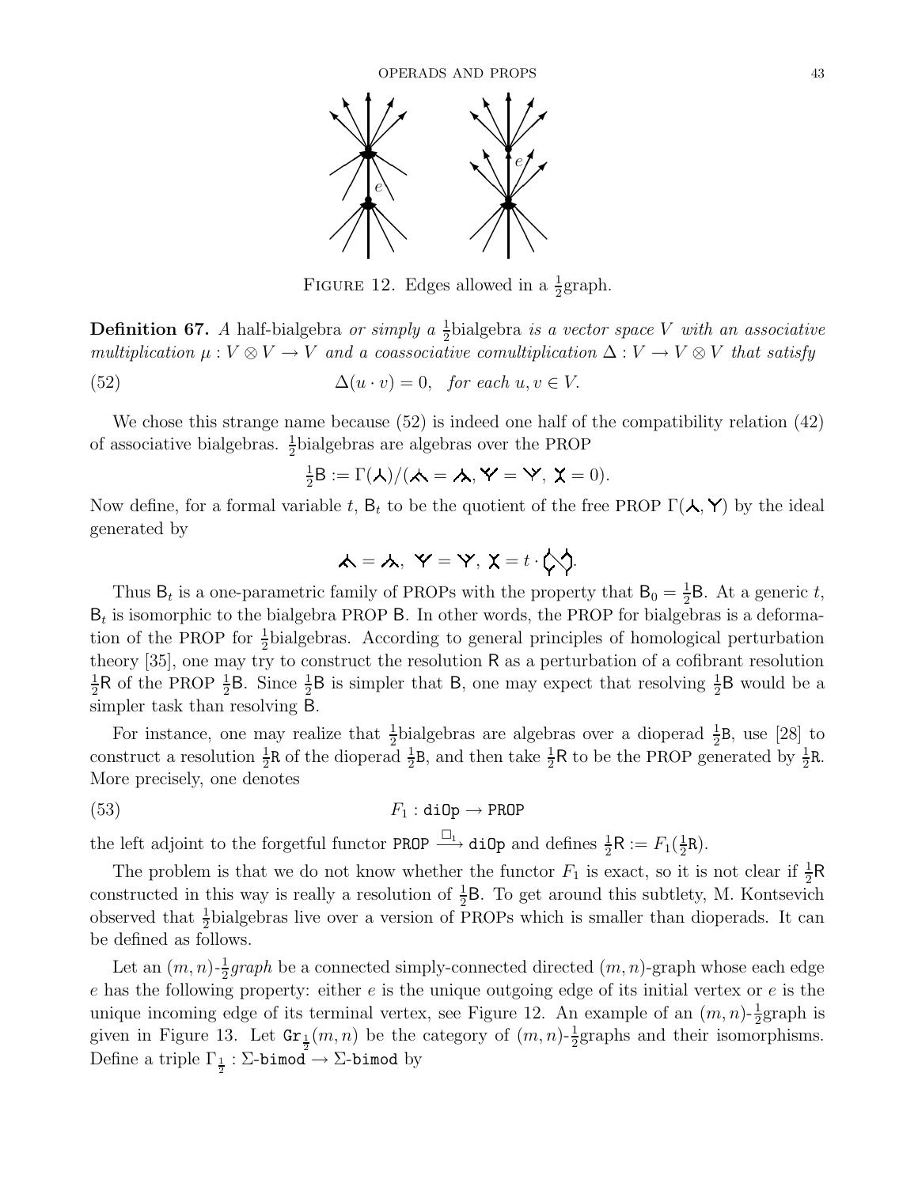FIGURE 12. Edges allowed in a $\frac{1}{2}$graph.

**Definition 67.** *A* half-bialgebra *or simply a* $\frac{1}{2}$bialgebra *is a vector space* $V$ *with an associative multiplication* $\mu : V \otimes V \to V$ *and a coassociative comultiplication* $\Delta : V \to V \otimes V$ *that satisfy*

$$\Delta(u \cdot v) = 0, \quad \textit{for each } u, v \in V. \tag{52}$$

We chose this strange name because (52) is indeed one half of the compatibility relation (42) of associative bialgebras. $\frac{1}{2}$bialgebras are algebras over the PROP

$$\tfrac{1}{2}\mathsf{B} := \Gamma(\curlywedge)/(\curlywedge = \curlywedge, \curlyvee = \curlyvee, \chi = 0).$$

Now define, for a formal variable $t$, $\mathsf{B}_t$ to be the quotient of the free PROP $\Gamma(\curlywedge, \curlyvee)$ by the ideal generated by

$$\curlywedge = \curlywedge, \ \curlyvee = \curlyvee, \ \chi = t \cdot \Diamond\!\Diamond.$$

Thus $\mathsf{B}_t$ is a one-parametric family of PROPs with the property that $\mathsf{B}_0 = \frac{1}{2}\mathsf{B}$. At a generic $t$, $\mathsf{B}_t$ is isomorphic to the bialgebra PROP $\mathsf{B}$. In other words, the PROP for bialgebras is a deformation of the PROP for $\frac{1}{2}$bialgebras. According to general principles of homological perturbation theory [35], one may try to construct the resolution $\mathsf{R}$ as a perturbation of a cofibrant resolution $\frac{1}{2}\mathsf{R}$ of the PROP $\frac{1}{2}\mathsf{B}$. Since $\frac{1}{2}\mathsf{B}$ is simpler that $\mathsf{B}$, one may expect that resolving $\frac{1}{2}\mathsf{B}$ would be a simpler task than resolving $\mathsf{B}$.

For instance, one may realize that $\frac{1}{2}$bialgebras are algebras over a dioperad $\frac{1}{2}\mathtt{B}$, use [28] to construct a resolution $\frac{1}{2}\mathtt{R}$ of the dioperad $\frac{1}{2}\mathtt{B}$, and then take $\frac{1}{2}\mathsf{R}$ to be the PROP generated by $\frac{1}{2}\mathtt{R}$. More precisely, one denotes

$$F_1 : \mathtt{diOp} \to \mathtt{PROP} \tag{53}$$

the left adjoint to the forgetful functor $\mathtt{PROP} \xrightarrow{\Box_1} \mathtt{diOp}$ and defines $\frac{1}{2}\mathsf{R} := F_1(\frac{1}{2}\mathtt{R})$.

The problem is that we do not know whether the functor $F_1$ is exact, so it is not clear if $\frac{1}{2}\mathsf{R}$ constructed in this way is really a resolution of $\frac{1}{2}\mathsf{B}$. To get around this subtlety, M. Kontsevich observed that $\frac{1}{2}$bialgebras live over a version of PROPs which is smaller than dioperads. It can be defined as follows.

Let an $(m,n)$-$\frac{1}{2}$*graph* be a connected simply-connected directed $(m,n)$-graph whose each edge $e$ has the following property: either $e$ is the unique outgoing edge of its initial vertex or $e$ is the unique incoming edge of its terminal vertex, see Figure 12. An example of an $(m,n)$-$\frac{1}{2}$graph is given in Figure 13. Let $\mathtt{Gr}_{\frac{1}{2}}(m,n)$ be the category of $(m,n)$-$\frac{1}{2}$graphs and their isomorphisms. Define a triple $\Gamma_{\frac{1}{2}} : \Sigma\text{-}\mathtt{bimod} \to \Sigma\text{-}\mathtt{bimod}$ by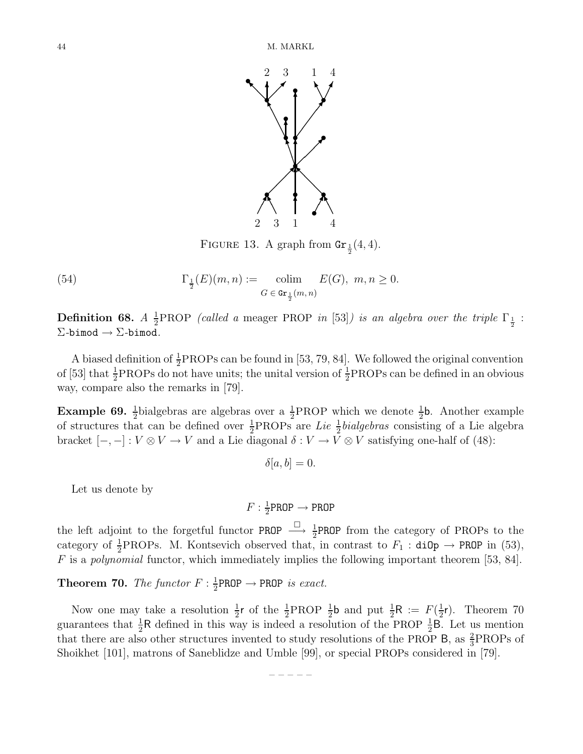FIGURE 13. A graph from $\mathtt{Gr}_{\frac{1}{2}}(4,4)$.

$$\Gamma_{\frac{1}{2}}(E)(m,n) := \operatorname*{colim}_{G \in \mathtt{Gr}_{\frac{1}{2}}(m,n)} E(G),\ m,n \geq 0. \tag{54}$$

**Definition 68.** *A* $\frac{1}{2}$PROP *(called a* meager PROP *in* [53]*) is an algebra over the triple* $\Gamma_{\frac{1}{2}} : \Sigma\text{-}\mathtt{bimod} \to \Sigma\text{-}\mathtt{bimod}$.

A biased definition of $\frac{1}{2}$PROPs can be found in [53, 79, 84]. We followed the original convention of [53] that $\frac{1}{2}$PROPs do not have units; the unital version of $\frac{1}{2}$PROPs can be defined in an obvious way, compare also the remarks in [79].

**Example 69.** $\frac{1}{2}$bialgebras are algebras over a $\frac{1}{2}$PROP which we denote $\frac{1}{2}\mathsf{b}$. Another example of structures that can be defined over $\frac{1}{2}$PROPs are *Lie* $\frac{1}{2}$*bialgebras* consisting of a Lie algebra bracket $[-,-] : V \otimes V \to V$ and a Lie diagonal $\delta : V \to V \otimes V$ satisfying one-half of (48):

$$\delta[a,b] = 0.$$

Let us denote by

$$F : \tfrac{1}{2}\mathtt{PROP} \to \mathtt{PROP}$$

the left adjoint to the forgetful functor $\mathtt{PROP} \xrightarrow{\Box} \frac{1}{2}\mathtt{PROP}$ from the category of PROPs to the category of $\frac{1}{2}$PROPs. M. Kontsevich observed that, in contrast to $F_1 : \mathtt{diOp} \to \mathtt{PROP}$ in (53), $F$ is a *polynomial* functor, which immediately implies the following important theorem [53, 84].

**Theorem 70.** *The functor* $F : \frac{1}{2}\mathtt{PROP} \to \mathtt{PROP}$ *is exact.*

Now one may take a resolution $\frac{1}{2}\mathsf{r}$ of the $\frac{1}{2}$PROP $\frac{1}{2}\mathsf{b}$ and put $\frac{1}{2}\mathsf{R} := F(\frac{1}{2}\mathsf{r})$. Theorem 70 guarantees that $\frac{1}{2}\mathsf{R}$ defined in this way is indeed a resolution of the PROP $\frac{1}{2}\mathsf{B}$. Let us mention that there are also other structures invented to study resolutions of the PROP $\mathsf{B}$, as $\frac{2}{3}$PROPs of Shoikhet [101], matrons of Saneblidze and Umble [99], or special PROPs considered in [79].

– – – – –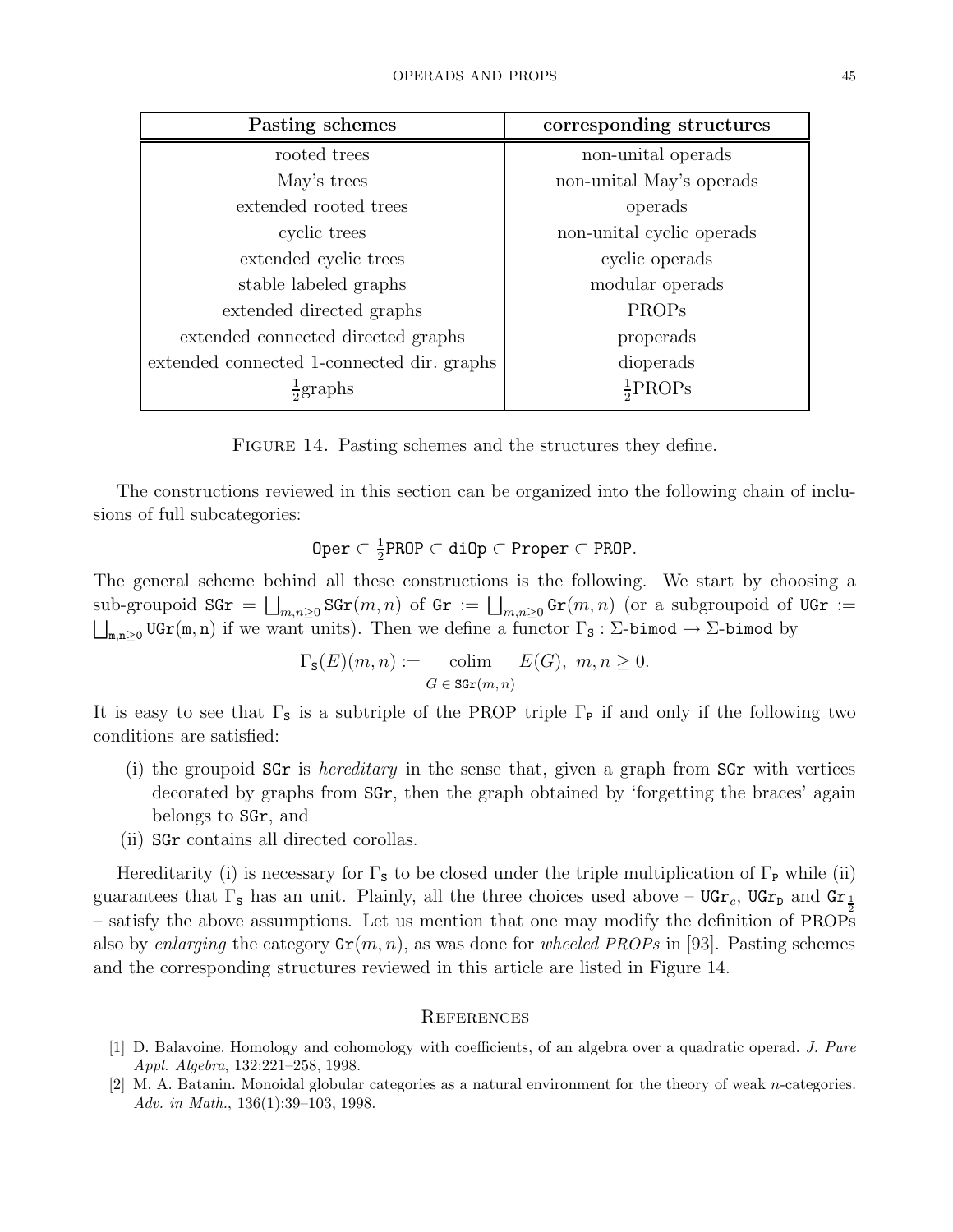| Pasting schemes | corresponding structures |
|---|---|
| rooted trees | non-unital operads |
| May's trees | non-unital May's operads |
| extended rooted trees | operads |
| cyclic trees | non-unital cyclic operads |
| extended cyclic trees | cyclic operads |
| stable labeled graphs | modular operads |
| extended directed graphs | PROPs |
| extended connected directed graphs | properads |
| extended connected 1-connected dir. graphs | dioperads |
| $\frac{1}{2}$graphs | $\frac{1}{2}$PROPs |

FIGURE 14. Pasting schemes and the structures they define.

The constructions reviewed in this section can be organized into the following chain of inclusions of full subcategories:

$$\mathtt{Oper} \subset \tfrac{1}{2}\mathtt{PROP} \subset \mathtt{diOp} \subset \mathtt{Proper} \subset \mathtt{PROP}.$$

The general scheme behind all these constructions is the following. We start by choosing a sub-groupoid $\mathtt{SGr} = \bigsqcup_{m,n\geq 0} \mathtt{SGr}(m,n)$ of $\mathtt{Gr} := \bigsqcup_{m,n\geq 0} \mathtt{Gr}(m,n)$ (or a subgroupoid of $\mathtt{UGr} := \bigsqcup_{\mathtt{m},\mathtt{n}\geq 0} \mathtt{UGr}(\mathtt{m},\mathtt{n})$ if we want units). Then we define a functor $\Gamma_{\mathtt{S}} : \Sigma\text{-}\mathtt{bimod} \to \Sigma\text{-}\mathtt{bimod}$ by

$$\Gamma_{\mathtt{S}}(E)(m,n) := \operatorname*{colim}_{G\,\in\,\mathtt{SGr}(m,n)} E(G),\ \ m,n \geq 0.$$

It is easy to see that $\Gamma_{\mathtt{S}}$ is a subtriple of the PROP triple $\Gamma_{\mathtt{P}}$ if and only if the following two conditions are satisfied:

(i) the groupoid $\mathtt{SGr}$ is *hereditary* in the sense that, given a graph from $\mathtt{SGr}$ with vertices decorated by graphs from $\mathtt{SGr}$, then the graph obtained by 'forgetting the braces' again belongs to $\mathtt{SGr}$, and

(ii) $\mathtt{SGr}$ contains all directed corollas.

Hereditarity (i) is necessary for $\Gamma_{\mathtt{S}}$ to be closed under the triple multiplication of $\Gamma_{\mathtt{P}}$ while (ii) guarantees that $\Gamma_{\mathtt{S}}$ has an unit. Plainly, all the three choices used above – $\mathtt{UGr}_c$, $\mathtt{UGr}_{\mathtt{D}}$ and $\mathtt{Gr}_{\frac{1}{2}}$ – satisfy the above assumptions. Let us mention that one may modify the definition of PROPs also by *enlarging* the category $\mathtt{Gr}(m,n)$, as was done for *wheeled PROPs* in [93]. Pasting schemes and the corresponding structures reviewed in this article are listed in Figure 14.

## References

[1] D. Balavoine. Homology and cohomology with coefficients, of an algebra over a quadratic operad. *J. Pure Appl. Algebra*, 132:221–258, 1998.

[2] M. A. Batanin. Monoidal globular categories as a natural environment for the theory of weak $n$-categories. *Adv. in Math.*, 136(1):39–103, 1998.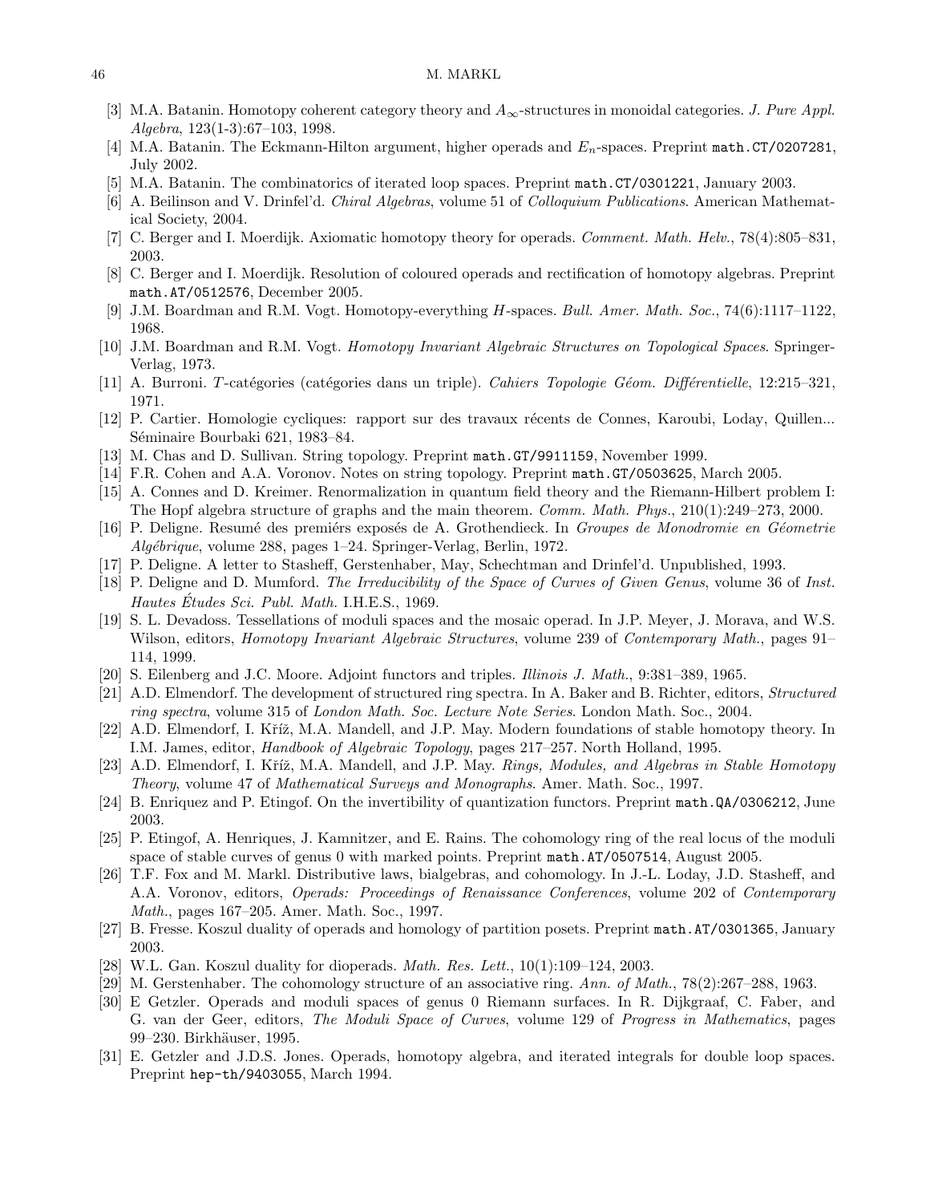[3] M.A. Batanin. Homotopy coherent category theory and $A_\infty$-structures in monoidal categories. *J. Pure Appl. Algebra*, 123(1-3):67–103, 1998.

[4] M.A. Batanin. The Eckmann-Hilton argument, higher operads and $E_n$-spaces. Preprint `math.CT/0207281`, July 2002.

[5] M.A. Batanin. The combinatorics of iterated loop spaces. Preprint `math.CT/0301221`, January 2003.

[6] A. Beilinson and V. Drinfel'd. *Chiral Algebras*, volume 51 of *Colloquium Publications*. American Mathematical Society, 2004.

[7] C. Berger and I. Moerdijk. Axiomatic homotopy theory for operads. *Comment. Math. Helv.*, 78(4):805–831, 2003.

[8] C. Berger and I. Moerdijk. Resolution of coloured operads and rectification of homotopy algebras. Preprint `math.AT/0512576`, December 2005.

[9] J.M. Boardman and R.M. Vogt. Homotopy-everything $H$-spaces. *Bull. Amer. Math. Soc.*, 74(6):1117–1122, 1968.

[10] J.M. Boardman and R.M. Vogt. *Homotopy Invariant Algebraic Structures on Topological Spaces*. Springer-Verlag, 1973.

[11] A. Burroni. $T$-catégories (catégories dans un triple). *Cahiers Topologie Géom. Différentielle*, 12:215–321, 1971.

[12] P. Cartier. Homologie cycliques: rapport sur des travaux récents de Connes, Karoubi, Loday, Quillen... Séminaire Bourbaki 621, 1983–84.

[13] M. Chas and D. Sullivan. String topology. Preprint `math.GT/9911159`, November 1999.

[14] F.R. Cohen and A.A. Voronov. Notes on string topology. Preprint `math.GT/0503625`, March 2005.

[15] A. Connes and D. Kreimer. Renormalization in quantum field theory and the Riemann-Hilbert problem I: The Hopf algebra structure of graphs and the main theorem. *Comm. Math. Phys.*, 210(1):249–273, 2000.

[16] P. Deligne. Resumé des premiérs exposés de A. Grothendieck. In *Groupes de Monodromie en Géometrie Algébrique*, volume 288, pages 1–24. Springer-Verlag, Berlin, 1972.

[17] P. Deligne. A letter to Stasheff, Gerstenhaber, May, Schechtman and Drinfel'd. Unpublished, 1993.

[18] P. Deligne and D. Mumford. *The Irreducibility of the Space of Curves of Given Genus*, volume 36 of *Inst. Hautes Études Sci. Publ. Math.* I.H.E.S., 1969.

[19] S. L. Devadoss. Tessellations of moduli spaces and the mosaic operad. In J.P. Meyer, J. Morava, and W.S. Wilson, editors, *Homotopy Invariant Algebraic Structures*, volume 239 of *Contemporary Math.*, pages 91–114, 1999.

[20] S. Eilenberg and J.C. Moore. Adjoint functors and triples. *Illinois J. Math.*, 9:381–389, 1965.

[21] A.D. Elmendorf. The development of structured ring spectra. In A. Baker and B. Richter, editors, *Structured ring spectra*, volume 315 of *London Math. Soc. Lecture Note Series*. London Math. Soc., 2004.

[22] A.D. Elmendorf, I. Kříž, M.A. Mandell, and J.P. May. Modern foundations of stable homotopy theory. In I.M. James, editor, *Handbook of Algebraic Topology*, pages 217–257. North Holland, 1995.

[23] A.D. Elmendorf, I. Kříž, M.A. Mandell, and J.P. May. *Rings, Modules, and Algebras in Stable Homotopy Theory*, volume 47 of *Mathematical Surveys and Monographs*. Amer. Math. Soc., 1997.

[24] B. Enriquez and P. Etingof. On the invertibility of quantization functors. Preprint `math.QA/0306212`, June 2003.

[25] P. Etingof, A. Henriques, J. Kamnitzer, and E. Rains. The cohomology ring of the real locus of the moduli space of stable curves of genus 0 with marked points. Preprint `math.AT/0507514`, August 2005.

[26] T.F. Fox and M. Markl. Distributive laws, bialgebras, and cohomology. In J.-L. Loday, J.D. Stasheff, and A.A. Voronov, editors, *Operads: Proceedings of Renaissance Conferences*, volume 202 of *Contemporary Math.*, pages 167–205. Amer. Math. Soc., 1997.

[27] B. Fresse. Koszul duality of operads and homology of partition posets. Preprint `math.AT/0301365`, January 2003.

[28] W.L. Gan. Koszul duality for dioperads. *Math. Res. Lett.*, 10(1):109–124, 2003.

[29] M. Gerstenhaber. The cohomology structure of an associative ring. *Ann. of Math.*, 78(2):267–288, 1963.

[30] E Getzler. Operads and moduli spaces of genus 0 Riemann surfaces. In R. Dijkgraaf, C. Faber, and G. van der Geer, editors, *The Moduli Space of Curves*, volume 129 of *Progress in Mathematics*, pages 99–230. Birkhäuser, 1995.

[31] E. Getzler and J.D.S. Jones. Operads, homotopy algebra, and iterated integrals for double loop spaces. Preprint `hep-th/9403055`, March 1994.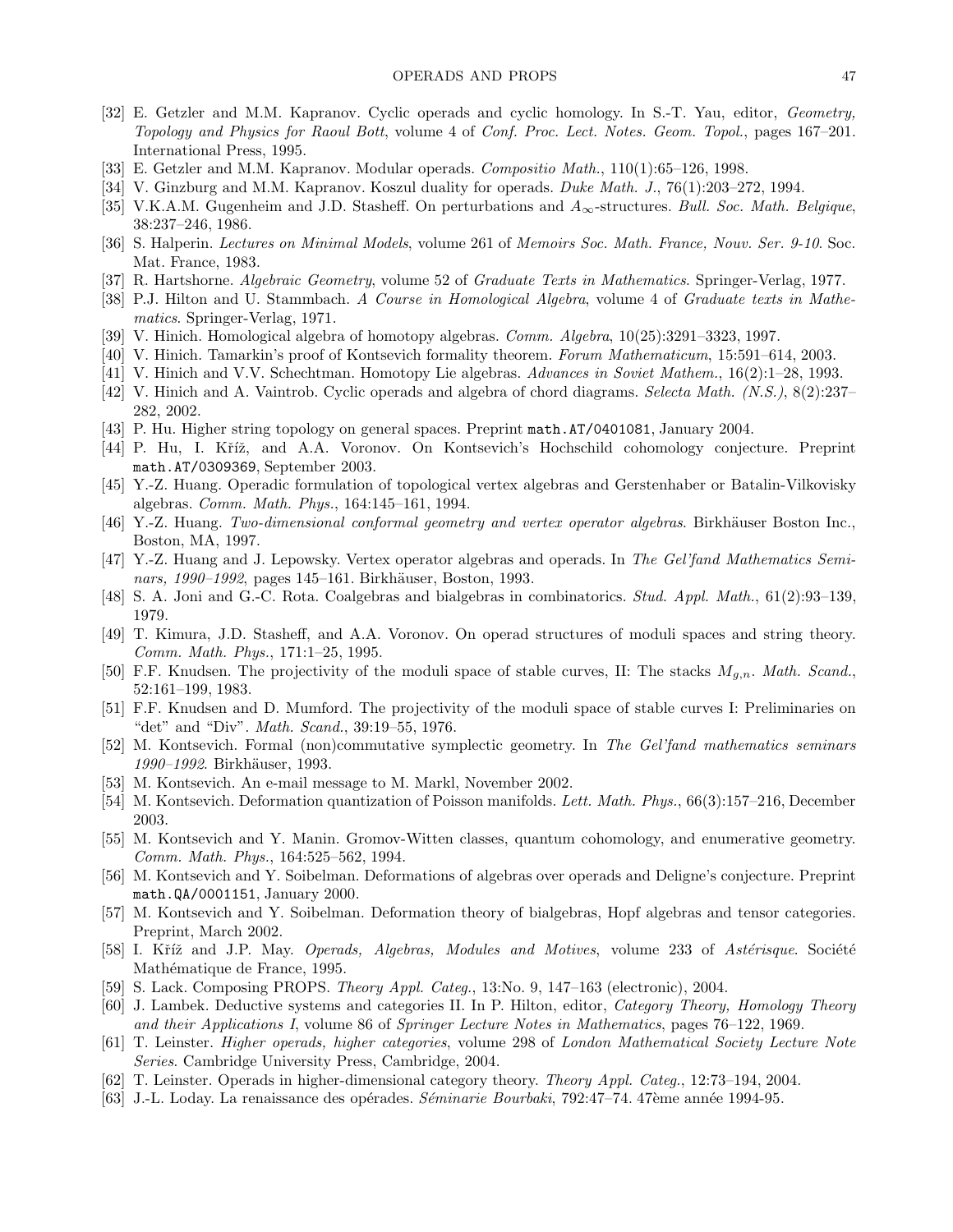[32] E. Getzler and M.M. Kapranov. Cyclic operads and cyclic homology. In S.-T. Yau, editor, *Geometry, Topology and Physics for Raoul Bott*, volume 4 of *Conf. Proc. Lect. Notes. Geom. Topol.*, pages 167–201. International Press, 1995.

[33] E. Getzler and M.M. Kapranov. Modular operads. *Compositio Math.*, 110(1):65–126, 1998.

[34] V. Ginzburg and M.M. Kapranov. Koszul duality for operads. *Duke Math. J.*, 76(1):203–272, 1994.

[35] V.K.A.M. Gugenheim and J.D. Stasheff. On perturbations and $A_\infty$-structures. *Bull. Soc. Math. Belgique*, 38:237–246, 1986.

[36] S. Halperin. *Lectures on Minimal Models*, volume 261 of *Memoirs Soc. Math. France, Nouv. Ser. 9-10*. Soc. Mat. France, 1983.

[37] R. Hartshorne. *Algebraic Geometry*, volume 52 of *Graduate Texts in Mathematics*. Springer-Verlag, 1977.

[38] P.J. Hilton and U. Stammbach. *A Course in Homological Algebra*, volume 4 of *Graduate texts in Mathematics*. Springer-Verlag, 1971.

[39] V. Hinich. Homological algebra of homotopy algebras. *Comm. Algebra*, 10(25):3291–3323, 1997.

[40] V. Hinich. Tamarkin's proof of Kontsevich formality theorem. *Forum Mathematicum*, 15:591–614, 2003.

[41] V. Hinich and V.V. Schechtman. Homotopy Lie algebras. *Advances in Soviet Mathem.*, 16(2):1–28, 1993.

[42] V. Hinich and A. Vaintrob. Cyclic operads and algebra of chord diagrams. *Selecta Math. (N.S.)*, 8(2):237–282, 2002.

[43] P. Hu. Higher string topology on general spaces. Preprint `math.AT/0401081`, January 2004.

[44] P. Hu, I. Kříž, and A.A. Voronov. On Kontsevich's Hochschild cohomology conjecture. Preprint `math.AT/0309369`, September 2003.

[45] Y.-Z. Huang. Operadic formulation of topological vertex algebras and Gerstenhaber or Batalin-Vilkovisky algebras. *Comm. Math. Phys.*, 164:145–161, 1994.

[46] Y.-Z. Huang. *Two-dimensional conformal geometry and vertex operator algebras*. Birkhäuser Boston Inc., Boston, MA, 1997.

[47] Y.-Z. Huang and J. Lepowsky. Vertex operator algebras and operads. In *The Gel'fand Mathematics Seminars, 1990–1992*, pages 145–161. Birkhäuser, Boston, 1993.

[48] S. A. Joni and G.-C. Rota. Coalgebras and bialgebras in combinatorics. *Stud. Appl. Math.*, 61(2):93–139, 1979.

[49] T. Kimura, J.D. Stasheff, and A.A. Voronov. On operad structures of moduli spaces and string theory. *Comm. Math. Phys.*, 171:1–25, 1995.

[50] F.F. Knudsen. The projectivity of the moduli space of stable curves, II: The stacks $M_{g,n}$. *Math. Scand.*, 52:161–199, 1983.

[51] F.F. Knudsen and D. Mumford. The projectivity of the moduli space of stable curves I: Preliminaries on "det" and "Div". *Math. Scand.*, 39:19–55, 1976.

[52] M. Kontsevich. Formal (non)commutative symplectic geometry. In *The Gel'fand mathematics seminars 1990–1992*. Birkhäuser, 1993.

[53] M. Kontsevich. An e-mail message to M. Markl, November 2002.

[54] M. Kontsevich. Deformation quantization of Poisson manifolds. *Lett. Math. Phys.*, 66(3):157–216, December 2003.

[55] M. Kontsevich and Y. Manin. Gromov-Witten classes, quantum cohomology, and enumerative geometry. *Comm. Math. Phys.*, 164:525–562, 1994.

[56] M. Kontsevich and Y. Soibelman. Deformations of algebras over operads and Deligne's conjecture. Preprint `math.QA/0001151`, January 2000.

[57] M. Kontsevich and Y. Soibelman. Deformation theory of bialgebras, Hopf algebras and tensor categories. Preprint, March 2002.

[58] I. Kříž and J.P. May. *Operads, Algebras, Modules and Motives*, volume 233 of *Astérisque*. Société Mathématique de France, 1995.

[59] S. Lack. Composing PROPS. *Theory Appl. Categ.*, 13:No. 9, 147–163 (electronic), 2004.

[60] J. Lambek. Deductive systems and categories II. In P. Hilton, editor, *Category Theory, Homology Theory and their Applications I*, volume 86 of *Springer Lecture Notes in Mathematics*, pages 76–122, 1969.

[61] T. Leinster. *Higher operads, higher categories*, volume 298 of *London Mathematical Society Lecture Note Series*. Cambridge University Press, Cambridge, 2004.

[62] T. Leinster. Operads in higher-dimensional category theory. *Theory Appl. Categ.*, 12:73–194, 2004.

[63] J.-L. Loday. La renaissance des opérades. *Séminarie Bourbaki*, 792:47–74. 47ème année 1994-95.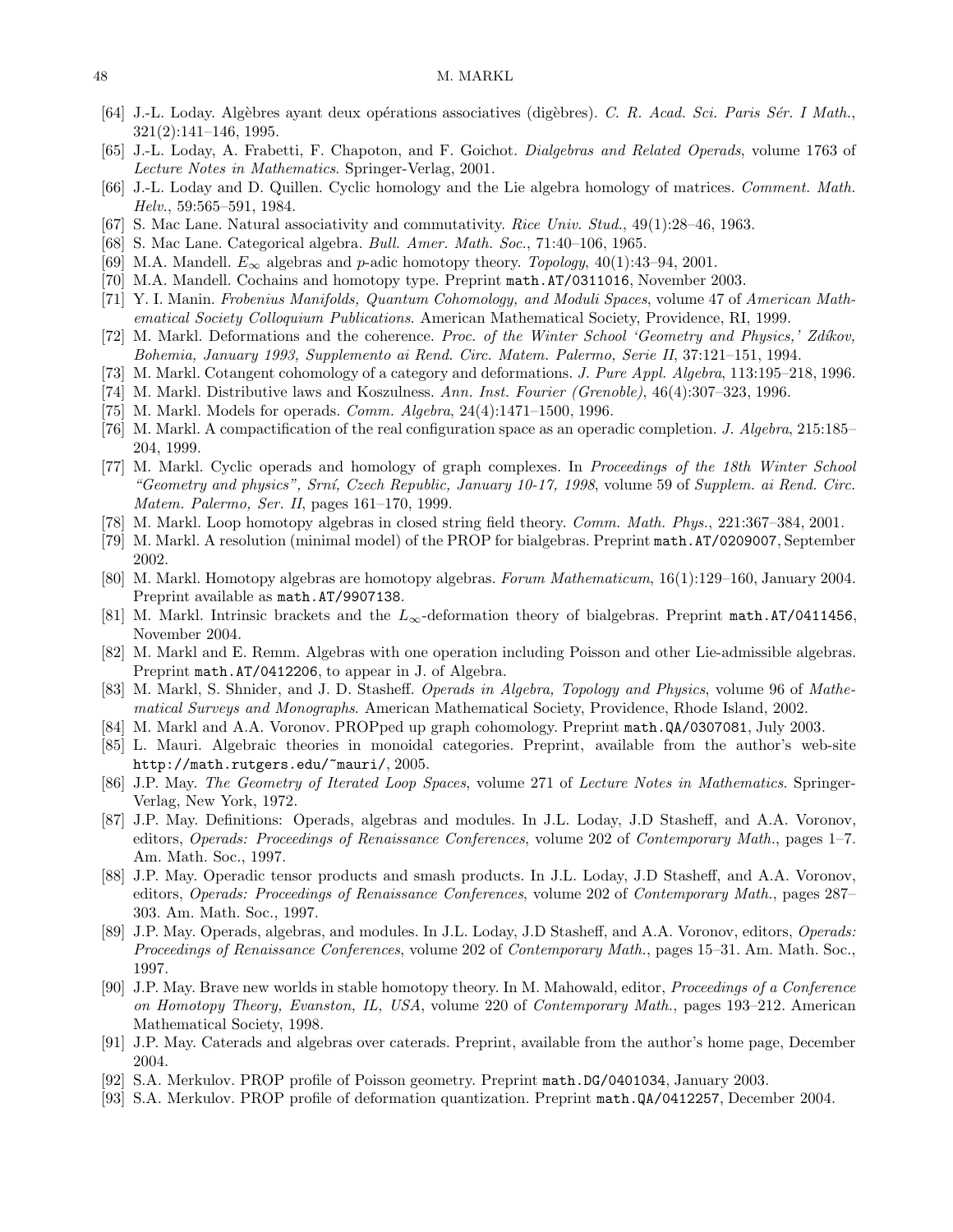- [64] J.-L. Loday. Algèbres ayant deux opérations associatives (digèbres). *C. R. Acad. Sci. Paris Sér. I Math.*, 321(2):141–146, 1995.
- [65] J.-L. Loday, A. Frabetti, F. Chapoton, and F. Goichot. *Dialgebras and Related Operads*, volume 1763 of *Lecture Notes in Mathematics*. Springer-Verlag, 2001.
- [66] J.-L. Loday and D. Quillen. Cyclic homology and the Lie algebra homology of matrices. *Comment. Math. Helv.*, 59:565–591, 1984.
- [67] S. Mac Lane. Natural associativity and commutativity. *Rice Univ. Stud.*, 49(1):28–46, 1963.
- [68] S. Mac Lane. Categorical algebra. *Bull. Amer. Math. Soc.*, 71:40–106, 1965.
- [69] M.A. Mandell. $E_\infty$ algebras and $p$-adic homotopy theory. *Topology*, 40(1):43–94, 2001.
- [70] M.A. Mandell. Cochains and homotopy type. Preprint `math.AT/0311016`, November 2003.
- [71] Y. I. Manin. *Frobenius Manifolds, Quantum Cohomology, and Moduli Spaces*, volume 47 of *American Mathematical Society Colloquium Publications*. American Mathematical Society, Providence, RI, 1999.
- [72] M. Markl. Deformations and the coherence. *Proc. of the Winter School 'Geometry and Physics,' Zdíkov, Bohemia, January 1993, Supplemento ai Rend. Circ. Matem. Palermo, Serie II*, 37:121–151, 1994.
- [73] M. Markl. Cotangent cohomology of a category and deformations. *J. Pure Appl. Algebra*, 113:195–218, 1996.
- [74] M. Markl. Distributive laws and Koszulness. *Ann. Inst. Fourier (Grenoble)*, 46(4):307–323, 1996.
- [75] M. Markl. Models for operads. *Comm. Algebra*, 24(4):1471–1500, 1996.
- [76] M. Markl. A compactification of the real configuration space as an operadic completion. *J. Algebra*, 215:185–204, 1999.
- [77] M. Markl. Cyclic operads and homology of graph complexes. In *Proceedings of the 18th Winter School "Geometry and physics", Srní, Czech Republic, January 10-17, 1998*, volume 59 of *Supplem. ai Rend. Circ. Matem. Palermo, Ser. II*, pages 161–170, 1999.
- [78] M. Markl. Loop homotopy algebras in closed string field theory. *Comm. Math. Phys.*, 221:367–384, 2001.
- [79] M. Markl. A resolution (minimal model) of the PROP for bialgebras. Preprint `math.AT/0209007`, September 2002.
- [80] M. Markl. Homotopy algebras are homotopy algebras. *Forum Mathematicum*, 16(1):129–160, January 2004. Preprint available as `math.AT/9907138`.
- [81] M. Markl. Intrinsic brackets and the $L_\infty$-deformation theory of bialgebras. Preprint `math.AT/0411456`, November 2004.
- [82] M. Markl and E. Remm. Algebras with one operation including Poisson and other Lie-admissible algebras. Preprint `math.AT/0412206`, to appear in J. of Algebra.
- [83] M. Markl, S. Shnider, and J. D. Stasheff. *Operads in Algebra, Topology and Physics*, volume 96 of *Mathematical Surveys and Monographs*. American Mathematical Society, Providence, Rhode Island, 2002.
- [84] M. Markl and A.A. Voronov. PROPped up graph cohomology. Preprint `math.QA/0307081`, July 2003.
- [85] L. Mauri. Algebraic theories in monoidal categories. Preprint, available from the author's web-site `http://math.rutgers.edu/~mauri/`, 2005.
- [86] J.P. May. *The Geometry of Iterated Loop Spaces*, volume 271 of *Lecture Notes in Mathematics*. Springer-Verlag, New York, 1972.
- [87] J.P. May. Definitions: Operads, algebras and modules. In J.L. Loday, J.D Stasheff, and A.A. Voronov, editors, *Operads: Proceedings of Renaissance Conferences*, volume 202 of *Contemporary Math.*, pages 1–7. Am. Math. Soc., 1997.
- [88] J.P. May. Operadic tensor products and smash products. In J.L. Loday, J.D Stasheff, and A.A. Voronov, editors, *Operads: Proceedings of Renaissance Conferences*, volume 202 of *Contemporary Math.*, pages 287–303. Am. Math. Soc., 1997.
- [89] J.P. May. Operads, algebras, and modules. In J.L. Loday, J.D Stasheff, and A.A. Voronov, editors, *Operads: Proceedings of Renaissance Conferences*, volume 202 of *Contemporary Math.*, pages 15–31. Am. Math. Soc., 1997.
- [90] J.P. May. Brave new worlds in stable homotopy theory. In M. Mahowald, editor, *Proceedings of a Conference on Homotopy Theory, Evanston, IL, USA*, volume 220 of *Contemporary Math.*, pages 193–212. American Mathematical Society, 1998.
- [91] J.P. May. Caterads and algebras over caterads. Preprint, available from the author's home page, December 2004.
- [92] S.A. Merkulov. PROP profile of Poisson geometry. Preprint `math.DG/0401034`, January 2003.
- [93] S.A. Merkulov. PROP profile of deformation quantization. Preprint `math.QA/0412257`, December 2004.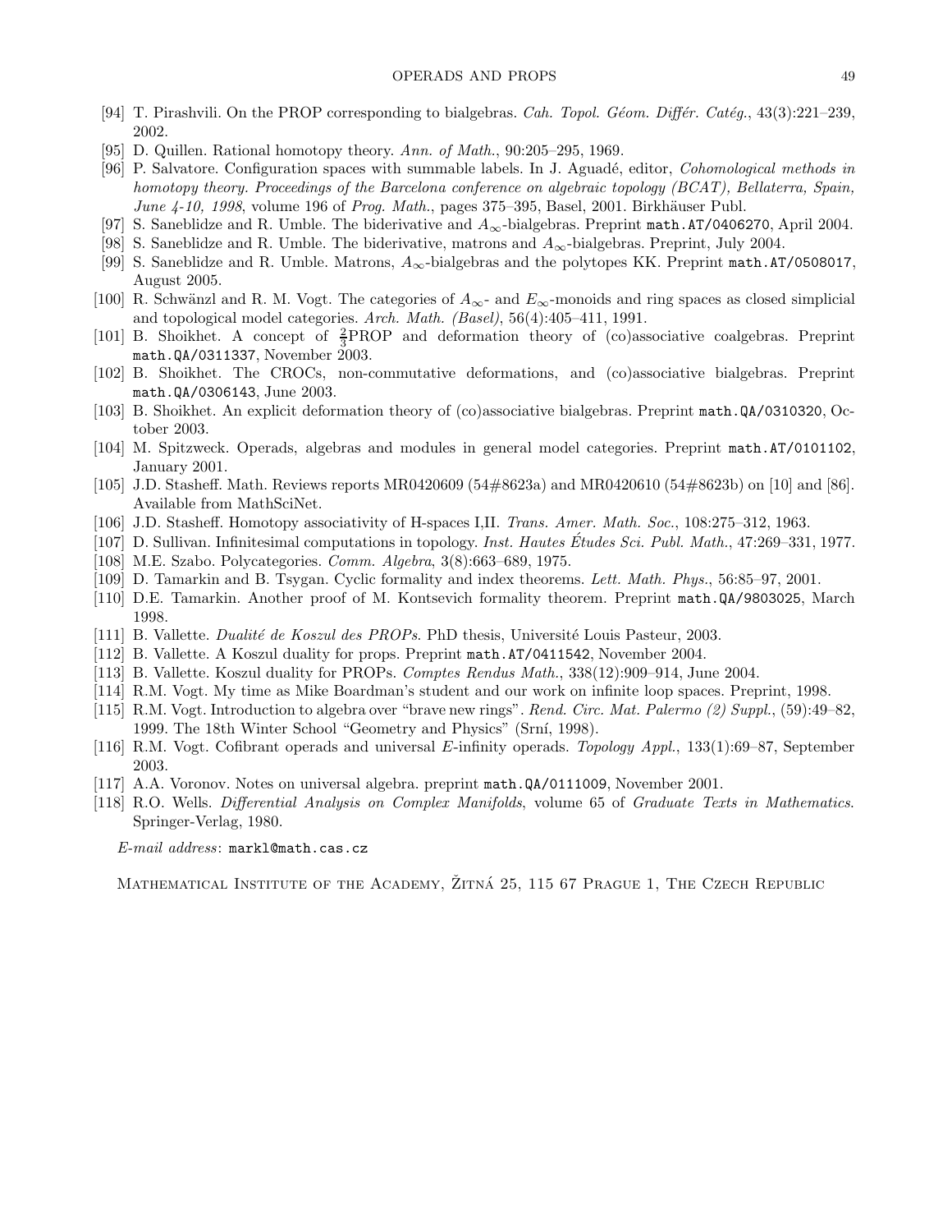[94] T. Pirashvili. On the PROP corresponding to bialgebras. *Cah. Topol. Géom. Différ. Catég.*, 43(3):221–239, 2002.

[95] D. Quillen. Rational homotopy theory. *Ann. of Math.*, 90:205–295, 1969.

[96] P. Salvatore. Configuration spaces with summable labels. In J. Aguadé, editor, *Cohomological methods in homotopy theory. Proceedings of the Barcelona conference on algebraic topology (BCAT), Bellaterra, Spain, June 4-10, 1998*, volume 196 of *Prog. Math.*, pages 375–395, Basel, 2001. Birkhäuser Publ.

[97] S. Saneblidze and R. Umble. The biderivative and $A_\infty$-bialgebras. Preprint `math.AT/0406270`, April 2004.

[98] S. Saneblidze and R. Umble. The biderivative, matrons and $A_\infty$-bialgebras. Preprint, July 2004.

[99] S. Saneblidze and R. Umble. Matrons, $A_\infty$-bialgebras and the polytopes KK. Preprint `math.AT/0508017`, August 2005.

[100] R. Schwänzl and R. M. Vogt. The categories of $A_\infty$- and $E_\infty$-monoids and ring spaces as closed simplicial and topological model categories. *Arch. Math. (Basel)*, 56(4):405–411, 1991.

[101] B. Shoikhet. A concept of $\frac{2}{3}$PROP and deformation theory of (co)associative coalgebras. Preprint `math.QA/0311337`, November 2003.

[102] B. Shoikhet. The CROCs, non-commutative deformations, and (co)associative bialgebras. Preprint `math.QA/0306143`, June 2003.

[103] B. Shoikhet. An explicit deformation theory of (co)associative bialgebras. Preprint `math.QA/0310320`, October 2003.

[104] M. Spitzweck. Operads, algebras and modules in general model categories. Preprint `math.AT/0101102`, January 2001.

[105] J.D. Stasheff. Math. Reviews reports MR0420609 (54#8623a) and MR0420610 (54#8623b) on [10] and [86]. Available from MathSciNet.

[106] J.D. Stasheff. Homotopy associativity of H-spaces I,II. *Trans. Amer. Math. Soc.*, 108:275–312, 1963.

[107] D. Sullivan. Infinitesimal computations in topology. *Inst. Hautes Études Sci. Publ. Math.*, 47:269–331, 1977.

[108] M.E. Szabo. Polycategories. *Comm. Algebra*, 3(8):663–689, 1975.

[109] D. Tamarkin and B. Tsygan. Cyclic formality and index theorems. *Lett. Math. Phys.*, 56:85–97, 2001.

[110] D.E. Tamarkin. Another proof of M. Kontsevich formality theorem. Preprint `math.QA/9803025`, March 1998.

[111] B. Vallette. *Dualité de Koszul des PROPs*. PhD thesis, Université Louis Pasteur, 2003.

[112] B. Vallette. A Koszul duality for props. Preprint `math.AT/0411542`, November 2004.

[113] B. Vallette. Koszul duality for PROPs. *Comptes Rendus Math.*, 338(12):909–914, June 2004.

[114] R.M. Vogt. My time as Mike Boardman's student and our work on infinite loop spaces. Preprint, 1998.

[115] R.M. Vogt. Introduction to algebra over "brave new rings". *Rend. Circ. Mat. Palermo (2) Suppl.*, (59):49–82, 1999. The 18th Winter School "Geometry and Physics" (Srní, 1998).

[116] R.M. Vogt. Cofibrant operads and universal $E$-infinity operads. *Topology Appl.*, 133(1):69–87, September 2003.

[117] A.A. Voronov. Notes on universal algebra. preprint `math.QA/0111009`, November 2001.

[118] R.O. Wells. *Differential Analysis on Complex Manifolds*, volume 65 of *Graduate Texts in Mathematics*. Springer-Verlag, 1980.

*E-mail address*: `markl@math.cas.cz`

Mathematical Institute of the Academy, Žitná 25, 115 67 Prague 1, The Czech Republic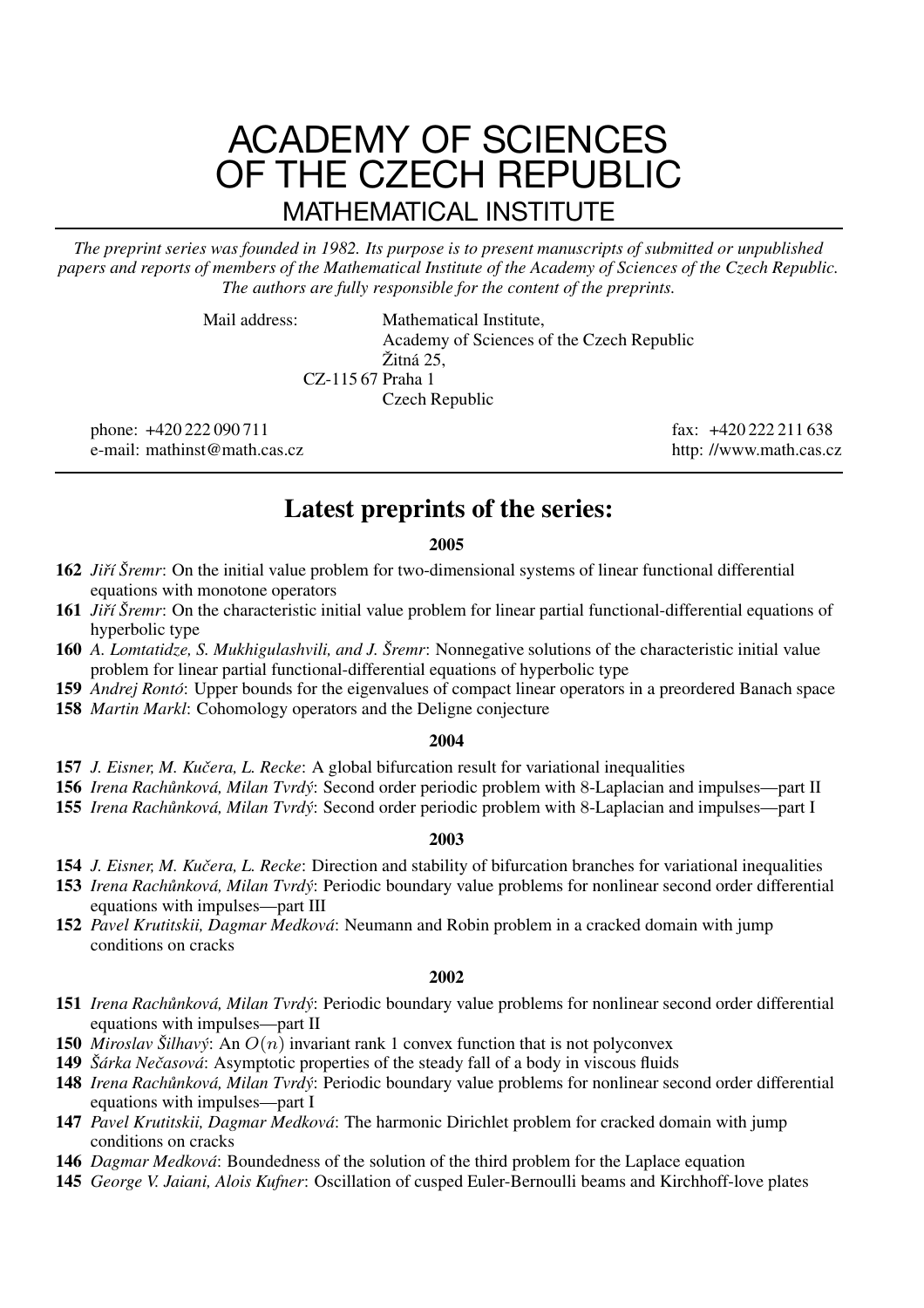# ACADEMY OF SCIENCES OF THE CZECH REPUBLIC

## MATHEMATICAL INSTITUTE

*The preprint series was founded in 1982. Its purpose is to present manuscripts of submitted or unpublished papers and reports of members of the Mathematical Institute of the Academy of Sciences of the Czech Republic. The authors are fully responsible for the content of the preprints.*

Mail address: Mathematical Institute,
Academy of Sciences of the Czech Republic
Žitná 25,
CZ-115 67 Praha 1
Czech Republic

phone: +420 222 090 711
e-mail: mathinst@math.cas.cz

fax: +420 222 211 638
http: //www.math.cas.cz

## Latest preprints of the series:

### 2005

- **162** *Jiří Šremr*: On the initial value problem for two-dimensional systems of linear functional differential equations with monotone operators
- **161** *Jiří Šremr*: On the characteristic initial value problem for linear partial functional-differential equations of hyperbolic type
- **160** *A. Lomtatidze, S. Mukhigulashvili, and J. Šremr*: Nonnegative solutions of the characteristic initial value problem for linear partial functional-differential equations of hyperbolic type
- **159** *Andrej Rontó*: Upper bounds for the eigenvalues of compact linear operators in a preordered Banach space
- **158** *Martin Markl*: Cohomology operators and the Deligne conjecture

### 2004

- **157** *J. Eisner, M. Kučera, L. Recke*: A global bifurcation result for variational inequalities
- **156** *Irena Rachůnková, Milan Tvrdý*: Second order periodic problem with 8-Laplacian and impulses—part II
- **155** *Irena Rachůnková, Milan Tvrdý*: Second order periodic problem with 8-Laplacian and impulses—part I

### 2003

- **154** *J. Eisner, M. Kučera, L. Recke*: Direction and stability of bifurcation branches for variational inequalities
- **153** *Irena Rachůnková, Milan Tvrdý*: Periodic boundary value problems for nonlinear second order differential equations with impulses—part III
- **152** *Pavel Krutitskii, Dagmar Medková*: Neumann and Robin problem in a cracked domain with jump conditions on cracks

### 2002

- **151** *Irena Rachůnková, Milan Tvrdý*: Periodic boundary value problems for nonlinear second order differential equations with impulses—part II
- **150** *Miroslav Šilhavý*: An $O(n)$ invariant rank 1 convex function that is not polyconvex
- **149** *Šárka Nečasová*: Asymptotic properties of the steady fall of a body in viscous fluids
- **148** *Irena Rachůnková, Milan Tvrdý*: Periodic boundary value problems for nonlinear second order differential equations with impulses—part I
- **147** *Pavel Krutitskii, Dagmar Medková*: The harmonic Dirichlet problem for cracked domain with jump conditions on cracks
- **146** *Dagmar Medková*: Boundedness of the solution of the third problem for the Laplace equation
- **145** *George V. Jaiani, Alois Kufner*: Oscillation of cusped Euler-Bernoulli beams and Kirchhoff-love plates